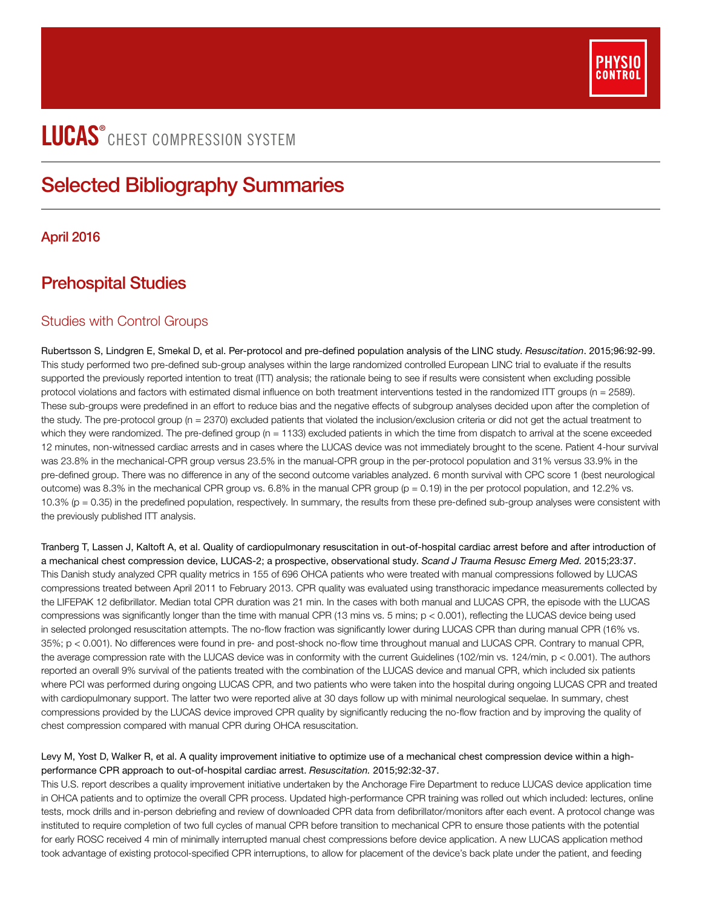PHYSIO CONTROL

# LUCAS® CHEST COMPRESSION SYSTEM

## Selected Bibliography Summaries

### April 2016

## Prehospital Studies

### Studies with Control Groups

Rubertsson S, Lindgren E, Smekal D, et al. Per-protocol and pre-defined population analysis of the LINC study. *Resuscitation*. 2015;96:92-99.
This study performed two pre-defined sub-group analyses within the large randomized controlled European LINC trial to evaluate if the results supported the previously reported intention to treat (ITT) analysis; the rationale being to see if results were consistent when excluding possible protocol violations and factors with estimated dismal influence on both treatment interventions tested in the randomized ITT groups (n = 2589). These sub-groups were predefined in an effort to reduce bias and the negative effects of subgroup analyses decided upon after the completion of the study. The pre-protocol group (n = 2370) excluded patients that violated the inclusion/exclusion criteria or did not get the actual treatment to which they were randomized. The pre-defined group (n = 1133) excluded patients in which the time from dispatch to arrival at the scene exceeded 12 minutes, non-witnessed cardiac arrests and in cases where the LUCAS device was not immediately brought to the scene. Patient 4-hour survival was 23.8% in the mechanical-CPR group versus 23.5% in the manual-CPR group in the per-protocol population and 31% versus 33.9% in the pre-defined group. There was no difference in any of the second outcome variables analyzed. 6 month survival with CPC score 1 (best neurological outcome) was 8.3% in the mechanical CPR group vs. 6.8% in the manual CPR group ($p = 0.19$) in the per protocol population, and 12.2% vs. 10.3% ($p = 0.35$) in the predefined population, respectively. In summary, the results from these pre-defined sub-group analyses were consistent with the previously published ITT analysis.

Tranberg T, Lassen J, Kaltoft A, et al. Quality of cardiopulmonary resuscitation in out-of-hospital cardiac arrest before and after introduction of a mechanical chest compression device, LUCAS-2; a prospective, observational study. *Scand J Trauma Resusc Emerg Med.* 2015;23:37.
This Danish study analyzed CPR quality metrics in 155 of 696 OHCA patients who were treated with manual compressions followed by LUCAS compressions treated between April 2011 to February 2013. CPR quality was evaluated using transthoracic impedance measurements collected by the LIFEPAK 12 defibrillator. Median total CPR duration was 21 min. In the cases with both manual and LUCAS CPR, the episode with the LUCAS compressions was significantly longer than the time with manual CPR (13 mins vs. 5 mins; $p < 0.001$), reflecting the LUCAS device being used in selected prolonged resuscitation attempts. The no-flow fraction was significantly lower during LUCAS CPR than during manual CPR (16% vs. 35%; $p < 0.001$). No differences were found in pre- and post-shock no-flow time throughout manual and LUCAS CPR. Contrary to manual CPR, the average compression rate with the LUCAS device was in conformity with the current Guidelines (102/min vs. 124/min, $p < 0.001$). The authors reported an overall 9% survival of the patients treated with the combination of the LUCAS device and manual CPR, which included six patients where PCI was performed during ongoing LUCAS CPR, and two patients who were taken into the hospital during ongoing LUCAS CPR and treated with cardiopulmonary support. The latter two were reported alive at 30 days follow up with minimal neurological sequelae. In summary, chest compressions provided by the LUCAS device improved CPR quality by significantly reducing the no-flow fraction and by improving the quality of chest compression compared with manual CPR during OHCA resuscitation.

Levy M, Yost D, Walker R, et al. A quality improvement initiative to optimize use of a mechanical chest compression device within a high-performance CPR approach to out-of-hospital cardiac arrest. *Resuscitation.* 2015;92:32-37.
This U.S. report describes a quality improvement initiative undertaken by the Anchorage Fire Department to reduce LUCAS device application time in OHCA patients and to optimize the overall CPR process. Updated high-performance CPR training was rolled out which included: lectures, online tests, mock drills and in-person debriefing and review of downloaded CPR data from defibrillator/monitors after each event. A protocol change was instituted to require completion of two full cycles of manual CPR before transition to mechanical CPR to ensure those patients with the potential for early ROSC received 4 min of minimally interrupted manual chest compressions before device application. A new LUCAS application method took advantage of existing protocol-specified CPR interruptions, to allow for placement of the device's back plate under the patient, and feeding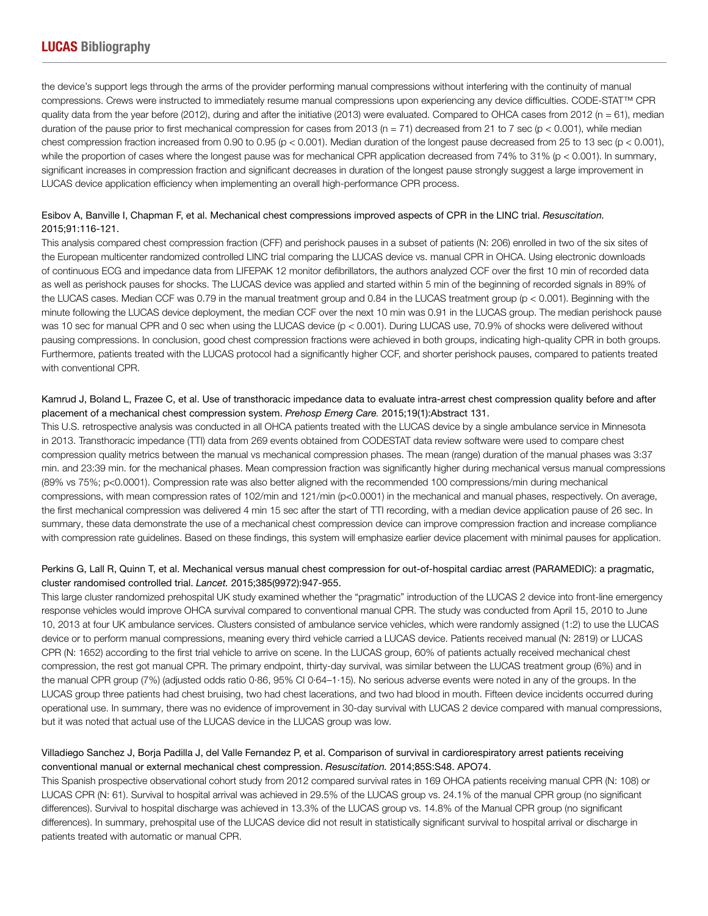the device's support legs through the arms of the provider performing manual compressions without interfering with the continuity of manual compressions. Crews were instructed to immediately resume manual compressions upon experiencing any device difficulties. CODE-STAT™ CPR quality data from the year before (2012), during and after the initiative (2013) were evaluated. Compared to OHCA cases from 2012 (n = 61), median duration of the pause prior to first mechanical compression for cases from 2013 (n = 71) decreased from 21 to 7 sec ($p < 0.001$), while median chest compression fraction increased from 0.90 to 0.95 ($p < 0.001$). Median duration of the longest pause decreased from 25 to 13 sec ($p < 0.001$), while the proportion of cases where the longest pause was for mechanical CPR application decreased from 74% to 31% ($p < 0.001$). In summary, significant increases in compression fraction and significant decreases in duration of the longest pause strongly suggest a large improvement in LUCAS device application efficiency when implementing an overall high-performance CPR process.

Esibov A, Banville I, Chapman F, et al. Mechanical chest compressions improved aspects of CPR in the LINC trial. *Resuscitation.* 2015;91:116-121.

This analysis compared chest compression fraction (CFF) and perishock pauses in a subset of patients (N: 206) enrolled in two of the six sites of the European multicenter randomized controlled LINC trial comparing the LUCAS device vs. manual CPR in OHCA. Using electronic downloads of continuous ECG and impedance data from LIFEPAK 12 monitor defibrillators, the authors analyzed CCF over the first 10 min of recorded data as well as perishock pauses for shocks. The LUCAS device was applied and started within 5 min of the beginning of recorded signals in 89% of the LUCAS cases. Median CCF was 0.79 in the manual treatment group and 0.84 in the LUCAS treatment group ($p < 0.001$). Beginning with the minute following the LUCAS device deployment, the median CCF over the next 10 min was 0.91 in the LUCAS group. The median perishock pause was 10 sec for manual CPR and 0 sec when using the LUCAS device ($p < 0.001$). During LUCAS use, 70.9% of shocks were delivered without pausing compressions. In conclusion, good chest compression fractions were achieved in both groups, indicating high-quality CPR in both groups. Furthermore, patients treated with the LUCAS protocol had a significantly higher CCF, and shorter perishock pauses, compared to patients treated with conventional CPR.

Kamrud J, Boland L, Frazee C, et al. Use of transthoracic impedance data to evaluate intra-arrest chest compression quality before and after placement of a mechanical chest compression system. *Prehosp Emerg Care.* 2015;19(1):Abstract 131.

This U.S. retrospective analysis was conducted in all OHCA patients treated with the LUCAS device by a single ambulance service in Minnesota in 2013. Transthoracic impedance (TTI) data from 269 events obtained from CODESTAT data review software were used to compare chest compression quality metrics between the manual vs mechanical compression phases. The mean (range) duration of the manual phases was 3:37 min. and 23:39 min. for the mechanical phases. Mean compression fraction was significantly higher during mechanical versus manual compressions (89% vs 75%; $p<0.0001$). Compression rate was also better aligned with the recommended 100 compressions/min during mechanical compressions, with mean compression rates of 102/min and 121/min ($p<0.0001$) in the mechanical and manual phases, respectively. On average, the first mechanical compression was delivered 4 min 15 sec after the start of TTI recording, with a median device application pause of 26 sec. In summary, these data demonstrate the use of a mechanical chest compression device can improve compression fraction and increase compliance with compression rate guidelines. Based on these findings, this system will emphasize earlier device placement with minimal pauses for application.

Perkins G, Lall R, Quinn T, et al. Mechanical versus manual chest compression for out-of-hospital cardiac arrest (PARAMEDIC): a pragmatic, cluster randomised controlled trial. *Lancet.* 2015;385(9972):947-955.

This large cluster randomized prehospital UK study examined whether the "pragmatic" introduction of the LUCAS 2 device into front-line emergency response vehicles would improve OHCA survival compared to conventional manual CPR. The study was conducted from April 15, 2010 to June 10, 2013 at four UK ambulance services. Clusters consisted of ambulance service vehicles, which were randomly assigned (1:2) to use the LUCAS device or to perform manual compressions, meaning every third vehicle carried a LUCAS device. Patients received manual (N: 2819) or LUCAS CPR (N: 1652) according to the first trial vehicle to arrive on scene. In the LUCAS group, 60% of patients actually received mechanical chest compression, the rest got manual CPR. The primary endpoint, thirty-day survival, was similar between the LUCAS treatment group (6%) and in the manual CPR group (7%) (adjusted odds ratio 0·86, 95% CI 0·64–1·15). No serious adverse events were noted in any of the groups. In the LUCAS group three patients had chest bruising, two had chest lacerations, and two had blood in mouth. Fifteen device incidents occurred during operational use. In summary, there was no evidence of improvement in 30-day survival with LUCAS 2 device compared with manual compressions, but it was noted that actual use of the LUCAS device in the LUCAS group was low.

Villadiego Sanchez J, Borja Padilla J, del Valle Fernandez P, et al. Comparison of survival in cardiorespiratory arrest patients receiving conventional manual or external mechanical chest compression. *Resuscitation.* 2014;85S:S48. APO74.

This Spanish prospective observational cohort study from 2012 compared survival rates in 169 OHCA patients receiving manual CPR (N: 108) or LUCAS CPR (N: 61). Survival to hospital arrival was achieved in 29.5% of the LUCAS group vs. 24.1% of the manual CPR group (no significant differences). Survival to hospital discharge was achieved in 13.3% of the LUCAS group vs. 14.8% of the Manual CPR group (no significant differences). In summary, prehospital use of the LUCAS device did not result in statistically significant survival to hospital arrival or discharge in patients treated with automatic or manual CPR.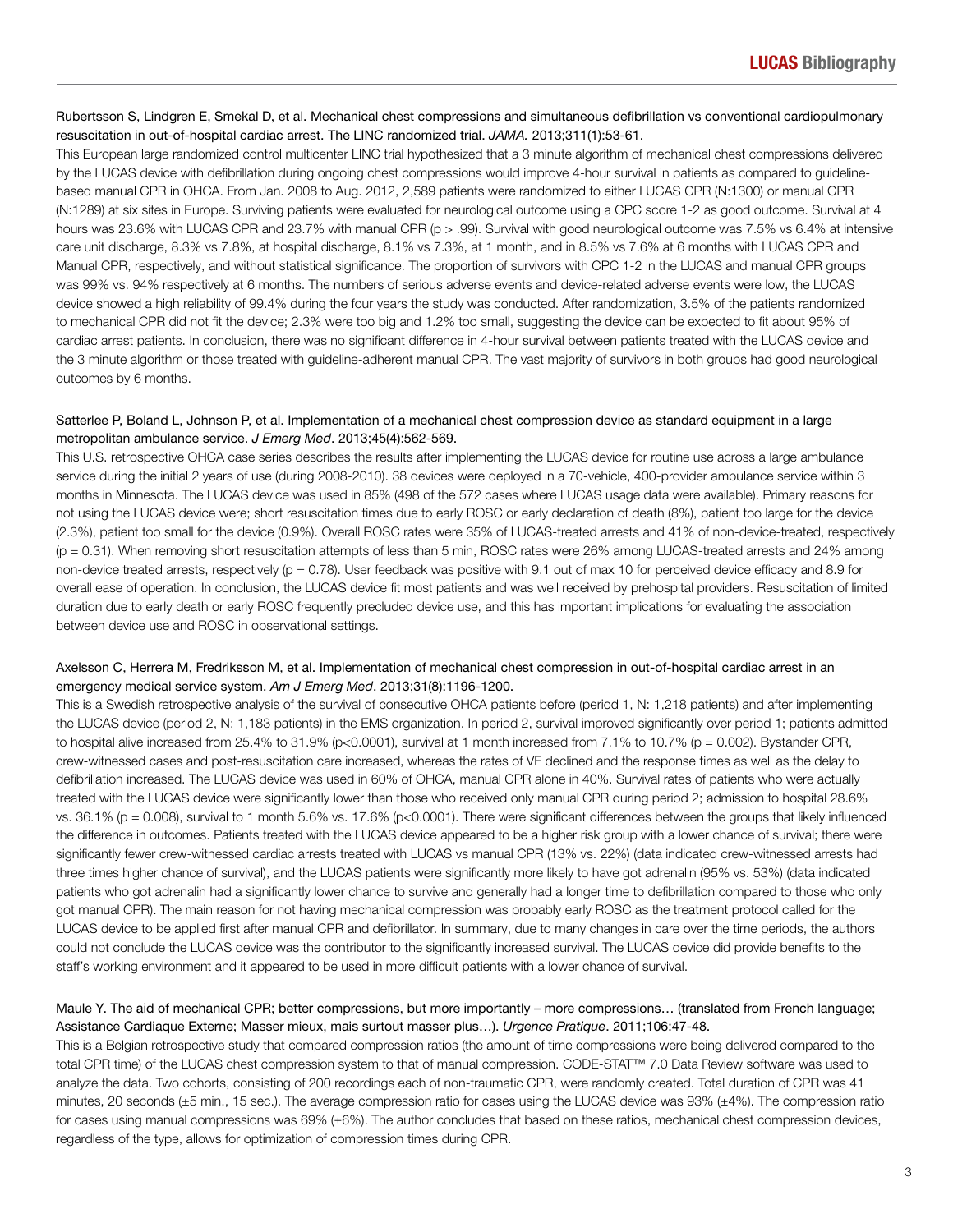Rubertsson S, Lindgren E, Smekal D, et al. Mechanical chest compressions and simultaneous defibrillation vs conventional cardiopulmonary resuscitation in out-of-hospital cardiac arrest. The LINC randomized trial. *JAMA.* 2013;311(1):53-61.

This European large randomized control multicenter LINC trial hypothesized that a 3 minute algorithm of mechanical chest compressions delivered by the LUCAS device with defibrillation during ongoing chest compressions would improve 4-hour survival in patients as compared to guideline-based manual CPR in OHCA. From Jan. 2008 to Aug. 2012, 2,589 patients were randomized to either LUCAS CPR (N:1300) or manual CPR (N:1289) at six sites in Europe. Surviving patients were evaluated for neurological outcome using a CPC score 1-2 as good outcome. Survival at 4 hours was 23.6% with LUCAS CPR and 23.7% with manual CPR ($p > .99$). Survival with good neurological outcome was 7.5% vs 6.4% at intensive care unit discharge, 8.3% vs 7.8%, at hospital discharge, 8.1% vs 7.3%, at 1 month, and in 8.5% vs 7.6% at 6 months with LUCAS CPR and Manual CPR, respectively, and without statistical significance. The proportion of survivors with CPC 1-2 in the LUCAS and manual CPR groups was 99% vs. 94% respectively at 6 months. The numbers of serious adverse events and device-related adverse events were low, the LUCAS device showed a high reliability of 99.4% during the four years the study was conducted. After randomization, 3.5% of the patients randomized to mechanical CPR did not fit the device; 2.3% were too big and 1.2% too small, suggesting the device can be expected to fit about 95% of cardiac arrest patients. In conclusion, there was no significant difference in 4-hour survival between patients treated with the LUCAS device and the 3 minute algorithm or those treated with guideline-adherent manual CPR. The vast majority of survivors in both groups had good neurological outcomes by 6 months.

Satterlee P, Boland L, Johnson P, et al. Implementation of a mechanical chest compression device as standard equipment in a large metropolitan ambulance service. *J Emerg Med*. 2013;45(4):562-569.

This U.S. retrospective OHCA case series describes the results after implementing the LUCAS device for routine use across a large ambulance service during the initial 2 years of use (during 2008-2010). 38 devices were deployed in a 70-vehicle, 400-provider ambulance service within 3 months in Minnesota. The LUCAS device was used in 85% (498 of the 572 cases where LUCAS usage data were available). Primary reasons for not using the LUCAS device were; short resuscitation times due to early ROSC or early declaration of death (8%), patient too large for the device (2.3%), patient too small for the device (0.9%). Overall ROSC rates were 35% of LUCAS-treated arrests and 41% of non-device-treated, respectively ($p = 0.31$). When removing short resuscitation attempts of less than 5 min, ROSC rates were 26% among LUCAS-treated arrests and 24% among non-device treated arrests, respectively ($p = 0.78$). User feedback was positive with 9.1 out of max 10 for perceived device efficacy and 8.9 for overall ease of operation. In conclusion, the LUCAS device fit most patients and was well received by prehospital providers. Resuscitation of limited duration due to early death or early ROSC frequently precluded device use, and this has important implications for evaluating the association between device use and ROSC in observational settings.

Axelsson C, Herrera M, Fredriksson M, et al. Implementation of mechanical chest compression in out-of-hospital cardiac arrest in an emergency medical service system. *Am J Emerg Med*. 2013;31(8):1196-1200.

This is a Swedish retrospective analysis of the survival of consecutive OHCA patients before (period 1, N: 1,218 patients) and after implementing the LUCAS device (period 2, N: 1,183 patients) in the EMS organization. In period 2, survival improved significantly over period 1; patients admitted to hospital alive increased from 25.4% to 31.9% ($p<0.0001$), survival at 1 month increased from 7.1% to 10.7% ($p = 0.002$). Bystander CPR, crew-witnessed cases and post-resuscitation care increased, whereas the rates of VF declined and the response times as well as the delay to defibrillation increased. The LUCAS device was used in 60% of OHCA, manual CPR alone in 40%. Survival rates of patients who were actually treated with the LUCAS device were significantly lower than those who received only manual CPR during period 2; admission to hospital 28.6% vs. 36.1% ($p = 0.008$), survival to 1 month 5.6% vs. 17.6% ($p<0.0001$). There were significant differences between the groups that likely influenced the difference in outcomes. Patients treated with the LUCAS device appeared to be a higher risk group with a lower chance of survival; there were significantly fewer crew-witnessed cardiac arrests treated with LUCAS vs manual CPR (13% vs. 22%) (data indicated crew-witnessed arrests had three times higher chance of survival), and the LUCAS patients were significantly more likely to have got adrenalin (95% vs. 53%) (data indicated patients who got adrenalin had a significantly lower chance to survive and generally had a longer time to defibrillation compared to those who only got manual CPR). The main reason for not having mechanical compression was probably early ROSC as the treatment protocol called for the LUCAS device to be applied first after manual CPR and defibrillator. In summary, due to many changes in care over the time periods, the authors could not conclude the LUCAS device was the contributor to the significantly increased survival. The LUCAS device did provide benefits to the staff's working environment and it appeared to be used in more difficult patients with a lower chance of survival.

Maule Y. The aid of mechanical CPR; better compressions, but more importantly – more compressions… (translated from French language; Assistance Cardiaque Externe; Masser mieux, mais surtout masser plus…). *Urgence Pratique*. 2011;106:47-48.

This is a Belgian retrospective study that compared compression ratios (the amount of time compressions were being delivered compared to the total CPR time) of the LUCAS chest compression system to that of manual compression. CODE-STAT™ 7.0 Data Review software was used to analyze the data. Two cohorts, consisting of 200 recordings each of non-traumatic CPR, were randomly created. Total duration of CPR was 41 minutes, 20 seconds (±5 min., 15 sec.). The average compression ratio for cases using the LUCAS device was 93% (±4%). The compression ratio for cases using manual compressions was 69% (±6%). The author concludes that based on these ratios, mechanical chest compression devices, regardless of the type, allows for optimization of compression times during CPR.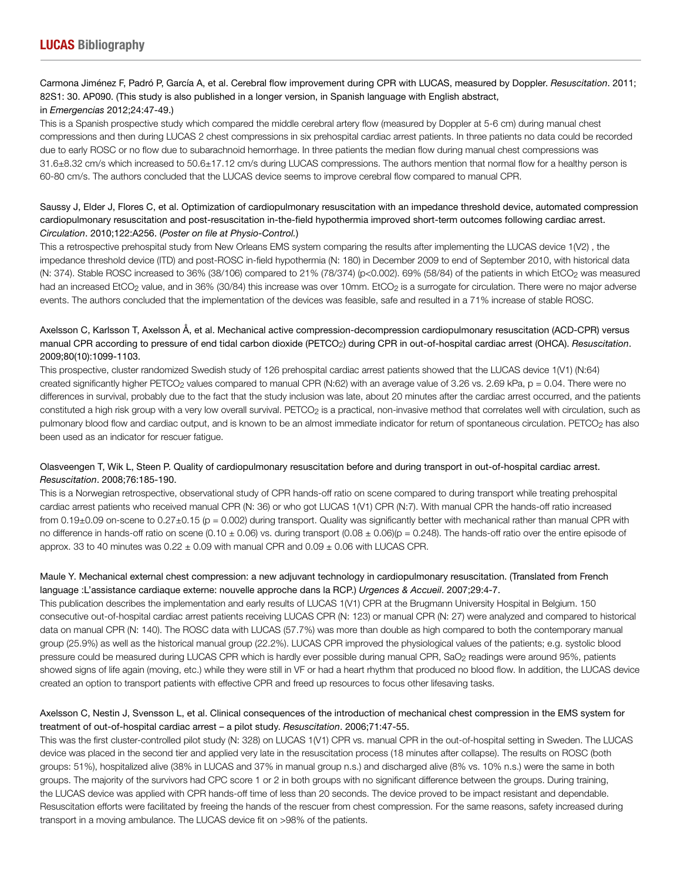Carmona Jiménez F, Padró P, García A, et al. Cerebral flow improvement during CPR with LUCAS, measured by Doppler. *Resuscitation*. 2011; 82S1: 30. AP090. (This study is also published in a longer version, in Spanish language with English abstract, in *Emergencias* 2012;24:47-49.)

This is a Spanish prospective study which compared the middle cerebral artery flow (measured by Doppler at 5-6 cm) during manual chest compressions and then during LUCAS 2 chest compressions in six prehospital cardiac arrest patients. In three patients no data could be recorded due to early ROSC or no flow due to subarachnoid hemorrhage. In three patients the median flow during manual chest compressions was 31.6±8.32 cm/s which increased to 50.6±17.12 cm/s during LUCAS compressions. The authors mention that normal flow for a healthy person is 60-80 cm/s. The authors concluded that the LUCAS device seems to improve cerebral flow compared to manual CPR.

Saussy J, Elder J, Flores C, et al. Optimization of cardiopulmonary resuscitation with an impedance threshold device, automated compression cardiopulmonary resuscitation and post-resuscitation in-the-field hypothermia improved short-term outcomes following cardiac arrest. *Circulation*. 2010;122:A256. (*Poster on file at Physio-Control.*)

This a retrospective prehospital study from New Orleans EMS system comparing the results after implementing the LUCAS device 1(V2) , the impedance threshold device (ITD) and post-ROSC in-field hypothermia (N: 180) in December 2009 to end of September 2010, with historical data (N: 374). Stable ROSC increased to 36% (38/106) compared to 21% (78/374) ($p<0.002$). 69% (58/84) of the patients in which $EtCO_2$ was measured had an increased $EtCO_2$ value, and in 36% (30/84) this increase was over 10mm. $EtCO_2$ is a surrogate for circulation. There were no major adverse events. The authors concluded that the implementation of the devices was feasible, safe and resulted in a 71% increase of stable ROSC.

Axelsson C, Karlsson T, Axelsson Å, et al. Mechanical active compression-decompression cardiopulmonary resuscitation (ACD-CPR) versus manual CPR according to pressure of end tidal carbon dioxide ($PETCO_2$) during CPR in out-of-hospital cardiac arrest (OHCA). *Resuscitation*. 2009;80(10):1099-1103.

This prospective, cluster randomized Swedish study of 126 prehospital cardiac arrest patients showed that the LUCAS device 1(V1) (N:64) created significantly higher $PETCO_2$ values compared to manual CPR (N:62) with an average value of 3.26 vs. 2.69 kPa, $p = 0.04$. There were no differences in survival, probably due to the fact that the study inclusion was late, about 20 minutes after the cardiac arrest occurred, and the patients constituted a high risk group with a very low overall survival. $PETCO_2$ is a practical, non-invasive method that correlates well with circulation, such as pulmonary blood flow and cardiac output, and is known to be an almost immediate indicator for return of spontaneous circulation. $PETCO_2$ has also been used as an indicator for rescuer fatigue.

Olasveengen T, Wik L, Steen P. Quality of cardiopulmonary resuscitation before and during transport in out-of-hospital cardiac arrest. *Resuscitation*. 2008;76:185-190.

This is a Norwegian retrospective, observational study of CPR hands-off ratio on scene compared to during transport while treating prehospital cardiac arrest patients who received manual CPR (N: 36) or who got LUCAS 1(V1) CPR (N:7). With manual CPR the hands-off ratio increased from 0.19±0.09 on-scene to 0.27±0.15 ($p = 0.002$) during transport. Quality was significantly better with mechanical rather than manual CPR with no difference in hands-off ratio on scene (0.10 ± 0.06) vs. during transport (0.08 ± 0.06)($p = 0.248$). The hands-off ratio over the entire episode of approx. 33 to 40 minutes was 0.22 ± 0.09 with manual CPR and 0.09 ± 0.06 with LUCAS CPR.

Maule Y. Mechanical external chest compression: a new adjuvant technology in cardiopulmonary resuscitation. (Translated from French language :L'assistance cardiaque externe: nouvelle approche dans la RCP.) *Urgences & Accueil*. 2007;29:4-7.

This publication describes the implementation and early results of LUCAS 1(V1) CPR at the Brugmann University Hospital in Belgium. 150 consecutive out-of-hospital cardiac arrest patients receiving LUCAS CPR (N: 123) or manual CPR (N: 27) were analyzed and compared to historical data on manual CPR (N: 140). The ROSC data with LUCAS (57.7%) was more than double as high compared to both the contemporary manual group (25.9%) as well as the historical manual group (22.2%). LUCAS CPR improved the physiological values of the patients; e.g. systolic blood pressure could be measured during LUCAS CPR which is hardly ever possible during manual CPR, $SaO_2$ readings were around 95%, patients showed signs of life again (moving, etc.) while they were still in VF or had a heart rhythm that produced no blood flow. In addition, the LUCAS device created an option to transport patients with effective CPR and freed up resources to focus other lifesaving tasks.

Axelsson C, Nestin J, Svensson L, et al. Clinical consequences of the introduction of mechanical chest compression in the EMS system for treatment of out-of-hospital cardiac arrest – a pilot study. *Resuscitation*. 2006;71:47-55.

This was the first cluster-controlled pilot study (N: 328) on LUCAS 1(V1) CPR vs. manual CPR in the out-of-hospital setting in Sweden. The LUCAS device was placed in the second tier and applied very late in the resuscitation process (18 minutes after collapse). The results on ROSC (both groups: 51%), hospitalized alive (38% in LUCAS and 37% in manual group n.s.) and discharged alive (8% vs. 10% n.s.) were the same in both groups. The majority of the survivors had CPC score 1 or 2 in both groups with no significant difference between the groups. During training, the LUCAS device was applied with CPR hands-off time of less than 20 seconds. The device proved to be impact resistant and dependable. Resuscitation efforts were facilitated by freeing the hands of the rescuer from chest compression. For the same reasons, safety increased during transport in a moving ambulance. The LUCAS device fit on >98% of the patients.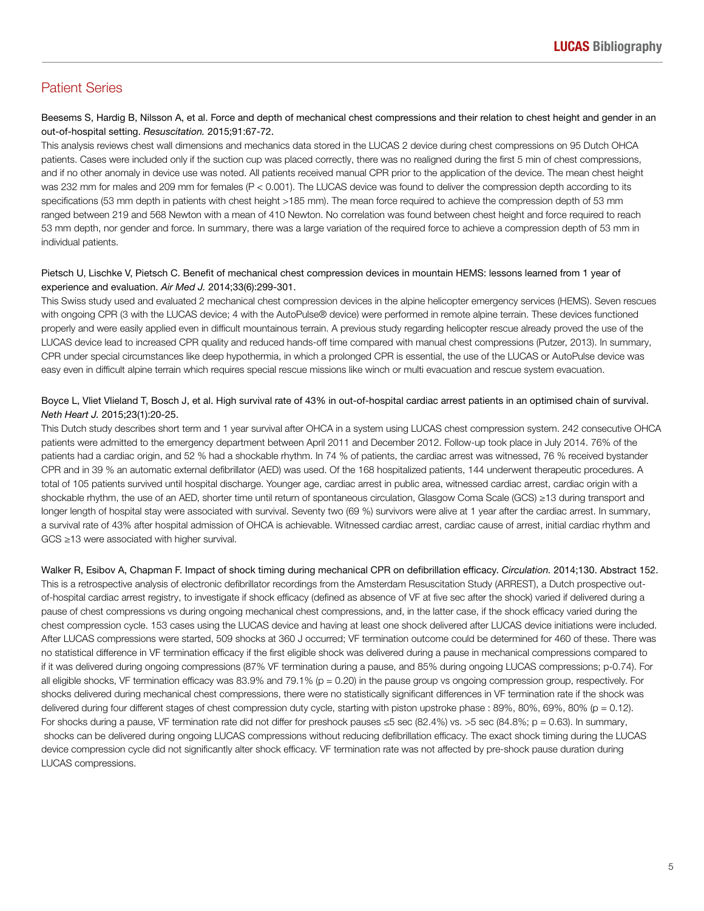## Patient Series

Beesems S, Hardig B, Nilsson A, et al. Force and depth of mechanical chest compressions and their relation to chest height and gender in an out-of-hospital setting. *Resuscitation.* 2015;91:67-72.

This analysis reviews chest wall dimensions and mechanics data stored in the LUCAS 2 device during chest compressions on 95 Dutch OHCA patients. Cases were included only if the suction cup was placed correctly, there was no realigned during the first 5 min of chest compressions, and if no other anomaly in device use was noted. All patients received manual CPR prior to the application of the device. The mean chest height was 232 mm for males and 209 mm for females ($P < 0.001$). The LUCAS device was found to deliver the compression depth according to its specifications (53 mm depth in patients with chest height >185 mm). The mean force required to achieve the compression depth of 53 mm ranged between 219 and 568 Newton with a mean of 410 Newton. No correlation was found between chest height and force required to reach 53 mm depth, nor gender and force. In summary, there was a large variation of the required force to achieve a compression depth of 53 mm in individual patients.

Pietsch U, Lischke V, Pietsch C. Benefit of mechanical chest compression devices in mountain HEMS: lessons learned from 1 year of experience and evaluation. *Air Med J.* 2014;33(6):299-301.

This Swiss study used and evaluated 2 mechanical chest compression devices in the alpine helicopter emergency services (HEMS). Seven rescues with ongoing CPR (3 with the LUCAS device; 4 with the AutoPulse® device) were performed in remote alpine terrain. These devices functioned properly and were easily applied even in difficult mountainous terrain. A previous study regarding helicopter rescue already proved the use of the LUCAS device lead to increased CPR quality and reduced hands-off time compared with manual chest compressions (Putzer, 2013). In summary, CPR under special circumstances like deep hypothermia, in which a prolonged CPR is essential, the use of the LUCAS or AutoPulse device was easy even in difficult alpine terrain which requires special rescue missions like winch or multi evacuation and rescue system evacuation.

Boyce L, Vliet Vlieland T, Bosch J, et al. High survival rate of 43% in out-of-hospital cardiac arrest patients in an optimised chain of survival. *Neth Heart J.* 2015;23(1):20-25.

This Dutch study describes short term and 1 year survival after OHCA in a system using LUCAS chest compression system. 242 consecutive OHCA patients were admitted to the emergency department between April 2011 and December 2012. Follow-up took place in July 2014. 76% of the patients had a cardiac origin, and 52 % had a shockable rhythm. In 74 % of patients, the cardiac arrest was witnessed, 76 % received bystander CPR and in 39 % an automatic external defibrillator (AED) was used. Of the 168 hospitalized patients, 144 underwent therapeutic procedures. A total of 105 patients survived until hospital discharge. Younger age, cardiac arrest in public area, witnessed cardiac arrest, cardiac origin with a shockable rhythm, the use of an AED, shorter time until return of spontaneous circulation, Glasgow Coma Scale (GCS) ≥13 during transport and longer length of hospital stay were associated with survival. Seventy two (69 %) survivors were alive at 1 year after the cardiac arrest. In summary, a survival rate of 43% after hospital admission of OHCA is achievable. Witnessed cardiac arrest, cardiac cause of arrest, initial cardiac rhythm and GCS ≥13 were associated with higher survival.

Walker R, Esibov A, Chapman F. Impact of shock timing during mechanical CPR on defibrillation efficacy. *Circulation.* 2014;130. Abstract 152.

This is a retrospective analysis of electronic defibrillator recordings from the Amsterdam Resuscitation Study (ARREST), a Dutch prospective out-of-hospital cardiac arrest registry, to investigate if shock efficacy (defined as absence of VF at five sec after the shock) varied if delivered during a pause of chest compressions vs during ongoing mechanical chest compressions, and, in the latter case, if the shock efficacy varied during the chest compression cycle. 153 cases using the LUCAS device and having at least one shock delivered after LUCAS device initiations were included. After LUCAS compressions were started, 509 shocks at 360 J occurred; VF termination outcome could be determined for 460 of these. There was no statistical difference in VF termination efficacy if the first eligible shock was delivered during a pause in mechanical compressions compared to if it was delivered during ongoing compressions (87% VF termination during a pause, and 85% during ongoing LUCAS compressions; p-0.74). For all eligible shocks, VF termination efficacy was 83.9% and 79.1% ($p = 0.20$) in the pause group vs ongoing compression group, respectively. For shocks delivered during mechanical chest compressions, there were no statistically significant differences in VF termination rate if the shock was delivered during four different stages of chest compression duty cycle, starting with piston upstroke phase : 89%, 80%, 69%, 80% ($p = 0.12$). For shocks during a pause, VF termination rate did not differ for preshock pauses ≤5 sec (82.4%) vs. >5 sec (84.8%; $p = 0.63$). In summary, shocks can be delivered during ongoing LUCAS compressions without reducing defibrillation efficacy. The exact shock timing during the LUCAS device compression cycle did not significantly alter shock efficacy. VF termination rate was not affected by pre-shock pause duration during LUCAS compressions.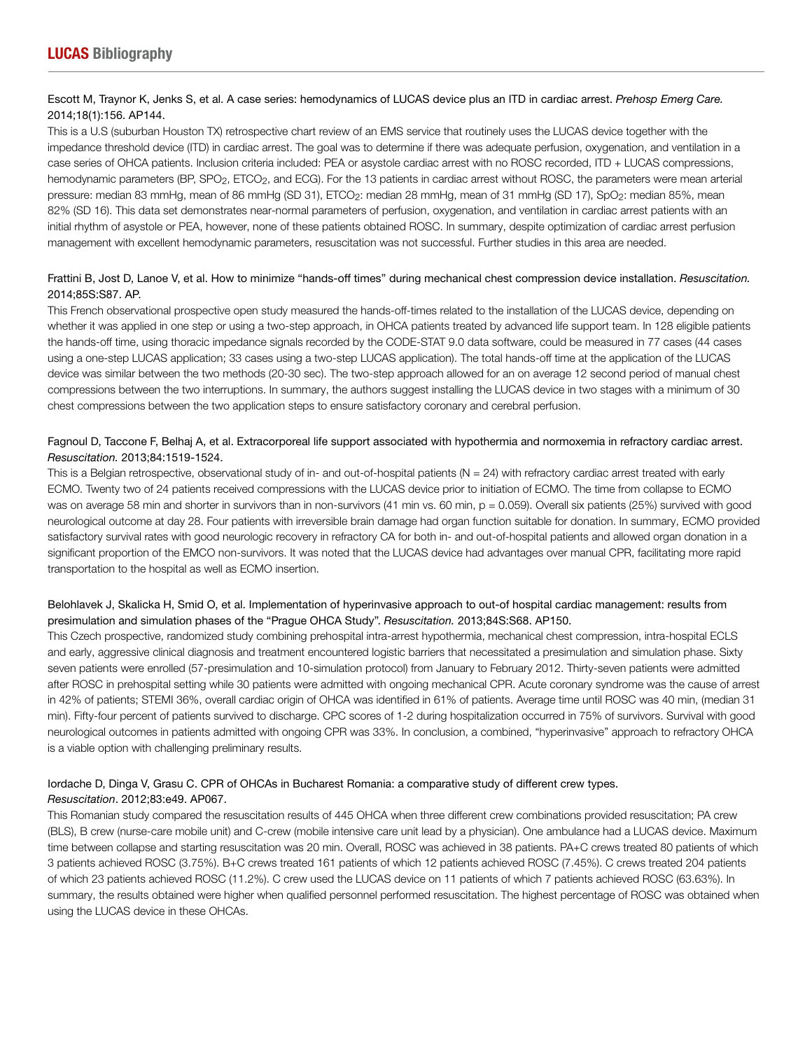Escott M, Traynor K, Jenks S, et al. A case series: hemodynamics of LUCAS device plus an ITD in cardiac arrest. *Prehosp Emerg Care.* 2014;18(1):156. AP144.

This is a U.S (suburban Houston TX) retrospective chart review of an EMS service that routinely uses the LUCAS device together with the impedance threshold device (ITD) in cardiac arrest. The goal was to determine if there was adequate perfusion, oxygenation, and ventilation in a case series of OHCA patients. Inclusion criteria included: PEA or asystole cardiac arrest with no ROSC recorded, ITD + LUCAS compressions, hemodynamic parameters (BP, $SPO_2$, $ETCO_2$, and ECG). For the 13 patients in cardiac arrest without ROSC, the parameters were mean arterial pressure: median 83 mmHg, mean of 86 mmHg (SD 31), $ETCO_2$: median 28 mmHg, mean of 31 mmHg (SD 17), $SpO_2$: median 85%, mean 82% (SD 16). This data set demonstrates near-normal parameters of perfusion, oxygenation, and ventilation in cardiac arrest patients with an initial rhythm of asystole or PEA, however, none of these patients obtained ROSC. In summary, despite optimization of cardiac arrest perfusion management with excellent hemodynamic parameters, resuscitation was not successful. Further studies in this area are needed.

Frattini B, Jost D, Lanoe V, et al. How to minimize "hands-off times" during mechanical chest compression device installation. *Resuscitation.* 2014;85S:S87. AP.

This French observational prospective open study measured the hands-off-times related to the installation of the LUCAS device, depending on whether it was applied in one step or using a two-step approach, in OHCA patients treated by advanced life support team. In 128 eligible patients the hands-off time, using thoracic impedance signals recorded by the CODE-STAT 9.0 data software, could be measured in 77 cases (44 cases using a one-step LUCAS application; 33 cases using a two-step LUCAS application). The total hands-off time at the application of the LUCAS device was similar between the two methods (20-30 sec). The two-step approach allowed for an on average 12 second period of manual chest compressions between the two interruptions. In summary, the authors suggest installing the LUCAS device in two stages with a minimum of 30 chest compressions between the two application steps to ensure satisfactory coronary and cerebral perfusion.

Fagnoul D, Taccone F, Belhaj A, et al. Extracorporeal life support associated with hypothermia and normoxemia in refractory cardiac arrest. *Resuscitation.* 2013;84:1519-1524.

This is a Belgian retrospective, observational study of in- and out-of-hospital patients (N = 24) with refractory cardiac arrest treated with early ECMO. Twenty two of 24 patients received compressions with the LUCAS device prior to initiation of ECMO. The time from collapse to ECMO was on average 58 min and shorter in survivors than in non-survivors (41 min vs. 60 min, $p = 0.059$). Overall six patients (25%) survived with good neurological outcome at day 28. Four patients with irreversible brain damage had organ function suitable for donation. In summary, ECMO provided satisfactory survival rates with good neurologic recovery in refractory CA for both in- and out-of-hospital patients and allowed organ donation in a significant proportion of the EMCO non-survivors. It was noted that the LUCAS device had advantages over manual CPR, facilitating more rapid transportation to the hospital as well as ECMO insertion.

Belohlavek J, Skalicka H, Smid O, et al. Implementation of hyperinvasive approach to out-of hospital cardiac management: results from presimulation and simulation phases of the "Prague OHCA Study". *Resuscitation.* 2013;84S:S68. AP150.

This Czech prospective, randomized study combining prehospital intra-arrest hypothermia, mechanical chest compression, intra-hospital ECLS and early, aggressive clinical diagnosis and treatment encountered logistic barriers that necessitated a presimulation and simulation phase. Sixty seven patients were enrolled (57-presimulation and 10-simulation protocol) from January to February 2012. Thirty-seven patients were admitted after ROSC in prehospital setting while 30 patients were admitted with ongoing mechanical CPR. Acute coronary syndrome was the cause of arrest in 42% of patients; STEMI 36%, overall cardiac origin of OHCA was identified in 61% of patients. Average time until ROSC was 40 min, (median 31 min). Fifty-four percent of patients survived to discharge. CPC scores of 1-2 during hospitalization occurred in 75% of survivors. Survival with good neurological outcomes in patients admitted with ongoing CPR was 33%. In conclusion, a combined, "hyperinvasive" approach to refractory OHCA is a viable option with challenging preliminary results.

Iordache D, Dinga V, Grasu C. CPR of OHCAs in Bucharest Romania: a comparative study of different crew types. *Resuscitation*. 2012;83:e49. AP067.

This Romanian study compared the resuscitation results of 445 OHCA when three different crew combinations provided resuscitation; PA crew (BLS), B crew (nurse-care mobile unit) and C-crew (mobile intensive care unit lead by a physician). One ambulance had a LUCAS device. Maximum time between collapse and starting resuscitation was 20 min. Overall, ROSC was achieved in 38 patients. PA+C crews treated 80 patients of which 3 patients achieved ROSC (3.75%). B+C crews treated 161 patients of which 12 patients achieved ROSC (7.45%). C crews treated 204 patients of which 23 patients achieved ROSC (11.2%). C crew used the LUCAS device on 11 patients of which 7 patients achieved ROSC (63.63%). In summary, the results obtained were higher when qualified personnel performed resuscitation. The highest percentage of ROSC was obtained when using the LUCAS device in these OHCAs.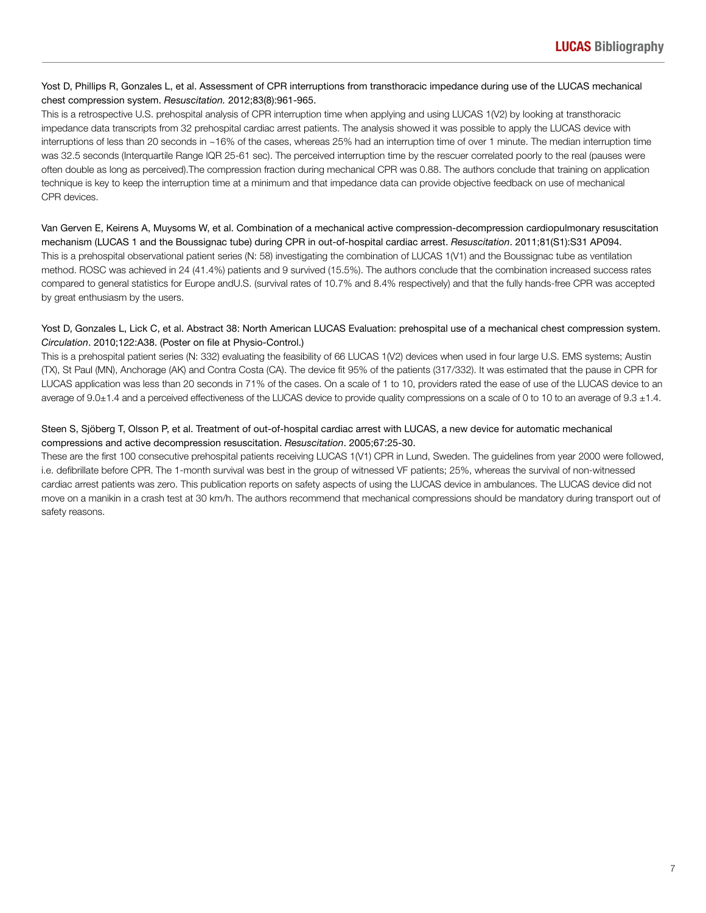Yost D, Phillips R, Gonzales L, et al. Assessment of CPR interruptions from transthoracic impedance during use of the LUCAS mechanical chest compression system. *Resuscitation.* 2012;83(8):961-965.

This is a retrospective U.S. prehospital analysis of CPR interruption time when applying and using LUCAS 1(V2) by looking at transthoracic impedance data transcripts from 32 prehospital cardiac arrest patients. The analysis showed it was possible to apply the LUCAS device with interruptions of less than 20 seconds in ~16% of the cases, whereas 25% had an interruption time of over 1 minute. The median interruption time was 32.5 seconds (Interquartile Range IQR 25-61 sec). The perceived interruption time by the rescuer correlated poorly to the real (pauses were often double as long as perceived).The compression fraction during mechanical CPR was 0.88. The authors conclude that training on application technique is key to keep the interruption time at a minimum and that impedance data can provide objective feedback on use of mechanical CPR devices.

Van Gerven E, Keirens A, Muysoms W, et al. Combination of a mechanical active compression-decompression cardiopulmonary resuscitation mechanism (LUCAS 1 and the Boussignac tube) during CPR in out-of-hospital cardiac arrest. *Resuscitation*. 2011;81(S1):S31 AP094.

This is a prehospital observational patient series (N: 58) investigating the combination of LUCAS 1(V1) and the Boussignac tube as ventilation method. ROSC was achieved in 24 (41.4%) patients and 9 survived (15.5%). The authors conclude that the combination increased success rates compared to general statistics for Europe andU.S. (survival rates of 10.7% and 8.4% respectively) and that the fully hands-free CPR was accepted by great enthusiasm by the users.

Yost D, Gonzales L, Lick C, et al. Abstract 38: North American LUCAS Evaluation: prehospital use of a mechanical chest compression system. *Circulation*. 2010;122:A38. (Poster on file at Physio-Control.)

This is a prehospital patient series (N: 332) evaluating the feasibility of 66 LUCAS 1(V2) devices when used in four large U.S. EMS systems; Austin (TX), St Paul (MN), Anchorage (AK) and Contra Costa (CA). The device fit 95% of the patients (317/332). It was estimated that the pause in CPR for LUCAS application was less than 20 seconds in 71% of the cases. On a scale of 1 to 10, providers rated the ease of use of the LUCAS device to an average of 9.0±1.4 and a perceived effectiveness of the LUCAS device to provide quality compressions on a scale of 0 to 10 to an average of 9.3 ±1.4.

Steen S, Sjöberg T, Olsson P, et al. Treatment of out-of-hospital cardiac arrest with LUCAS, a new device for automatic mechanical compressions and active decompression resuscitation. *Resuscitation*. 2005;67:25-30.

These are the first 100 consecutive prehospital patients receiving LUCAS 1(V1) CPR in Lund, Sweden. The guidelines from year 2000 were followed, i.e. defibrillate before CPR. The 1-month survival was best in the group of witnessed VF patients; 25%, whereas the survival of non-witnessed cardiac arrest patients was zero. This publication reports on safety aspects of using the LUCAS device in ambulances. The LUCAS device did not move on a manikin in a crash test at 30 km/h. The authors recommend that mechanical compressions should be mandatory during transport out of safety reasons.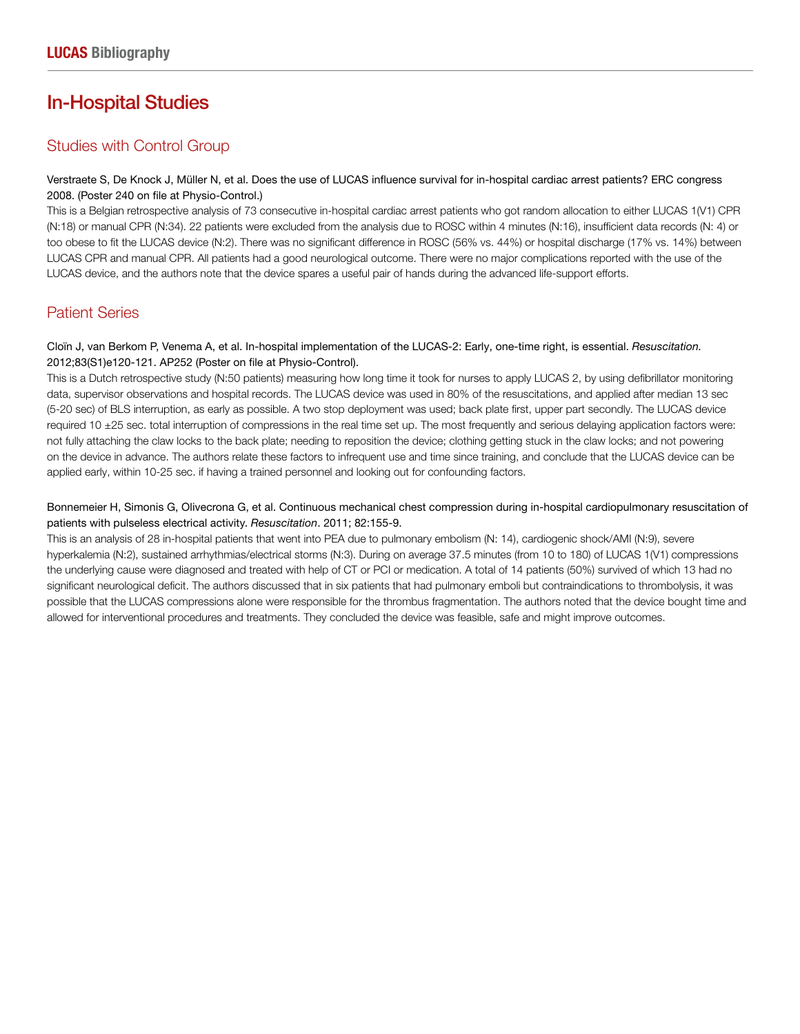# In-Hospital Studies

## Studies with Control Group

Verstraete S, De Knock J, Müller N, et al. Does the use of LUCAS influence survival for in-hospital cardiac arrest patients? ERC congress 2008. (Poster 240 on file at Physio-Control.)

This is a Belgian retrospective analysis of 73 consecutive in-hospital cardiac arrest patients who got random allocation to either LUCAS 1(V1) CPR (N:18) or manual CPR (N:34). 22 patients were excluded from the analysis due to ROSC within 4 minutes (N:16), insufficient data records (N: 4) or too obese to fit the LUCAS device (N:2). There was no significant difference in ROSC (56% vs. 44%) or hospital discharge (17% vs. 14%) between LUCAS CPR and manual CPR. All patients had a good neurological outcome. There were no major complications reported with the use of the LUCAS device, and the authors note that the device spares a useful pair of hands during the advanced life-support efforts.

## Patient Series

Cloïn J, van Berkom P, Venema A, et al. In-hospital implementation of the LUCAS-2: Early, one-time right, is essential. *Resuscitation.* 2012;83(S1)e120-121. AP252 (Poster on file at Physio-Control).

This is a Dutch retrospective study (N:50 patients) measuring how long time it took for nurses to apply LUCAS 2, by using defibrillator monitoring data, supervisor observations and hospital records. The LUCAS device was used in 80% of the resuscitations, and applied after median 13 sec (5-20 sec) of BLS interruption, as early as possible. A two stop deployment was used; back plate first, upper part secondly. The LUCAS device required 10 ±25 sec. total interruption of compressions in the real time set up. The most frequently and serious delaying application factors were: not fully attaching the claw locks to the back plate; needing to reposition the device; clothing getting stuck in the claw locks; and not powering on the device in advance. The authors relate these factors to infrequent use and time since training, and conclude that the LUCAS device can be applied early, within 10-25 sec. if having a trained personnel and looking out for confounding factors.

Bonnemeier H, Simonis G, Olivecrona G, et al. Continuous mechanical chest compression during in-hospital cardiopulmonary resuscitation of patients with pulseless electrical activity. *Resuscitation*. 2011; 82:155-9.

This is an analysis of 28 in-hospital patients that went into PEA due to pulmonary embolism (N: 14), cardiogenic shock/AMI (N:9), severe hyperkalemia (N:2), sustained arrhythmias/electrical storms (N:3). During on average 37.5 minutes (from 10 to 180) of LUCAS 1(V1) compressions the underlying cause were diagnosed and treated with help of CT or PCI or medication. A total of 14 patients (50%) survived of which 13 had no significant neurological deficit. The authors discussed that in six patients that had pulmonary emboli but contraindications to thrombolysis, it was possible that the LUCAS compressions alone were responsible for the thrombus fragmentation. The authors noted that the device bought time and allowed for interventional procedures and treatments. They concluded the device was feasible, safe and might improve outcomes.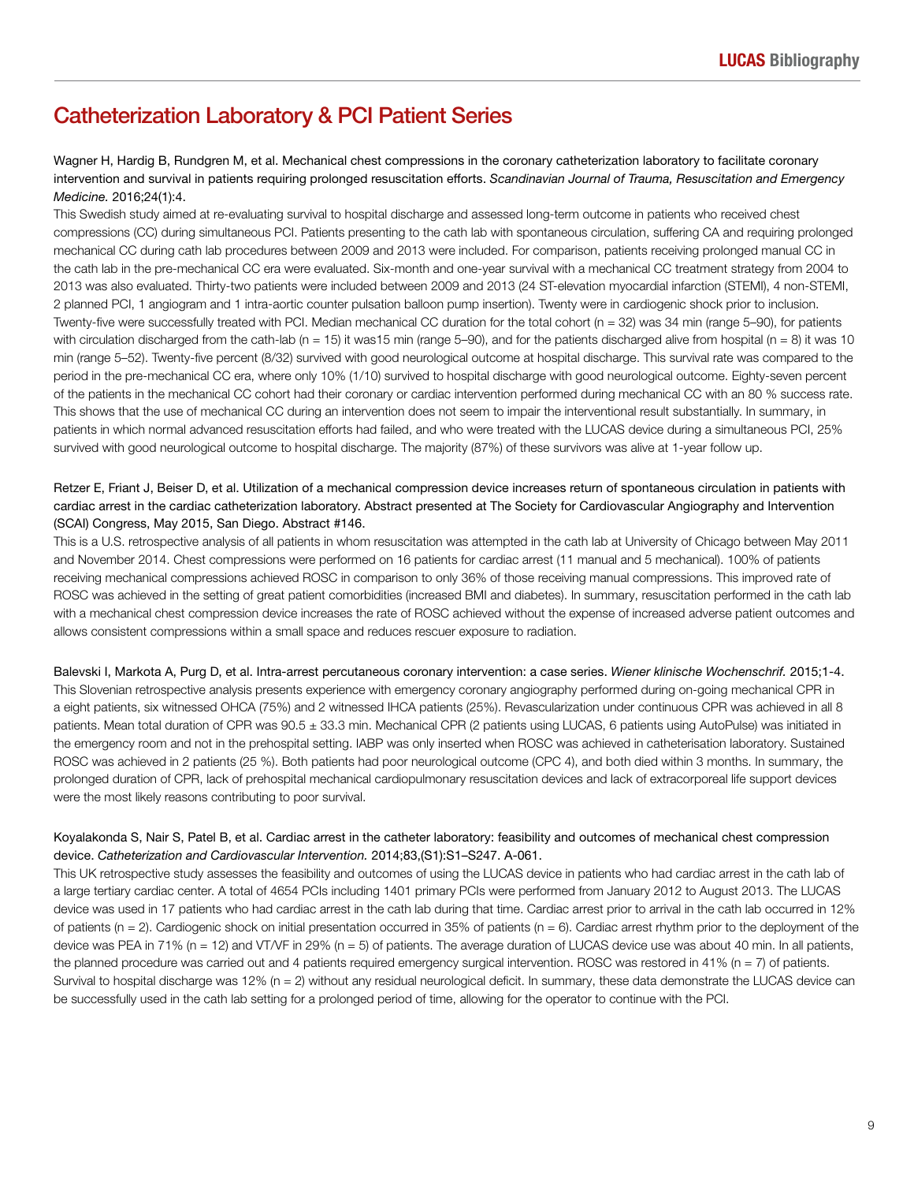## Catheterization Laboratory & PCI Patient Series

Wagner H, Hardig B, Rundgren M, et al. Mechanical chest compressions in the coronary catheterization laboratory to facilitate coronary intervention and survival in patients requiring prolonged resuscitation efforts. *Scandinavian Journal of Trauma, Resuscitation and Emergency Medicine.* 2016;24(1):4.

This Swedish study aimed at re-evaluating survival to hospital discharge and assessed long-term outcome in patients who received chest compressions (CC) during simultaneous PCI. Patients presenting to the cath lab with spontaneous circulation, suffering CA and requiring prolonged mechanical CC during cath lab procedures between 2009 and 2013 were included. For comparison, patients receiving prolonged manual CC in the cath lab in the pre-mechanical CC era were evaluated. Six-month and one-year survival with a mechanical CC treatment strategy from 2004 to 2013 was also evaluated. Thirty-two patients were included between 2009 and 2013 (24 ST-elevation myocardial infarction (STEMI), 4 non-STEMI, 2 planned PCI, 1 angiogram and 1 intra-aortic counter pulsation balloon pump insertion). Twenty were in cardiogenic shock prior to inclusion. Twenty-five were successfully treated with PCI. Median mechanical CC duration for the total cohort (n = 32) was 34 min (range 5–90), for patients with circulation discharged from the cath-lab (n = 15) it was15 min (range 5–90), and for the patients discharged alive from hospital (n = 8) it was 10 min (range 5–52). Twenty-five percent (8/32) survived with good neurological outcome at hospital discharge. This survival rate was compared to the period in the pre-mechanical CC era, where only 10% (1/10) survived to hospital discharge with good neurological outcome. Eighty-seven percent of the patients in the mechanical CC cohort had their coronary or cardiac intervention performed during mechanical CC with an 80 % success rate. This shows that the use of mechanical CC during an intervention does not seem to impair the interventional result substantially. In summary, in patients in which normal advanced resuscitation efforts had failed, and who were treated with the LUCAS device during a simultaneous PCI, 25% survived with good neurological outcome to hospital discharge. The majority (87%) of these survivors was alive at 1-year follow up.

Retzer E, Friant J, Beiser D, et al. Utilization of a mechanical compression device increases return of spontaneous circulation in patients with cardiac arrest in the cardiac catheterization laboratory. Abstract presented at The Society for Cardiovascular Angiography and Intervention (SCAI) Congress, May 2015, San Diego. Abstract #146.

This is a U.S. retrospective analysis of all patients in whom resuscitation was attempted in the cath lab at University of Chicago between May 2011 and November 2014. Chest compressions were performed on 16 patients for cardiac arrest (11 manual and 5 mechanical). 100% of patients receiving mechanical compressions achieved ROSC in comparison to only 36% of those receiving manual compressions. This improved rate of ROSC was achieved in the setting of great patient comorbidities (increased BMI and diabetes). In summary, resuscitation performed in the cath lab with a mechanical chest compression device increases the rate of ROSC achieved without the expense of increased adverse patient outcomes and allows consistent compressions within a small space and reduces rescuer exposure to radiation.

Balevski I, Markota A, Purg D, et al. Intra-arrest percutaneous coronary intervention: a case series. *Wiener klinische Wochenschrif.* 2015;1-4.

This Slovenian retrospective analysis presents experience with emergency coronary angiography performed during on-going mechanical CPR in a eight patients, six witnessed OHCA (75%) and 2 witnessed IHCA patients (25%). Revascularization under continuous CPR was achieved in all 8 patients. Mean total duration of CPR was 90.5 ± 33.3 min. Mechanical CPR (2 patients using LUCAS, 6 patients using AutoPulse) was initiated in the emergency room and not in the prehospital setting. IABP was only inserted when ROSC was achieved in catheterisation laboratory. Sustained ROSC was achieved in 2 patients (25 %). Both patients had poor neurological outcome (CPC 4), and both died within 3 months. In summary, the prolonged duration of CPR, lack of prehospital mechanical cardiopulmonary resuscitation devices and lack of extracorporeal life support devices were the most likely reasons contributing to poor survival.

Koyalakonda S, Nair S, Patel B, et al. Cardiac arrest in the catheter laboratory: feasibility and outcomes of mechanical chest compression device. *Catheterization and Cardiovascular Intervention.* 2014;83,(S1):S1–S247. A-061.

This UK retrospective study assesses the feasibility and outcomes of using the LUCAS device in patients who had cardiac arrest in the cath lab of a large tertiary cardiac center. A total of 4654 PCIs including 1401 primary PCIs were performed from January 2012 to August 2013. The LUCAS device was used in 17 patients who had cardiac arrest in the cath lab during that time. Cardiac arrest prior to arrival in the cath lab occurred in 12% of patients (n = 2). Cardiogenic shock on initial presentation occurred in 35% of patients (n = 6). Cardiac arrest rhythm prior to the deployment of the device was PEA in 71% (n = 12) and VT/VF in 29% (n = 5) of patients. The average duration of LUCAS device use was about 40 min. In all patients, the planned procedure was carried out and 4 patients required emergency surgical intervention. ROSC was restored in 41% (n = 7) of patients. Survival to hospital discharge was 12% (n = 2) without any residual neurological deficit. In summary, these data demonstrate the LUCAS device can be successfully used in the cath lab setting for a prolonged period of time, allowing for the operator to continue with the PCI.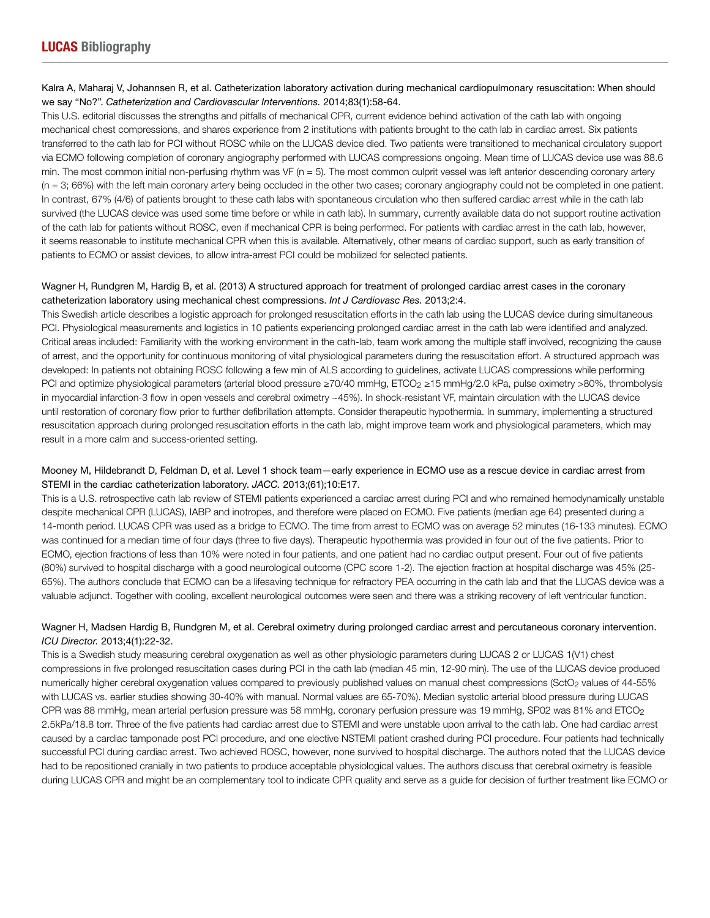Kalra A, Maharaj V, Johannsen R, et al. Catheterization laboratory activation during mechanical cardiopulmonary resuscitation: When should we say "No?". *Catheterization and Cardiovascular Interventions.* 2014;83(1):58-64.

This U.S. editorial discusses the strengths and pitfalls of mechanical CPR, current evidence behind activation of the cath lab with ongoing mechanical chest compressions, and shares experience from 2 institutions with patients brought to the cath lab in cardiac arrest. Six patients transferred to the cath lab for PCI without ROSC while on the LUCAS device died. Two patients were transitioned to mechanical circulatory support via ECMO following completion of coronary angiography performed with LUCAS compressions ongoing. Mean time of LUCAS device use was 88.6 min. The most common initial non-perfusing rhythm was VF (n = 5). The most common culprit vessel was left anterior descending coronary artery (n = 3; 66%) with the left main coronary artery being occluded in the other two cases; coronary angiography could not be completed in one patient. In contrast, 67% (4/6) of patients brought to these cath labs with spontaneous circulation who then suffered cardiac arrest while in the cath lab survived (the LUCAS device was used some time before or while in cath lab). In summary, currently available data do not support routine activation of the cath lab for patients without ROSC, even if mechanical CPR is being performed. For patients with cardiac arrest in the cath lab, however, it seems reasonable to institute mechanical CPR when this is available. Alternatively, other means of cardiac support, such as early transition of patients to ECMO or assist devices, to allow intra-arrest PCI could be mobilized for selected patients.

Wagner H, Rundgren M, Hardig B, et al. (2013) A structured approach for treatment of prolonged cardiac arrest cases in the coronary catheterization laboratory using mechanical chest compressions. *Int J Cardiovasc Res.* 2013;2:4.

This Swedish article describes a logistic approach for prolonged resuscitation efforts in the cath lab using the LUCAS device during simultaneous PCI. Physiological measurements and logistics in 10 patients experiencing prolonged cardiac arrest in the cath lab were identified and analyzed. Critical areas included: Familiarity with the working environment in the cath-lab, team work among the multiple staff involved, recognizing the cause of arrest, and the opportunity for continuous monitoring of vital physiological parameters during the resuscitation effort. A structured approach was developed: In patients not obtaining ROSC following a few min of ALS according to guidelines, activate LUCAS compressions while performing PCI and optimize physiological parameters (arterial blood pressure ≥70/40 mmHg, $ETCO_2$ ≥15 mmHg/2.0 kPa, pulse oximetry >80%, thrombolysis in myocardial infarction-3 flow in open vessels and cerebral oximetry ~45%). In shock-resistant VF, maintain circulation with the LUCAS device until restoration of coronary flow prior to further defibrillation attempts. Consider therapeutic hypothermia. In summary, implementing a structured resuscitation approach during prolonged resuscitation efforts in the cath lab, might improve team work and physiological parameters, which may result in a more calm and success-oriented setting.

Mooney M, Hildebrandt D, Feldman D, et al. Level 1 shock team—early experience in ECMO use as a rescue device in cardiac arrest from STEMI in the cardiac catheterization laboratory. *JACC.* 2013;(61);10:E17.

This is a U.S. retrospective cath lab review of STEMI patients experienced a cardiac arrest during PCI and who remained hemodynamically unstable despite mechanical CPR (LUCAS), IABP and inotropes, and therefore were placed on ECMO. Five patients (median age 64) presented during a 14-month period. LUCAS CPR was used as a bridge to ECMO. The time from arrest to ECMO was on average 52 minutes (16-133 minutes). ECMO was continued for a median time of four days (three to five days). Therapeutic hypothermia was provided in four out of the five patients. Prior to ECMO, ejection fractions of less than 10% were noted in four patients, and one patient had no cardiac output present. Four out of five patients (80%) survived to hospital discharge with a good neurological outcome (CPC score 1-2). The ejection fraction at hospital discharge was 45% (25-65%). The authors conclude that ECMO can be a lifesaving technique for refractory PEA occurring in the cath lab and that the LUCAS device was a valuable adjunct. Together with cooling, excellent neurological outcomes were seen and there was a striking recovery of left ventricular function.

Wagner H, Madsen Hardig B, Rundgren M, et al. Cerebral oximetry during prolonged cardiac arrest and percutaneous coronary intervention. *ICU Director.* 2013;4(1):22-32.

This is a Swedish study measuring cerebral oxygenation as well as other physiologic parameters during LUCAS 2 or LUCAS 1(V1) chest compressions in five prolonged resuscitation cases during PCI in the cath lab (median 45 min, 12-90 min). The use of the LUCAS device produced numerically higher cerebral oxygenation values compared to previously published values on manual chest compressions ($SctO_2$ values of 44-55% with LUCAS vs. earlier studies showing 30-40% with manual. Normal values are 65-70%). Median systolic arterial blood pressure during LUCAS CPR was 88 mmHg, mean arterial perfusion pressure was 58 mmHg, coronary perfusion pressure was 19 mmHg, SP02 was 81% and $ETCO_2$ 2.5kPa/18.8 torr. Three of the five patients had cardiac arrest due to STEMI and were unstable upon arrival to the cath lab. One had cardiac arrest caused by a cardiac tamponade post PCI procedure, and one elective NSTEMI patient crashed during PCI procedure. Four patients had technically successful PCI during cardiac arrest. Two achieved ROSC, however, none survived to hospital discharge. The authors noted that the LUCAS device had to be repositioned cranially in two patients to produce acceptable physiological values. The authors discuss that cerebral oximetry is feasible during LUCAS CPR and might be an complementary tool to indicate CPR quality and serve as a guide for decision of further treatment like ECMO or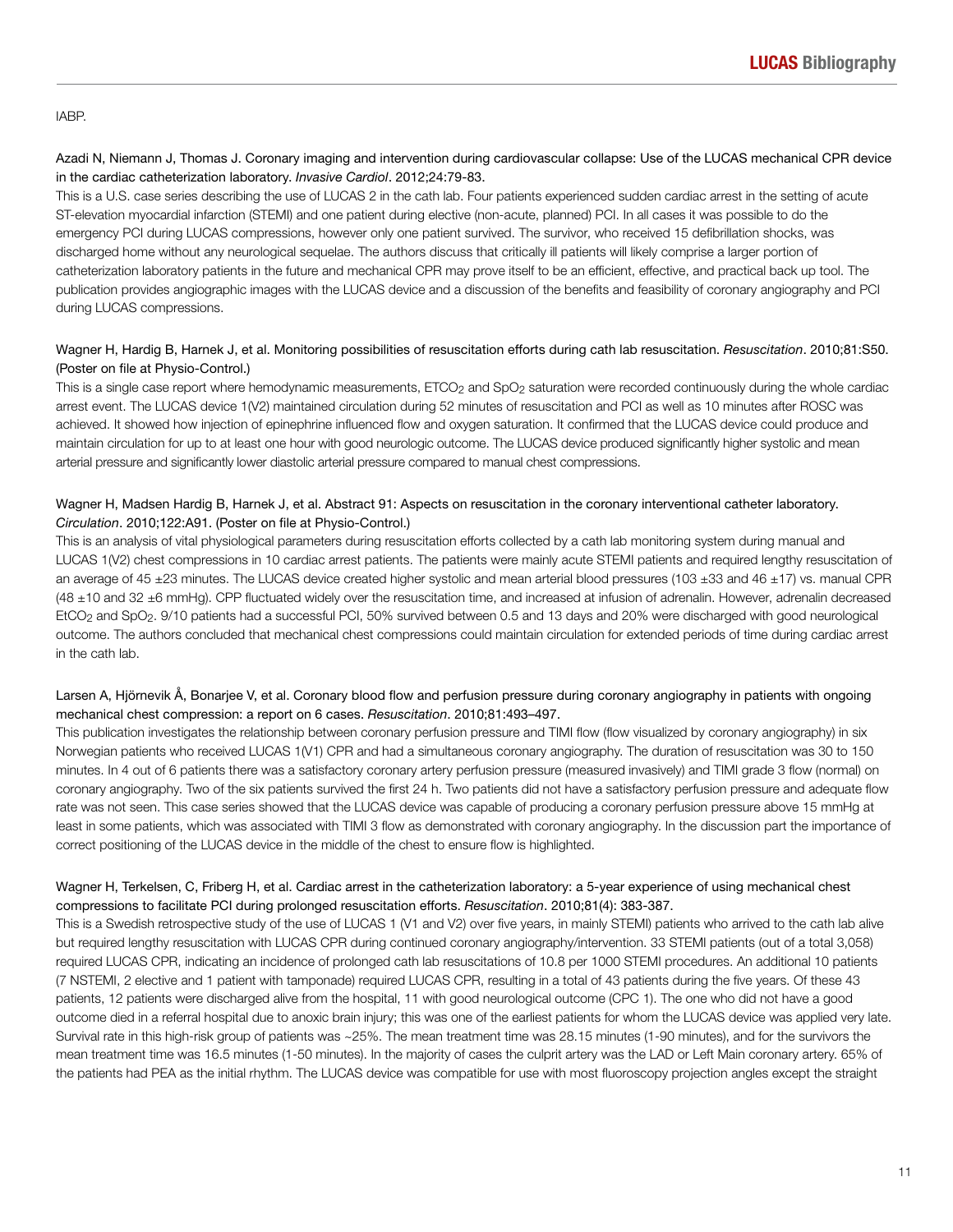IABP.

Azadi N, Niemann J, Thomas J. Coronary imaging and intervention during cardiovascular collapse: Use of the LUCAS mechanical CPR device in the cardiac catheterization laboratory. *Invasive Cardiol*. 2012;24:79-83.

This is a U.S. case series describing the use of LUCAS 2 in the cath lab. Four patients experienced sudden cardiac arrest in the setting of acute ST-elevation myocardial infarction (STEMI) and one patient during elective (non-acute, planned) PCI. In all cases it was possible to do the emergency PCI during LUCAS compressions, however only one patient survived. The survivor, who received 15 defibrillation shocks, was discharged home without any neurological sequelae. The authors discuss that critically ill patients will likely comprise a larger portion of catheterization laboratory patients in the future and mechanical CPR may prove itself to be an efficient, effective, and practical back up tool. The publication provides angiographic images with the LUCAS device and a discussion of the benefits and feasibility of coronary angiography and PCI during LUCAS compressions.

Wagner H, Hardig B, Harnek J, et al. Monitoring possibilities of resuscitation efforts during cath lab resuscitation. *Resuscitation*. 2010;81:S50. (Poster on file at Physio-Control.)

This is a single case report where hemodynamic measurements, $ETCO_2$ and $SpO_2$ saturation were recorded continuously during the whole cardiac arrest event. The LUCAS device 1(V2) maintained circulation during 52 minutes of resuscitation and PCI as well as 10 minutes after ROSC was achieved. It showed how injection of epinephrine influenced flow and oxygen saturation. It confirmed that the LUCAS device could produce and maintain circulation for up to at least one hour with good neurologic outcome. The LUCAS device produced significantly higher systolic and mean arterial pressure and significantly lower diastolic arterial pressure compared to manual chest compressions.

Wagner H, Madsen Hardig B, Harnek J, et al. Abstract 91: Aspects on resuscitation in the coronary interventional catheter laboratory. *Circulation*. 2010;122:A91. (Poster on file at Physio-Control.)

This is an analysis of vital physiological parameters during resuscitation efforts collected by a cath lab monitoring system during manual and LUCAS 1(V2) chest compressions in 10 cardiac arrest patients. The patients were mainly acute STEMI patients and required lengthy resuscitation of an average of 45 ±23 minutes. The LUCAS device created higher systolic and mean arterial blood pressures (103 ±33 and 46 ±17) vs. manual CPR (48 ±10 and 32 ±6 mmHg). CPP fluctuated widely over the resuscitation time, and increased at infusion of adrenalin. However, adrenalin decreased $EtCO_2$ and $SpO_2$. 9/10 patients had a successful PCI, 50% survived between 0.5 and 13 days and 20% were discharged with good neurological outcome. The authors concluded that mechanical chest compressions could maintain circulation for extended periods of time during cardiac arrest in the cath lab.

Larsen A, Hjörnevik Å, Bonarjee V, et al. Coronary blood flow and perfusion pressure during coronary angiography in patients with ongoing mechanical chest compression: a report on 6 cases. *Resuscitation*. 2010;81:493–497.

This publication investigates the relationship between coronary perfusion pressure and TIMI flow (flow visualized by coronary angiography) in six Norwegian patients who received LUCAS 1(V1) CPR and had a simultaneous coronary angiography. The duration of resuscitation was 30 to 150 minutes. In 4 out of 6 patients there was a satisfactory coronary artery perfusion pressure (measured invasively) and TIMI grade 3 flow (normal) on coronary angiography. Two of the six patients survived the first 24 h. Two patients did not have a satisfactory perfusion pressure and adequate flow rate was not seen. This case series showed that the LUCAS device was capable of producing a coronary perfusion pressure above 15 mmHg at least in some patients, which was associated with TIMI 3 flow as demonstrated with coronary angiography. In the discussion part the importance of correct positioning of the LUCAS device in the middle of the chest to ensure flow is highlighted.

Wagner H, Terkelsen, C, Friberg H, et al. Cardiac arrest in the catheterization laboratory: a 5-year experience of using mechanical chest compressions to facilitate PCI during prolonged resuscitation efforts. *Resuscitation*. 2010;81(4): 383-387.

This is a Swedish retrospective study of the use of LUCAS 1 (V1 and V2) over five years, in mainly STEMI) patients who arrived to the cath lab alive but required lengthy resuscitation with LUCAS CPR during continued coronary angiography/intervention. 33 STEMI patients (out of a total 3,058) required LUCAS CPR, indicating an incidence of prolonged cath lab resuscitations of 10.8 per 1000 STEMI procedures. An additional 10 patients (7 NSTEMI, 2 elective and 1 patient with tamponade) required LUCAS CPR, resulting in a total of 43 patients during the five years. Of these 43 patients, 12 patients were discharged alive from the hospital, 11 with good neurological outcome (CPC 1). The one who did not have a good outcome died in a referral hospital due to anoxic brain injury; this was one of the earliest patients for whom the LUCAS device was applied very late. Survival rate in this high-risk group of patients was ~25%. The mean treatment time was 28.15 minutes (1-90 minutes), and for the survivors the mean treatment time was 16.5 minutes (1-50 minutes). In the majority of cases the culprit artery was the LAD or Left Main coronary artery. 65% of the patients had PEA as the initial rhythm. The LUCAS device was compatible for use with most fluoroscopy projection angles except the straight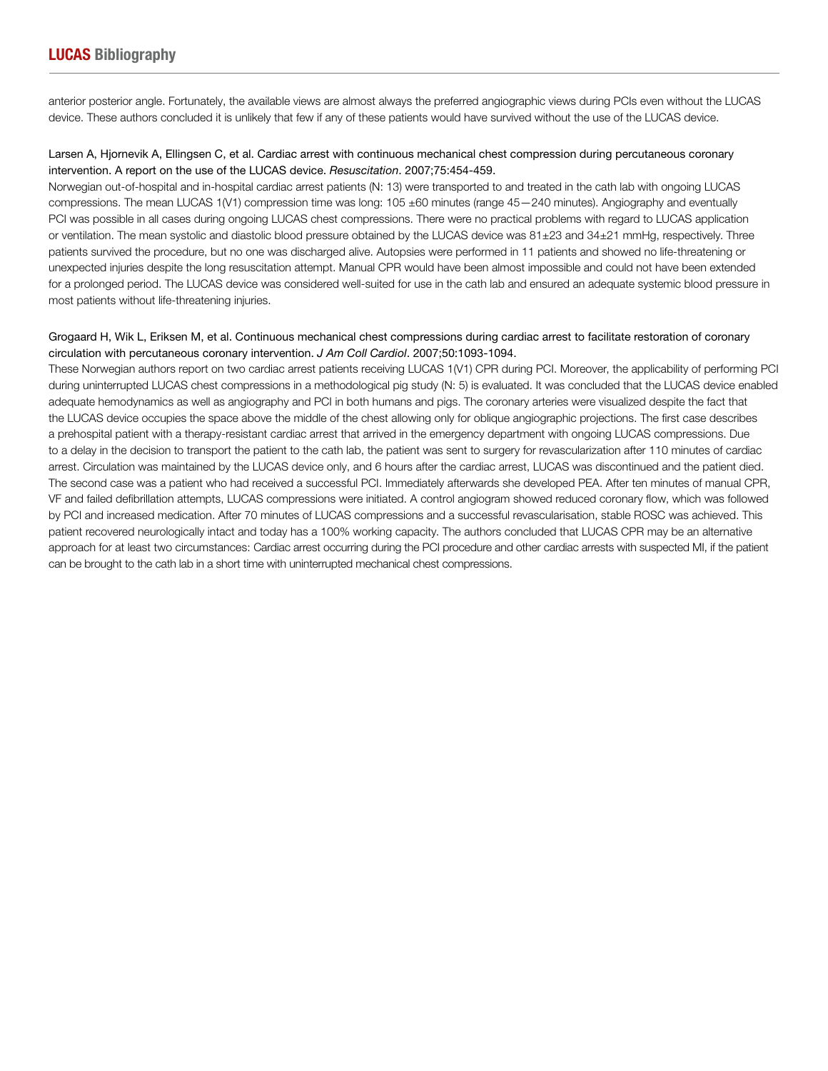anterior posterior angle. Fortunately, the available views are almost always the preferred angiographic views during PCIs even without the LUCAS device. These authors concluded it is unlikely that few if any of these patients would have survived without the use of the LUCAS device.

Larsen A, Hjornevik A, Ellingsen C, et al. Cardiac arrest with continuous mechanical chest compression during percutaneous coronary intervention. A report on the use of the LUCAS device. *Resuscitation*. 2007;75:454-459.

Norwegian out-of-hospital and in-hospital cardiac arrest patients (N: 13) were transported to and treated in the cath lab with ongoing LUCAS compressions. The mean LUCAS 1(V1) compression time was long: 105 ±60 minutes (range 45—240 minutes). Angiography and eventually PCI was possible in all cases during ongoing LUCAS chest compressions. There were no practical problems with regard to LUCAS application or ventilation. The mean systolic and diastolic blood pressure obtained by the LUCAS device was 81±23 and 34±21 mmHg, respectively. Three patients survived the procedure, but no one was discharged alive. Autopsies were performed in 11 patients and showed no life-threatening or unexpected injuries despite the long resuscitation attempt. Manual CPR would have been almost impossible and could not have been extended for a prolonged period. The LUCAS device was considered well-suited for use in the cath lab and ensured an adequate systemic blood pressure in most patients without life-threatening injuries.

Grogaard H, Wik L, Eriksen M, et al. Continuous mechanical chest compressions during cardiac arrest to facilitate restoration of coronary circulation with percutaneous coronary intervention. *J Am Coll Cardiol*. 2007;50:1093-1094.

These Norwegian authors report on two cardiac arrest patients receiving LUCAS 1(V1) CPR during PCI. Moreover, the applicability of performing PCI during uninterrupted LUCAS chest compressions in a methodological pig study (N: 5) is evaluated. It was concluded that the LUCAS device enabled adequate hemodynamics as well as angiography and PCI in both humans and pigs. The coronary arteries were visualized despite the fact that the LUCAS device occupies the space above the middle of the chest allowing only for oblique angiographic projections. The first case describes a prehospital patient with a therapy-resistant cardiac arrest that arrived in the emergency department with ongoing LUCAS compressions. Due to a delay in the decision to transport the patient to the cath lab, the patient was sent to surgery for revascularization after 110 minutes of cardiac arrest. Circulation was maintained by the LUCAS device only, and 6 hours after the cardiac arrest, LUCAS was discontinued and the patient died. The second case was a patient who had received a successful PCI. Immediately afterwards she developed PEA. After ten minutes of manual CPR, VF and failed defibrillation attempts, LUCAS compressions were initiated. A control angiogram showed reduced coronary flow, which was followed by PCI and increased medication. After 70 minutes of LUCAS compressions and a successful revascularisation, stable ROSC was achieved. This patient recovered neurologically intact and today has a 100% working capacity. The authors concluded that LUCAS CPR may be an alternative approach for at least two circumstances: Cardiac arrest occurring during the PCI procedure and other cardiac arrests with suspected MI, if the patient can be brought to the cath lab in a short time with uninterrupted mechanical chest compressions.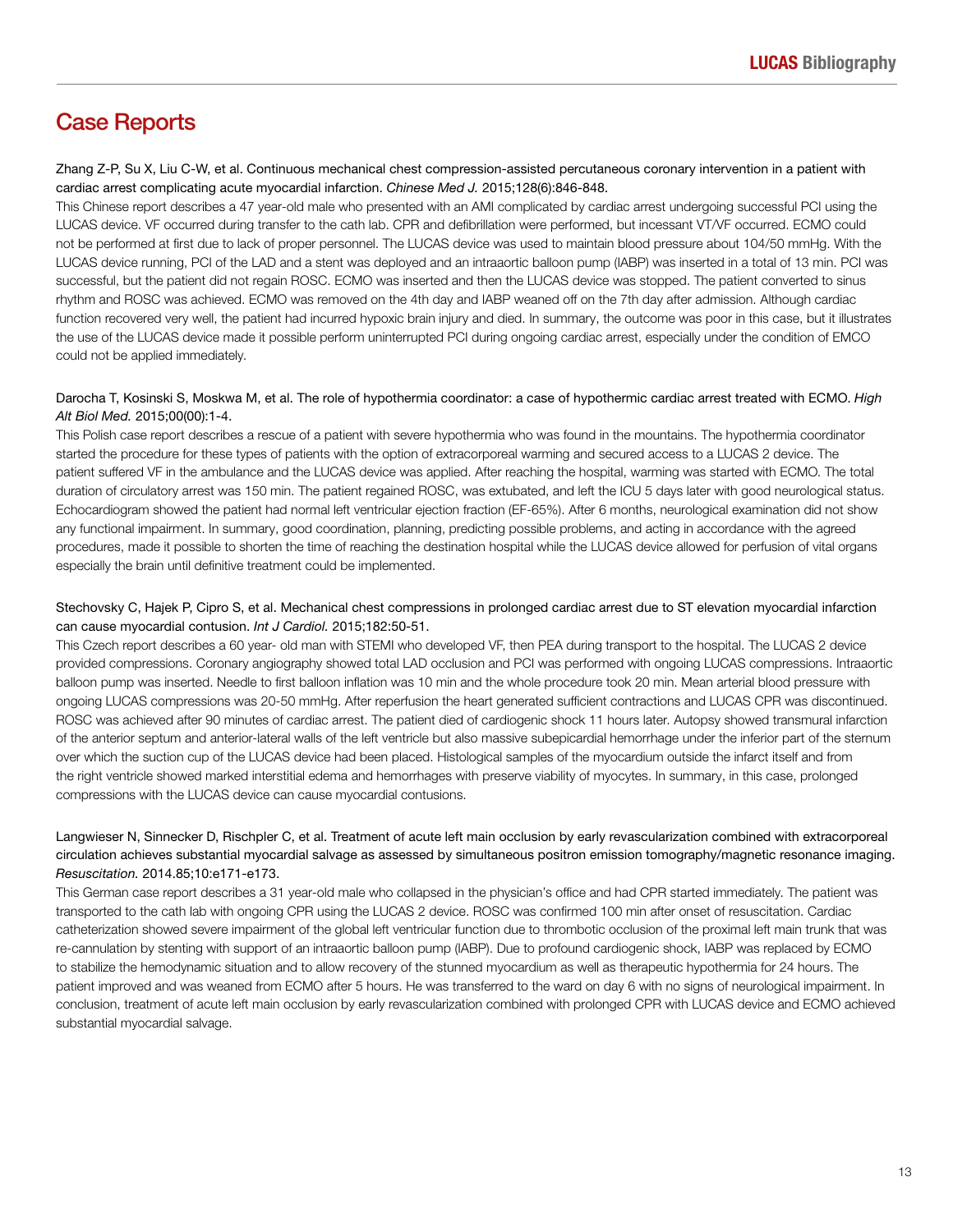# Case Reports

Zhang Z-P, Su X, Liu C-W, et al. Continuous mechanical chest compression-assisted percutaneous coronary intervention in a patient with cardiac arrest complicating acute myocardial infarction. *Chinese Med J.* 2015;128(6):846-848.

This Chinese report describes a 47 year-old male who presented with an AMI complicated by cardiac arrest undergoing successful PCI using the LUCAS device. VF occurred during transfer to the cath lab. CPR and defibrillation were performed, but incessant VT/VF occurred. ECMO could not be performed at first due to lack of proper personnel. The LUCAS device was used to maintain blood pressure about 104/50 mmHg. With the LUCAS device running, PCI of the LAD and a stent was deployed and an intraaortic balloon pump (IABP) was inserted in a total of 13 min. PCI was successful, but the patient did not regain ROSC. ECMO was inserted and then the LUCAS device was stopped. The patient converted to sinus rhythm and ROSC was achieved. ECMO was removed on the 4th day and IABP weaned off on the 7th day after admission. Although cardiac function recovered very well, the patient had incurred hypoxic brain injury and died. In summary, the outcome was poor in this case, but it illustrates the use of the LUCAS device made it possible perform uninterrupted PCI during ongoing cardiac arrest, especially under the condition of EMCO could not be applied immediately.

Darocha T, Kosinski S, Moskwa M, et al. The role of hypothermia coordinator: a case of hypothermic cardiac arrest treated with ECMO. *High Alt Biol Med.* 2015;00(00):1-4.

This Polish case report describes a rescue of a patient with severe hypothermia who was found in the mountains. The hypothermia coordinator started the procedure for these types of patients with the option of extracorporeal warming and secured access to a LUCAS 2 device. The patient suffered VF in the ambulance and the LUCAS device was applied. After reaching the hospital, warming was started with ECMO. The total duration of circulatory arrest was 150 min. The patient regained ROSC, was extubated, and left the ICU 5 days later with good neurological status. Echocardiogram showed the patient had normal left ventricular ejection fraction (EF-65%). After 6 months, neurological examination did not show any functional impairment. In summary, good coordination, planning, predicting possible problems, and acting in accordance with the agreed procedures, made it possible to shorten the time of reaching the destination hospital while the LUCAS device allowed for perfusion of vital organs especially the brain until definitive treatment could be implemented.

Stechovsky C, Hajek P, Cipro S, et al. Mechanical chest compressions in prolonged cardiac arrest due to ST elevation myocardial infarction can cause myocardial contusion. *Int J Cardiol.* 2015;182:50-51.

This Czech report describes a 60 year- old man with STEMI who developed VF, then PEA during transport to the hospital. The LUCAS 2 device provided compressions. Coronary angiography showed total LAD occlusion and PCI was performed with ongoing LUCAS compressions. Intraaortic balloon pump was inserted. Needle to first balloon inflation was 10 min and the whole procedure took 20 min. Mean arterial blood pressure with ongoing LUCAS compressions was 20-50 mmHg. After reperfusion the heart generated sufficient contractions and LUCAS CPR was discontinued. ROSC was achieved after 90 minutes of cardiac arrest. The patient died of cardiogenic shock 11 hours later. Autopsy showed transmural infarction of the anterior septum and anterior-lateral walls of the left ventricle but also massive subepicardial hemorrhage under the inferior part of the sternum over which the suction cup of the LUCAS device had been placed. Histological samples of the myocardium outside the infarct itself and from the right ventricle showed marked interstitial edema and hemorrhages with preserve viability of myocytes. In summary, in this case, prolonged compressions with the LUCAS device can cause myocardial contusions.

Langwieser N, Sinnecker D, Rischpler C, et al. Treatment of acute left main occlusion by early revascularization combined with extracorporeal circulation achieves substantial myocardial salvage as assessed by simultaneous positron emission tomography/magnetic resonance imaging. *Resuscitation.* 2014.85;10:e171-e173.

This German case report describes a 31 year-old male who collapsed in the physician's office and had CPR started immediately. The patient was transported to the cath lab with ongoing CPR using the LUCAS 2 device. ROSC was confirmed 100 min after onset of resuscitation. Cardiac catheterization showed severe impairment of the global left ventricular function due to thrombotic occlusion of the proximal left main trunk that was re-cannulation by stenting with support of an intraaortic balloon pump (IABP). Due to profound cardiogenic shock, IABP was replaced by ECMO to stabilize the hemodynamic situation and to allow recovery of the stunned myocardium as well as therapeutic hypothermia for 24 hours. The patient improved and was weaned from ECMO after 5 hours. He was transferred to the ward on day 6 with no signs of neurological impairment. In conclusion, treatment of acute left main occlusion by early revascularization combined with prolonged CPR with LUCAS device and ECMO achieved substantial myocardial salvage.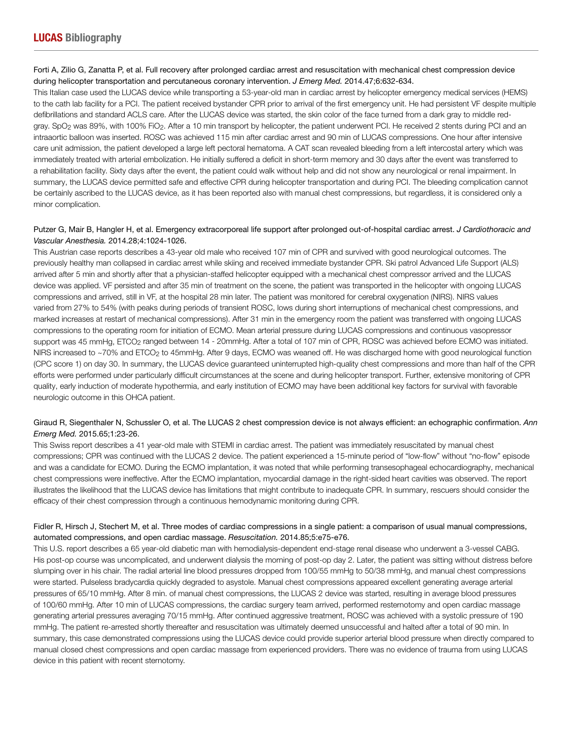Forti A, Zilio G, Zanatta P, et al. Full recovery after prolonged cardiac arrest and resuscitation with mechanical chest compression device during helicopter transportation and percutaneous coronary intervention. *J Emerg Med.* 2014.47;6:632-634.

This Italian case used the LUCAS device while transporting a 53-year-old man in cardiac arrest by helicopter emergency medical services (HEMS) to the cath lab facility for a PCI. The patient received bystander CPR prior to arrival of the first emergency unit. He had persistent VF despite multiple defibrillations and standard ACLS care. After the LUCAS device was started, the skin color of the face turned from a dark gray to middle red-gray. $SpO_2$ was 89%, with 100% $FiO_2$. After a 10 min transport by helicopter, the patient underwent PCI. He received 2 stents during PCI and an intraaortic balloon was inserted. ROSC was achieved 115 min after cardiac arrest and 90 min of LUCAS compressions. One hour after intensive care unit admission, the patient developed a large left pectoral hematoma. A CAT scan revealed bleeding from a left intercostal artery which was immediately treated with arterial embolization. He initially suffered a deficit in short-term memory and 30 days after the event was transferred to a rehabilitation facility. Sixty days after the event, the patient could walk without help and did not show any neurological or renal impairment. In summary, the LUCAS device permitted safe and effective CPR during helicopter transportation and during PCI. The bleeding complication cannot be certainly ascribed to the LUCAS device, as it has been reported also with manual chest compressions, but regardless, it is considered only a minor complication.

Putzer G, Mair B, Hangler H, et al. Emergency extracorporeal life support after prolonged out-of-hospital cardiac arrest. *J Cardiothoracic and Vascular Anesthesia.* 2014.28;4:1024-1026.

This Austrian case reports describes a 43-year old male who received 107 min of CPR and survived with good neurological outcomes. The previously healthy man collapsed in cardiac arrest while skiing and received immediate bystander CPR. Ski patrol Advanced Life Support (ALS) arrived after 5 min and shortly after that a physician-staffed helicopter equipped with a mechanical chest compressor arrived and the LUCAS device was applied. VF persisted and after 35 min of treatment on the scene, the patient was transported in the helicopter with ongoing LUCAS compressions and arrived, still in VF, at the hospital 28 min later. The patient was monitored for cerebral oxygenation (NIRS). NIRS values varied from 27% to 54% (with peaks during periods of transient ROSC, lows during short interruptions of mechanical chest compressions, and marked increases at restart of mechanical compressions). After 31 min in the emergency room the patient was transferred with ongoing LUCAS compressions to the operating room for initiation of ECMO. Mean arterial pressure during LUCAS compressions and continuous vasopressor support was 45 mmHg, $ETCO_2$ ranged between 14 - 20mmHg. After a total of 107 min of CPR, ROSC was achieved before ECMO was initiated. NIRS increased to ~70% and $ETCO_2$ to 45mmHg. After 9 days, ECMO was weaned off. He was discharged home with good neurological function (CPC score 1) on day 30. In summary, the LUCAS device guaranteed uninterrupted high-quality chest compressions and more than half of the CPR efforts were performed under particularly difficult circumstances at the scene and during helicopter transport. Further, extensive monitoring of CPR quality, early induction of moderate hypothermia, and early institution of the ECMO may have been additional key factors for survival with favorable neurologic outcome in this OHCA patient.

Giraud R, Siegenthaler N, Schussler O, et al. The LUCAS 2 chest compression device is not always efficient: an echographic confirmation. *Ann Emerg Med.* 2015.65;1:23-26.

This Swiss report describes a 41 year-old male with STEMI in cardiac arrest. The patient was immediately resuscitated by manual chest compressions; CPR was continued with the LUCAS 2 device. The patient experienced a 15-minute period of "low-flow" without "no-flow" episode and was a candidate for ECMO. During the ECMO implantation, it was noted that while performing transesophageal echocardiography, mechanical chest compressions were ineffective. After the ECMO implantation, myocardial damage in the right-sided heart cavities was observed. The report illustrates the likelihood that the LUCAS device has limitations that might contribute to inadequate CPR. In summary, rescuers should consider the efficacy of their chest compression through a continuous hemodynamic monitoring during CPR.

Fidler R, Hirsch J, Stechert M, et al. Three modes of cardiac compressions in a single patient: a comparison of usual manual compressions, automated compressions, and open cardiac massage. *Resuscitation.* 2014.85;5:e75-e76.

This U.S. report describes a 65 year-old diabetic man with hemodialysis-dependent end-stage renal disease who underwent a 3-vessel CABG. His post-op course was uncomplicated, and underwent dialysis the morning of post-op day 2. Later, the patient was sitting without distress before slumping over in his chair. The radial arterial line blood pressures dropped from 100/55 mmHg to 50/38 mmHg, and manual chest compressions were started. Pulseless bradycardia quickly degraded to asystole. Manual chest compressions appeared excellent generating average arterial pressures of 65/10 mmHg. After 8 min. of manual chest compressions, the LUCAS 2 device was started, resulting in average blood pressures of 100/60 mmHg. After 10 min of LUCAS compressions, the cardiac surgery team arrived, performed resternotomy and open cardiac massage generating arterial pressures averaging 70/15 mmHg. After continued aggressive treatment, ROSC was achieved with a systolic pressure of 190 mmHg. The patient re-arrested shortly thereafter and resuscitation was ultimately deemed unsuccessful and halted after a total of 90 min. In summary, this case demonstrated compressions using the LUCAS device could provide superior arterial blood pressure when directly compared to manual closed chest compressions and open cardiac massage from experienced providers. There was no evidence of trauma from using LUCAS device in this patient with recent sternotomy.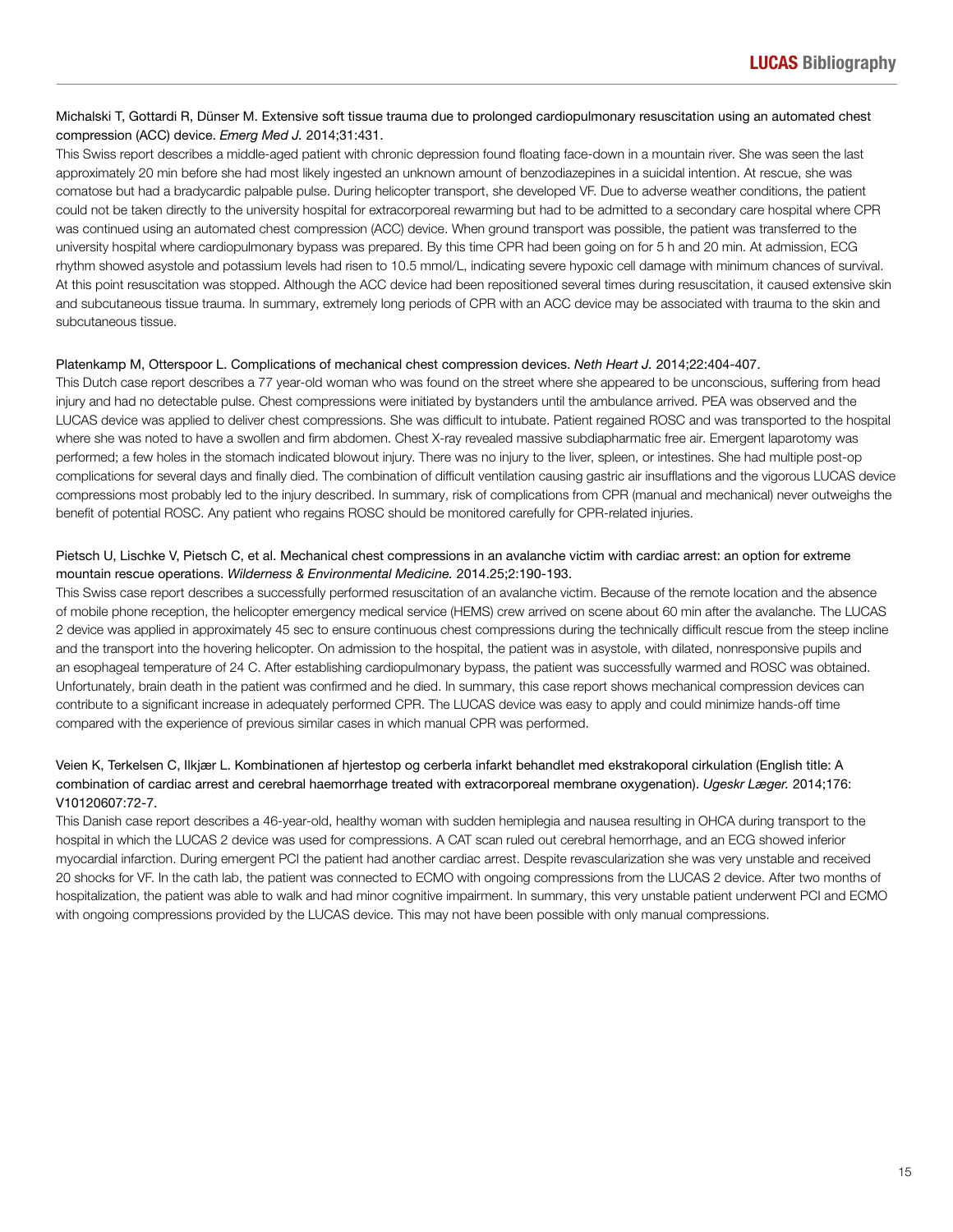Michalski T, Gottardi R, Dünser M. Extensive soft tissue trauma due to prolonged cardiopulmonary resuscitation using an automated chest compression (ACC) device. *Emerg Med J.* 2014;31:431.

This Swiss report describes a middle-aged patient with chronic depression found floating face-down in a mountain river. She was seen the last approximately 20 min before she had most likely ingested an unknown amount of benzodiazepines in a suicidal intention. At rescue, she was comatose but had a bradycardic palpable pulse. During helicopter transport, she developed VF. Due to adverse weather conditions, the patient could not be taken directly to the university hospital for extracorporeal rewarming but had to be admitted to a secondary care hospital where CPR was continued using an automated chest compression (ACC) device. When ground transport was possible, the patient was transferred to the university hospital where cardiopulmonary bypass was prepared. By this time CPR had been going on for 5 h and 20 min. At admission, ECG rhythm showed asystole and potassium levels had risen to 10.5 mmol/L, indicating severe hypoxic cell damage with minimum chances of survival. At this point resuscitation was stopped. Although the ACC device had been repositioned several times during resuscitation, it caused extensive skin and subcutaneous tissue trauma. In summary, extremely long periods of CPR with an ACC device may be associated with trauma to the skin and subcutaneous tissue.

Platenkamp M, Otterspoor L. Complications of mechanical chest compression devices. *Neth Heart J.* 2014;22:404-407.

This Dutch case report describes a 77 year-old woman who was found on the street where she appeared to be unconscious, suffering from head injury and had no detectable pulse. Chest compressions were initiated by bystanders until the ambulance arrived. PEA was observed and the LUCAS device was applied to deliver chest compressions. She was difficult to intubate. Patient regained ROSC and was transported to the hospital where she was noted to have a swollen and firm abdomen. Chest X-ray revealed massive subdiapharmatic free air. Emergent laparotomy was performed; a few holes in the stomach indicated blowout injury. There was no injury to the liver, spleen, or intestines. She had multiple post-op complications for several days and finally died. The combination of difficult ventilation causing gastric air insufflations and the vigorous LUCAS device compressions most probably led to the injury described. In summary, risk of complications from CPR (manual and mechanical) never outweighs the benefit of potential ROSC. Any patient who regains ROSC should be monitored carefully for CPR-related injuries.

Pietsch U, Lischke V, Pietsch C, et al. Mechanical chest compressions in an avalanche victim with cardiac arrest: an option for extreme mountain rescue operations. *Wilderness & Environmental Medicine.* 2014.25;2:190-193.

This Swiss case report describes a successfully performed resuscitation of an avalanche victim. Because of the remote location and the absence of mobile phone reception, the helicopter emergency medical service (HEMS) crew arrived on scene about 60 min after the avalanche. The LUCAS 2 device was applied in approximately 45 sec to ensure continuous chest compressions during the technically difficult rescue from the steep incline and the transport into the hovering helicopter. On admission to the hospital, the patient was in asystole, with dilated, nonresponsive pupils and an esophageal temperature of 24 C. After establishing cardiopulmonary bypass, the patient was successfully warmed and ROSC was obtained. Unfortunately, brain death in the patient was confirmed and he died. In summary, this case report shows mechanical compression devices can contribute to a significant increase in adequately performed CPR. The LUCAS device was easy to apply and could minimize hands-off time compared with the experience of previous similar cases in which manual CPR was performed.

Veien K, Terkelsen C, Ilkjær L. Kombinationen af hjertestop og cerberla infarkt behandlet med ekstrakoporal cirkulation (English title: A combination of cardiac arrest and cerebral haemorrhage treated with extracorporeal membrane oxygenation). *Ugeskr Læger.* 2014;176: V10120607:72-7.

This Danish case report describes a 46-year-old, healthy woman with sudden hemiplegia and nausea resulting in OHCA during transport to the hospital in which the LUCAS 2 device was used for compressions. A CAT scan ruled out cerebral hemorrhage, and an ECG showed inferior myocardial infarction. During emergent PCI the patient had another cardiac arrest. Despite revascularization she was very unstable and received 20 shocks for VF. In the cath lab, the patient was connected to ECMO with ongoing compressions from the LUCAS 2 device. After two months of hospitalization, the patient was able to walk and had minor cognitive impairment. In summary, this very unstable patient underwent PCI and ECMO with ongoing compressions provided by the LUCAS device. This may not have been possible with only manual compressions.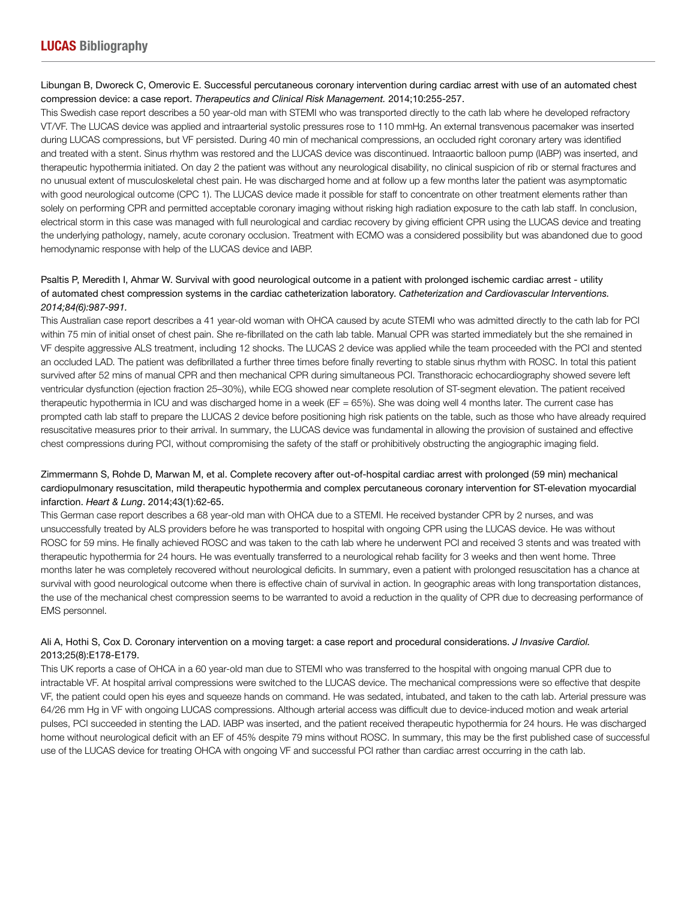Libungan B, Dworeck C, Omerovic E. Successful percutaneous coronary intervention during cardiac arrest with use of an automated chest compression device: a case report. *Therapeutics and Clinical Risk Management.* 2014;10:255-257.

This Swedish case report describes a 50 year-old man with STEMI who was transported directly to the cath lab where he developed refractory VT/VF. The LUCAS device was applied and intraarterial systolic pressures rose to 110 mmHg. An external transvenous pacemaker was inserted during LUCAS compressions, but VF persisted. During 40 min of mechanical compressions, an occluded right coronary artery was identified and treated with a stent. Sinus rhythm was restored and the LUCAS device was discontinued. Intraaortic balloon pump (IABP) was inserted, and therapeutic hypothermia initiated. On day 2 the patient was without any neurological disability, no clinical suspicion of rib or sternal fractures and no unusual extent of musculoskeletal chest pain. He was discharged home and at follow up a few months later the patient was asymptomatic with good neurological outcome (CPC 1). The LUCAS device made it possible for staff to concentrate on other treatment elements rather than solely on performing CPR and permitted acceptable coronary imaging without risking high radiation exposure to the cath lab staff. In conclusion, electrical storm in this case was managed with full neurological and cardiac recovery by giving efficient CPR using the LUCAS device and treating the underlying pathology, namely, acute coronary occlusion. Treatment with ECMO was a considered possibility but was abandoned due to good hemodynamic response with help of the LUCAS device and IABP.

Psaltis P, Meredith I, Ahmar W. Survival with good neurological outcome in a patient with prolonged ischemic cardiac arrest - utility of automated chest compression systems in the cardiac catheterization laboratory. *Catheterization and Cardiovascular Interventions. 2014;84(6):987-991.*

This Australian case report describes a 41 year-old woman with OHCA caused by acute STEMI who was admitted directly to the cath lab for PCI within 75 min of initial onset of chest pain. She re-fibrillated on the cath lab table. Manual CPR was started immediately but the she remained in VF despite aggressive ALS treatment, including 12 shocks. The LUCAS 2 device was applied while the team proceeded with the PCI and stented an occluded LAD. The patient was defibrillated a further three times before finally reverting to stable sinus rhythm with ROSC. In total this patient survived after 52 mins of manual CPR and then mechanical CPR during simultaneous PCI. Transthoracic echocardiography showed severe left ventricular dysfunction (ejection fraction 25–30%), while ECG showed near complete resolution of ST-segment elevation. The patient received therapeutic hypothermia in ICU and was discharged home in a week (EF = 65%). She was doing well 4 months later. The current case has prompted cath lab staff to prepare the LUCAS 2 device before positioning high risk patients on the table, such as those who have already required resuscitative measures prior to their arrival. In summary, the LUCAS device was fundamental in allowing the provision of sustained and effective chest compressions during PCI, without compromising the safety of the staff or prohibitively obstructing the angiographic imaging field.

Zimmermann S, Rohde D, Marwan M, et al. Complete recovery after out-of-hospital cardiac arrest with prolonged (59 min) mechanical cardiopulmonary resuscitation, mild therapeutic hypothermia and complex percutaneous coronary intervention for ST-elevation myocardial infarction. *Heart & Lung*. 2014;43(1):62-65.

This German case report describes a 68 year-old man with OHCA due to a STEMI. He received bystander CPR by 2 nurses, and was unsuccessfully treated by ALS providers before he was transported to hospital with ongoing CPR using the LUCAS device. He was without ROSC for 59 mins. He finally achieved ROSC and was taken to the cath lab where he underwent PCI and received 3 stents and was treated with therapeutic hypothermia for 24 hours. He was eventually transferred to a neurological rehab facility for 3 weeks and then went home. Three months later he was completely recovered without neurological deficits. In summary, even a patient with prolonged resuscitation has a chance at survival with good neurological outcome when there is effective chain of survival in action. In geographic areas with long transportation distances, the use of the mechanical chest compression seems to be warranted to avoid a reduction in the quality of CPR due to decreasing performance of EMS personnel.

Ali A, Hothi S, Cox D. Coronary intervention on a moving target: a case report and procedural considerations. *J Invasive Cardiol.* 2013;25(8):E178-E179.

This UK reports a case of OHCA in a 60 year-old man due to STEMI who was transferred to the hospital with ongoing manual CPR due to intractable VF. At hospital arrival compressions were switched to the LUCAS device. The mechanical compressions were so effective that despite VF, the patient could open his eyes and squeeze hands on command. He was sedated, intubated, and taken to the cath lab. Arterial pressure was 64/26 mm Hg in VF with ongoing LUCAS compressions. Although arterial access was difficult due to device-induced motion and weak arterial pulses, PCI succeeded in stenting the LAD. IABP was inserted, and the patient received therapeutic hypothermia for 24 hours. He was discharged home without neurological deficit with an EF of 45% despite 79 mins without ROSC. In summary, this may be the first published case of successful use of the LUCAS device for treating OHCA with ongoing VF and successful PCI rather than cardiac arrest occurring in the cath lab.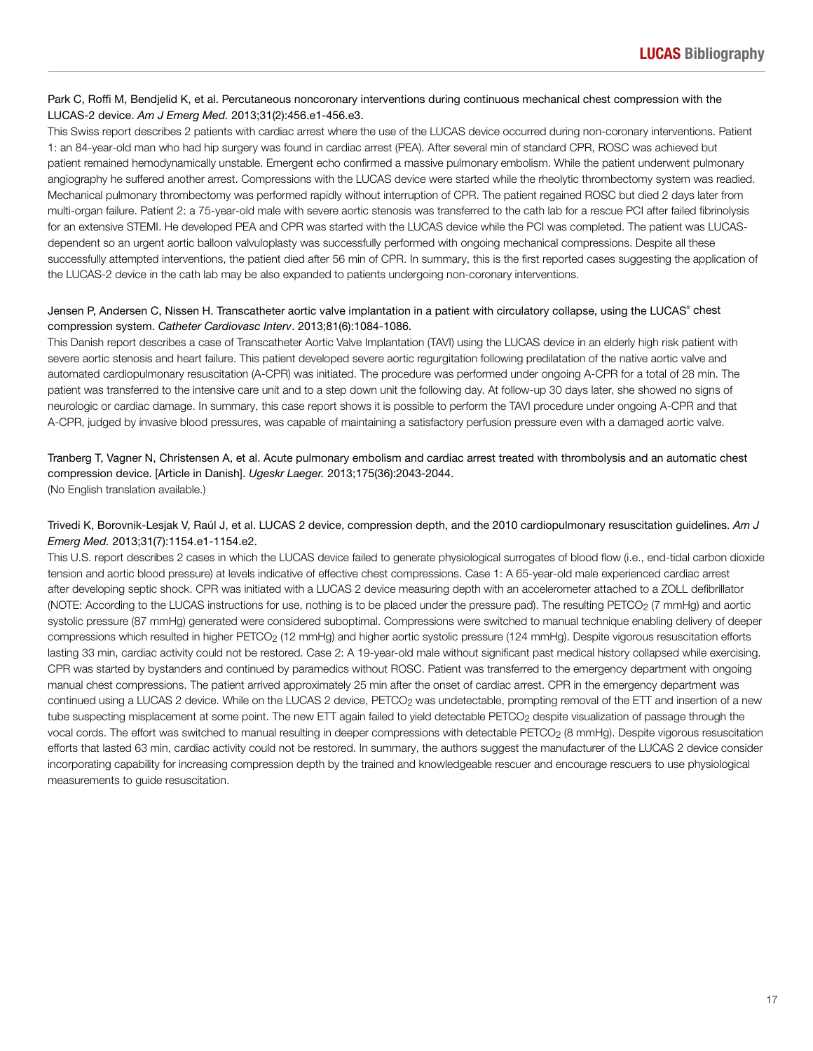Park C, Roffi M, Bendjelid K, et al. Percutaneous noncoronary interventions during continuous mechanical chest compression with the LUCAS-2 device. *Am J Emerg Med.* 2013;31(2):456.e1-456.e3.

This Swiss report describes 2 patients with cardiac arrest where the use of the LUCAS device occurred during non-coronary interventions. Patient 1: an 84-year-old man who had hip surgery was found in cardiac arrest (PEA). After several min of standard CPR, ROSC was achieved but patient remained hemodynamically unstable. Emergent echo confirmed a massive pulmonary embolism. While the patient underwent pulmonary angiography he suffered another arrest. Compressions with the LUCAS device were started while the rheolytic thrombectomy system was readied. Mechanical pulmonary thrombectomy was performed rapidly without interruption of CPR. The patient regained ROSC but died 2 days later from multi-organ failure. Patient 2: a 75-year-old male with severe aortic stenosis was transferred to the cath lab for a rescue PCI after failed fibrinolysis for an extensive STEMI. He developed PEA and CPR was started with the LUCAS device while the PCI was completed. The patient was LUCAS-dependent so an urgent aortic balloon valvuloplasty was successfully performed with ongoing mechanical compressions. Despite all these successfully attempted interventions, the patient died after 56 min of CPR. In summary, this is the first reported cases suggesting the application of the LUCAS-2 device in the cath lab may be also expanded to patients undergoing non-coronary interventions.

Jensen P, Andersen C, Nissen H. Transcatheter aortic valve implantation in a patient with circulatory collapse, using the LUCAS® chest compression system. *Catheter Cardiovasc Interv*. 2013;81(6):1084-1086.

This Danish report describes a case of Transcatheter Aortic Valve Implantation (TAVI) using the LUCAS device in an elderly high risk patient with severe aortic stenosis and heart failure. This patient developed severe aortic regurgitation following predilatation of the native aortic valve and automated cardiopulmonary resuscitation (A-CPR) was initiated. The procedure was performed under ongoing A-CPR for a total of 28 min. The patient was transferred to the intensive care unit and to a step down unit the following day. At follow-up 30 days later, she showed no signs of neurologic or cardiac damage. In summary, this case report shows it is possible to perform the TAVI procedure under ongoing A-CPR and that A-CPR, judged by invasive blood pressures, was capable of maintaining a satisfactory perfusion pressure even with a damaged aortic valve.

Tranberg T, Vagner N, Christensen A, et al. Acute pulmonary embolism and cardiac arrest treated with thrombolysis and an automatic chest compression device. [Article in Danish]. *Ugeskr Laeger.* 2013;175(36):2043-2044.

(No English translation available.)

Trivedi K, Borovnik-Lesjak V, Raúl J, et al. LUCAS 2 device, compression depth, and the 2010 cardiopulmonary resuscitation guidelines. *Am J Emerg Med.* 2013;31(7):1154.e1-1154.e2.

This U.S. report describes 2 cases in which the LUCAS device failed to generate physiological surrogates of blood flow (i.e., end-tidal carbon dioxide tension and aortic blood pressure) at levels indicative of effective chest compressions. Case 1: A 65-year-old male experienced cardiac arrest after developing septic shock. CPR was initiated with a LUCAS 2 device measuring depth with an accelerometer attached to a ZOLL defibrillator (NOTE: According to the LUCAS instructions for use, nothing is to be placed under the pressure pad). The resulting $PETCO_2$ (7 mmHg) and aortic systolic pressure (87 mmHg) generated were considered suboptimal. Compressions were switched to manual technique enabling delivery of deeper compressions which resulted in higher $PETCO_2$ (12 mmHg) and higher aortic systolic pressure (124 mmHg). Despite vigorous resuscitation efforts lasting 33 min, cardiac activity could not be restored. Case 2: A 19-year-old male without significant past medical history collapsed while exercising. CPR was started by bystanders and continued by paramedics without ROSC. Patient was transferred to the emergency department with ongoing manual chest compressions. The patient arrived approximately 25 min after the onset of cardiac arrest. CPR in the emergency department was continued using a LUCAS 2 device. While on the LUCAS 2 device, $PETCO_2$ was undetectable, prompting removal of the ETT and insertion of a new tube suspecting misplacement at some point. The new ETT again failed to yield detectable $PETCO_2$ despite visualization of passage through the vocal cords. The effort was switched to manual resulting in deeper compressions with detectable $PETCO_2$ (8 mmHg). Despite vigorous resuscitation efforts that lasted 63 min, cardiac activity could not be restored. In summary, the authors suggest the manufacturer of the LUCAS 2 device consider incorporating capability for increasing compression depth by the trained and knowledgeable rescuer and encourage rescuers to use physiological measurements to guide resuscitation.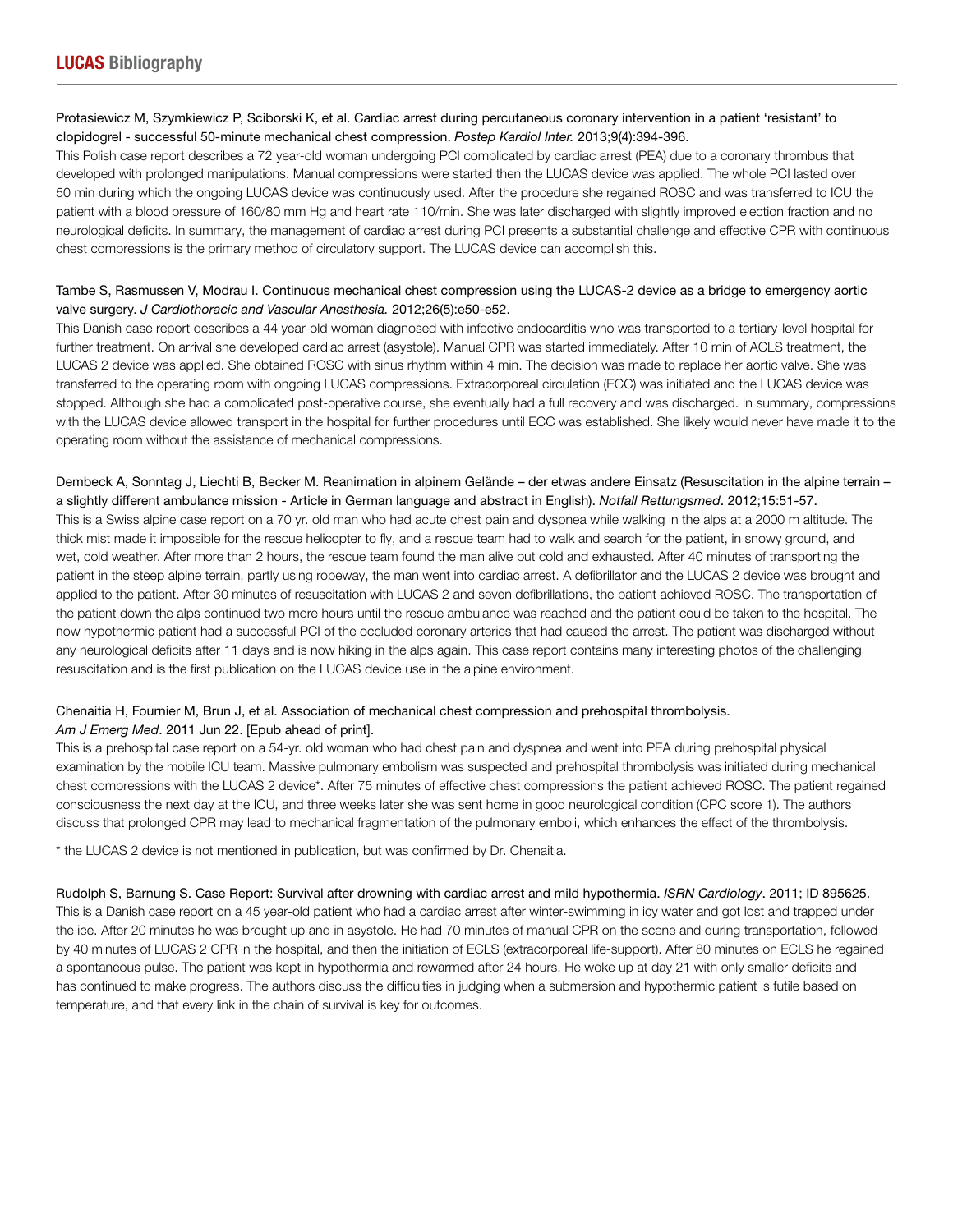Protasiewicz M, Szymkiewicz P, Sciborski K, et al. Cardiac arrest during percutaneous coronary intervention in a patient 'resistant' to clopidogrel - successful 50-minute mechanical chest compression. *Postep Kardiol Inter.* 2013;9(4):394-396.

This Polish case report describes a 72 year-old woman undergoing PCI complicated by cardiac arrest (PEA) due to a coronary thrombus that developed with prolonged manipulations. Manual compressions were started then the LUCAS device was applied. The whole PCI lasted over 50 min during which the ongoing LUCAS device was continuously used. After the procedure she regained ROSC and was transferred to ICU the patient with a blood pressure of 160/80 mm Hg and heart rate 110/min. She was later discharged with slightly improved ejection fraction and no neurological deficits. In summary, the management of cardiac arrest during PCI presents a substantial challenge and effective CPR with continuous chest compressions is the primary method of circulatory support. The LUCAS device can accomplish this.

Tambe S, Rasmussen V, Modrau I. Continuous mechanical chest compression using the LUCAS-2 device as a bridge to emergency aortic valve surgery. *J Cardiothoracic and Vascular Anesthesia.* 2012;26(5):e50-e52.

This Danish case report describes a 44 year-old woman diagnosed with infective endocarditis who was transported to a tertiary-level hospital for further treatment. On arrival she developed cardiac arrest (asystole). Manual CPR was started immediately. After 10 min of ACLS treatment, the LUCAS 2 device was applied. She obtained ROSC with sinus rhythm within 4 min. The decision was made to replace her aortic valve. She was transferred to the operating room with ongoing LUCAS compressions. Extracorporeal circulation (ECC) was initiated and the LUCAS device was stopped. Although she had a complicated post-operative course, she eventually had a full recovery and was discharged. In summary, compressions with the LUCAS device allowed transport in the hospital for further procedures until ECC was established. She likely would never have made it to the operating room without the assistance of mechanical compressions.

Dembeck A, Sonntag J, Liechti B, Becker M. Reanimation in alpinem Gelände – der etwas andere Einsatz (Resuscitation in the alpine terrain – a slightly different ambulance mission - Article in German language and abstract in English). *Notfall Rettungsmed*. 2012;15:51-57.

This is a Swiss alpine case report on a 70 yr. old man who had acute chest pain and dyspnea while walking in the alps at a 2000 m altitude. The thick mist made it impossible for the rescue helicopter to fly, and a rescue team had to walk and search for the patient, in snowy ground, and wet, cold weather. After more than 2 hours, the rescue team found the man alive but cold and exhausted. After 40 minutes of transporting the patient in the steep alpine terrain, partly using ropeway, the man went into cardiac arrest. A defibrillator and the LUCAS 2 device was brought and applied to the patient. After 30 minutes of resuscitation with LUCAS 2 and seven defibrillations, the patient achieved ROSC. The transportation of the patient down the alps continued two more hours until the rescue ambulance was reached and the patient could be taken to the hospital. The now hypothermic patient had a successful PCI of the occluded coronary arteries that had caused the arrest. The patient was discharged without any neurological deficits after 11 days and is now hiking in the alps again. This case report contains many interesting photos of the challenging resuscitation and is the first publication on the LUCAS device use in the alpine environment.

Chenaitia H, Fournier M, Brun J, et al. Association of mechanical chest compression and prehospital thrombolysis. *Am J Emerg Med*. 2011 Jun 22. [Epub ahead of print].

This is a prehospital case report on a 54-yr. old woman who had chest pain and dyspnea and went into PEA during prehospital physical examination by the mobile ICU team. Massive pulmonary embolism was suspected and prehospital thrombolysis was initiated during mechanical chest compressions with the LUCAS 2 device*. After 75 minutes of effective chest compressions the patient achieved ROSC. The patient regained consciousness the next day at the ICU, and three weeks later she was sent home in good neurological condition (CPC score 1). The authors discuss that prolonged CPR may lead to mechanical fragmentation of the pulmonary emboli, which enhances the effect of the thrombolysis.

* the LUCAS 2 device is not mentioned in publication, but was confirmed by Dr. Chenaitia.

Rudolph S, Barnung S. Case Report: Survival after drowning with cardiac arrest and mild hypothermia. *ISRN Cardiology*. 2011; ID 895625.

This is a Danish case report on a 45 year-old patient who had a cardiac arrest after winter-swimming in icy water and got lost and trapped under the ice. After 20 minutes he was brought up and in asystole. He had 70 minutes of manual CPR on the scene and during transportation, followed by 40 minutes of LUCAS 2 CPR in the hospital, and then the initiation of ECLS (extracorporeal life-support). After 80 minutes on ECLS he regained a spontaneous pulse. The patient was kept in hypothermia and rewarmed after 24 hours. He woke up at day 21 with only smaller deficits and has continued to make progress. The authors discuss the difficulties in judging when a submersion and hypothermic patient is futile based on temperature, and that every link in the chain of survival is key for outcomes.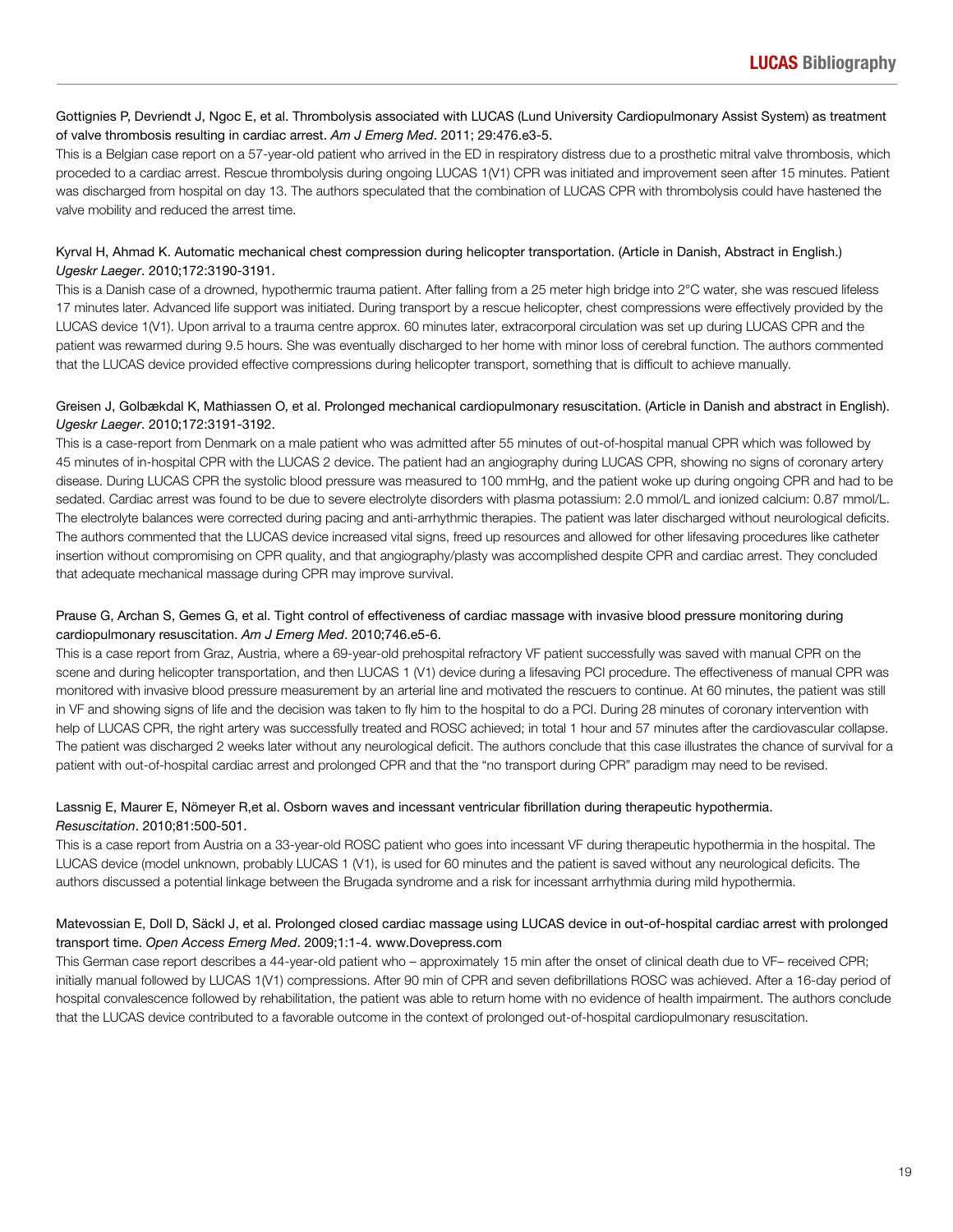Gottignies P, Devriendt J, Ngoc E, et al. Thrombolysis associated with LUCAS (Lund University Cardiopulmonary Assist System) as treatment of valve thrombosis resulting in cardiac arrest. *Am J Emerg Med*. 2011; 29:476.e3-5.

This is a Belgian case report on a 57-year-old patient who arrived in the ED in respiratory distress due to a prosthetic mitral valve thrombosis, which proceded to a cardiac arrest. Rescue thrombolysis during ongoing LUCAS 1(V1) CPR was initiated and improvement seen after 15 minutes. Patient was discharged from hospital on day 13. The authors speculated that the combination of LUCAS CPR with thrombolysis could have hastened the valve mobility and reduced the arrest time.

Kyrval H, Ahmad K. Automatic mechanical chest compression during helicopter transportation. (Article in Danish, Abstract in English.) *Ugeskr Laeger*. 2010;172:3190-3191.

This is a Danish case of a drowned, hypothermic trauma patient. After falling from a 25 meter high bridge into 2°C water, she was rescued lifeless 17 minutes later. Advanced life support was initiated. During transport by a rescue helicopter, chest compressions were effectively provided by the LUCAS device 1(V1). Upon arrival to a trauma centre approx. 60 minutes later, extracorporal circulation was set up during LUCAS CPR and the patient was rewarmed during 9.5 hours. She was eventually discharged to her home with minor loss of cerebral function. The authors commented that the LUCAS device provided effective compressions during helicopter transport, something that is difficult to achieve manually.

Greisen J, Golbækdal K, Mathiassen O, et al. Prolonged mechanical cardiopulmonary resuscitation. (Article in Danish and abstract in English). *Ugeskr Laeger*. 2010;172:3191-3192.

This is a case-report from Denmark on a male patient who was admitted after 55 minutes of out-of-hospital manual CPR which was followed by 45 minutes of in-hospital CPR with the LUCAS 2 device. The patient had an angiography during LUCAS CPR, showing no signs of coronary artery disease. During LUCAS CPR the systolic blood pressure was measured to 100 mmHg, and the patient woke up during ongoing CPR and had to be sedated. Cardiac arrest was found to be due to severe electrolyte disorders with plasma potassium: 2.0 mmol/L and ionized calcium: 0.87 mmol/L. The electrolyte balances were corrected during pacing and anti-arrhythmic therapies. The patient was later discharged without neurological deficits. The authors commented that the LUCAS device increased vital signs, freed up resources and allowed for other lifesaving procedures like catheter insertion without compromising on CPR quality, and that angiography/plasty was accomplished despite CPR and cardiac arrest. They concluded that adequate mechanical massage during CPR may improve survival.

Prause G, Archan S, Gemes G, et al. Tight control of effectiveness of cardiac massage with invasive blood pressure monitoring during cardiopulmonary resuscitation. *Am J Emerg Med*. 2010;746.e5-6.

This is a case report from Graz, Austria, where a 69-year-old prehospital refractory VF patient successfully was saved with manual CPR on the scene and during helicopter transportation, and then LUCAS 1 (V1) device during a lifesaving PCI procedure. The effectiveness of manual CPR was monitored with invasive blood pressure measurement by an arterial line and motivated the rescuers to continue. At 60 minutes, the patient was still in VF and showing signs of life and the decision was taken to fly him to the hospital to do a PCI. During 28 minutes of coronary intervention with help of LUCAS CPR, the right artery was successfully treated and ROSC achieved; in total 1 hour and 57 minutes after the cardiovascular collapse. The patient was discharged 2 weeks later without any neurological deficit. The authors conclude that this case illustrates the chance of survival for a patient with out-of-hospital cardiac arrest and prolonged CPR and that the "no transport during CPR" paradigm may need to be revised.

Lassnig E, Maurer E, Nömeyer R,et al. Osborn waves and incessant ventricular fibrillation during therapeutic hypothermia. *Resuscitation*. 2010;81:500-501.

This is a case report from Austria on a 33-year-old ROSC patient who goes into incessant VF during therapeutic hypothermia in the hospital. The LUCAS device (model unknown, probably LUCAS 1 (V1), is used for 60 minutes and the patient is saved without any neurological deficits. The authors discussed a potential linkage between the Brugada syndrome and a risk for incessant arrhythmia during mild hypothermia.

Matevossian E, Doll D, Säckl J, et al. Prolonged closed cardiac massage using LUCAS device in out-of-hospital cardiac arrest with prolonged transport time. *Open Access Emerg Med*. 2009;1:1-4. www.Dovepress.com

This German case report describes a 44-year-old patient who – approximately 15 min after the onset of clinical death due to VF– received CPR; initially manual followed by LUCAS 1(V1) compressions. After 90 min of CPR and seven defibrillations ROSC was achieved. After a 16-day period of hospital convalescence followed by rehabilitation, the patient was able to return home with no evidence of health impairment. The authors conclude that the LUCAS device contributed to a favorable outcome in the context of prolonged out-of-hospital cardiopulmonary resuscitation.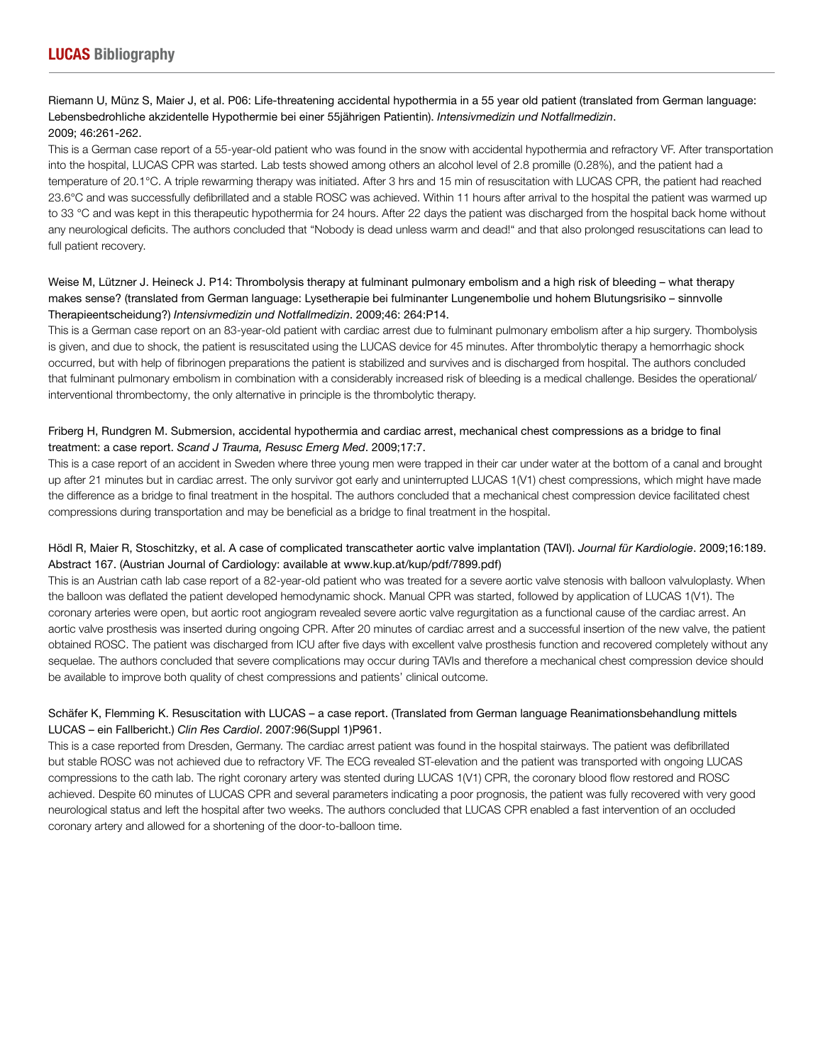Riemann U, Münz S, Maier J, et al. P06: Life-threatening accidental hypothermia in a 55 year old patient (translated from German language: Lebensbedrohliche akzidentelle Hypothermie bei einer 55jährigen Patientin). *Intensivmedizin und Notfallmedizin*. 2009; 46:261-262.

This is a German case report of a 55-year-old patient who was found in the snow with accidental hypothermia and refractory VF. After transportation into the hospital, LUCAS CPR was started. Lab tests showed among others an alcohol level of 2.8 promille (0.28%), and the patient had a temperature of 20.1°C. A triple rewarming therapy was initiated. After 3 hrs and 15 min of resuscitation with LUCAS CPR, the patient had reached 23.6°C and was successfully defibrillated and a stable ROSC was achieved. Within 11 hours after arrival to the hospital the patient was warmed up to 33 °C and was kept in this therapeutic hypothermia for 24 hours. After 22 days the patient was discharged from the hospital back home without any neurological deficits. The authors concluded that "Nobody is dead unless warm and dead!" and that also prolonged resuscitations can lead to full patient recovery.

Weise M, Lützner J. Heineck J. P14: Thrombolysis therapy at fulminant pulmonary embolism and a high risk of bleeding – what therapy makes sense? (translated from German language: Lysetherapie bei fulminanter Lungenembolie und hohem Blutungsrisiko – sinnvolle Therapieentscheidung?) *Intensivmedizin und Notfallmedizin*. 2009;46: 264:P14.

This is a German case report on an 83-year-old patient with cardiac arrest due to fulminant pulmonary embolism after a hip surgery. Thombolysis is given, and due to shock, the patient is resuscitated using the LUCAS device for 45 minutes. After thrombolytic therapy a hemorrhagic shock occurred, but with help of fibrinogen preparations the patient is stabilized and survives and is discharged from hospital. The authors concluded that fulminant pulmonary embolism in combination with a considerably increased risk of bleeding is a medical challenge. Besides the operational/interventional thrombectomy, the only alternative in principle is the thrombolytic therapy.

Friberg H, Rundgren M. Submersion, accidental hypothermia and cardiac arrest, mechanical chest compressions as a bridge to final treatment: a case report. *Scand J Trauma, Resusc Emerg Med*. 2009;17:7.

This is a case report of an accident in Sweden where three young men were trapped in their car under water at the bottom of a canal and brought up after 21 minutes but in cardiac arrest. The only survivor got early and uninterrupted LUCAS 1(V1) chest compressions, which might have made the difference as a bridge to final treatment in the hospital. The authors concluded that a mechanical chest compression device facilitated chest compressions during transportation and may be beneficial as a bridge to final treatment in the hospital.

Hödl R, Maier R, Stoschitzky, et al. A case of complicated transcatheter aortic valve implantation (TAVI). *Journal für Kardiologie*. 2009;16:189. Abstract 167. (Austrian Journal of Cardiology: available at www.kup.at/kup/pdf/7899.pdf)

This is an Austrian cath lab case report of a 82-year-old patient who was treated for a severe aortic valve stenosis with balloon valvuloplasty. When the balloon was deflated the patient developed hemodynamic shock. Manual CPR was started, followed by application of LUCAS 1(V1). The coronary arteries were open, but aortic root angiogram revealed severe aortic valve regurgitation as a functional cause of the cardiac arrest. An aortic valve prosthesis was inserted during ongoing CPR. After 20 minutes of cardiac arrest and a successful insertion of the new valve, the patient obtained ROSC. The patient was discharged from ICU after five days with excellent valve prosthesis function and recovered completely without any sequelae. The authors concluded that severe complications may occur during TAVIs and therefore a mechanical chest compression device should be available to improve both quality of chest compressions and patients' clinical outcome.

Schäfer K, Flemming K. Resuscitation with LUCAS – a case report. (Translated from German language Reanimationsbehandlung mittels LUCAS – ein Fallbericht.) *Clin Res Cardiol*. 2007:96(Suppl 1)P961.

This is a case reported from Dresden, Germany. The cardiac arrest patient was found in the hospital stairways. The patient was defibrillated but stable ROSC was not achieved due to refractory VF. The ECG revealed ST-elevation and the patient was transported with ongoing LUCAS compressions to the cath lab. The right coronary artery was stented during LUCAS 1(V1) CPR, the coronary blood flow restored and ROSC achieved. Despite 60 minutes of LUCAS CPR and several parameters indicating a poor prognosis, the patient was fully recovered with very good neurological status and left the hospital after two weeks. The authors concluded that LUCAS CPR enabled a fast intervention of an occluded coronary artery and allowed for a shortening of the door-to-balloon time.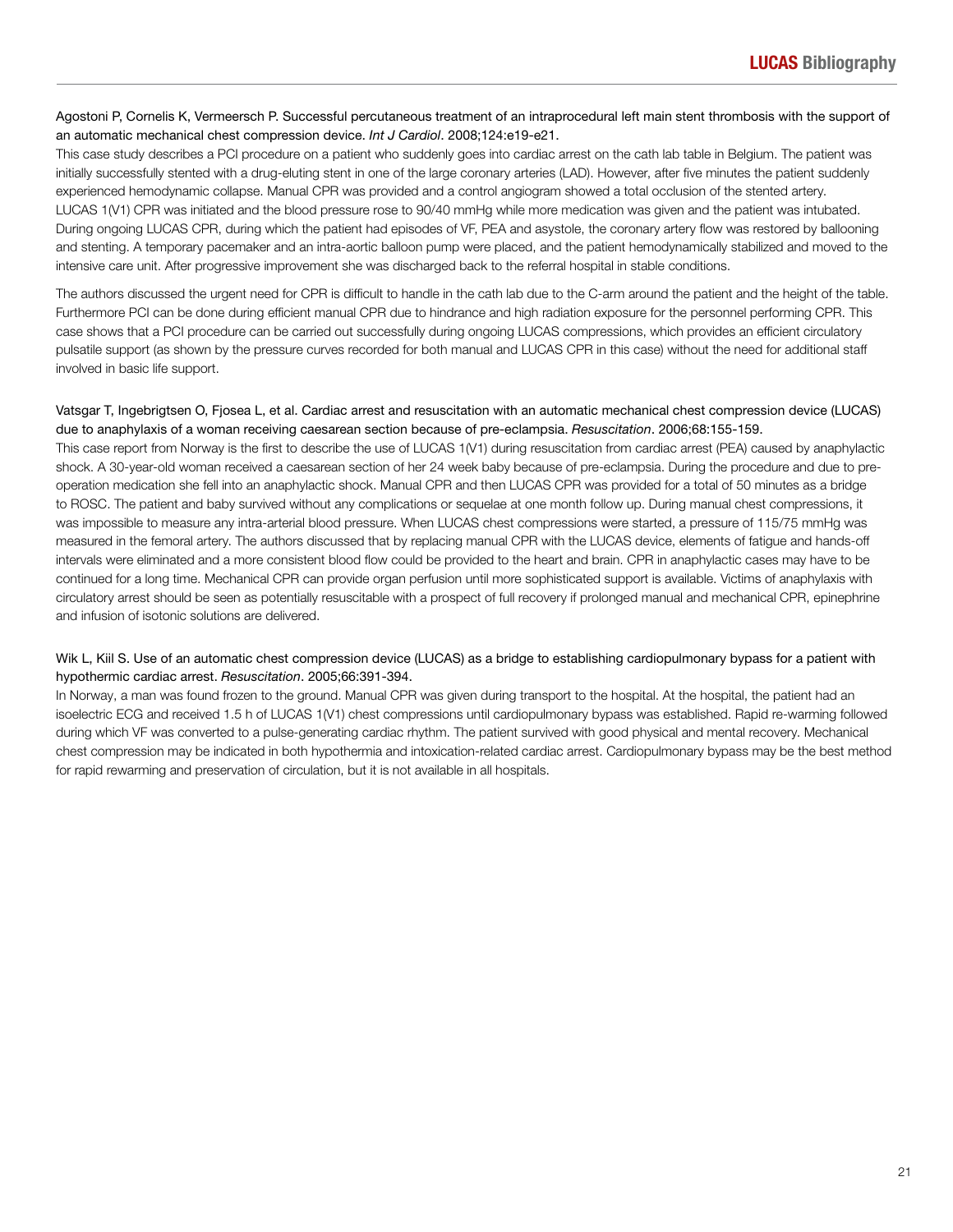Agostoni P, Cornelis K, Vermeersch P. Successful percutaneous treatment of an intraprocedural left main stent thrombosis with the support of an automatic mechanical chest compression device. *Int J Cardiol*. 2008;124:e19-e21.

This case study describes a PCI procedure on a patient who suddenly goes into cardiac arrest on the cath lab table in Belgium. The patient was initially successfully stented with a drug-eluting stent in one of the large coronary arteries (LAD). However, after five minutes the patient suddenly experienced hemodynamic collapse. Manual CPR was provided and a control angiogram showed a total occlusion of the stented artery. LUCAS 1(V1) CPR was initiated and the blood pressure rose to 90/40 mmHg while more medication was given and the patient was intubated. During ongoing LUCAS CPR, during which the patient had episodes of VF, PEA and asystole, the coronary artery flow was restored by ballooning and stenting. A temporary pacemaker and an intra-aortic balloon pump were placed, and the patient hemodynamically stabilized and moved to the intensive care unit. After progressive improvement she was discharged back to the referral hospital in stable conditions.

The authors discussed the urgent need for CPR is difficult to handle in the cath lab due to the C-arm around the patient and the height of the table. Furthermore PCI can be done during efficient manual CPR due to hindrance and high radiation exposure for the personnel performing CPR. This case shows that a PCI procedure can be carried out successfully during ongoing LUCAS compressions, which provides an efficient circulatory pulsatile support (as shown by the pressure curves recorded for both manual and LUCAS CPR in this case) without the need for additional staff involved in basic life support.

Vatsgar T, Ingebrigtsen O, Fjosea L, et al. Cardiac arrest and resuscitation with an automatic mechanical chest compression device (LUCAS) due to anaphylaxis of a woman receiving caesarean section because of pre-eclampsia. *Resuscitation*. 2006;68:155-159.

This case report from Norway is the first to describe the use of LUCAS 1(V1) during resuscitation from cardiac arrest (PEA) caused by anaphylactic shock. A 30-year-old woman received a caesarean section of her 24 week baby because of pre-eclampsia. During the procedure and due to pre-operation medication she fell into an anaphylactic shock. Manual CPR and then LUCAS CPR was provided for a total of 50 minutes as a bridge to ROSC. The patient and baby survived without any complications or sequelae at one month follow up. During manual chest compressions, it was impossible to measure any intra-arterial blood pressure. When LUCAS chest compressions were started, a pressure of 115/75 mmHg was measured in the femoral artery. The authors discussed that by replacing manual CPR with the LUCAS device, elements of fatigue and hands-off intervals were eliminated and a more consistent blood flow could be provided to the heart and brain. CPR in anaphylactic cases may have to be continued for a long time. Mechanical CPR can provide organ perfusion until more sophisticated support is available. Victims of anaphylaxis with circulatory arrest should be seen as potentially resuscitable with a prospect of full recovery if prolonged manual and mechanical CPR, epinephrine and infusion of isotonic solutions are delivered.

Wik L, Kiil S. Use of an automatic chest compression device (LUCAS) as a bridge to establishing cardiopulmonary bypass for a patient with hypothermic cardiac arrest. *Resuscitation*. 2005;66:391-394.

In Norway, a man was found frozen to the ground. Manual CPR was given during transport to the hospital. At the hospital, the patient had an isoelectric ECG and received 1.5 h of LUCAS 1(V1) chest compressions until cardiopulmonary bypass was established. Rapid re-warming followed during which VF was converted to a pulse-generating cardiac rhythm. The patient survived with good physical and mental recovery. Mechanical chest compression may be indicated in both hypothermia and intoxication-related cardiac arrest. Cardiopulmonary bypass may be the best method for rapid rewarming and preservation of circulation, but it is not available in all hospitals.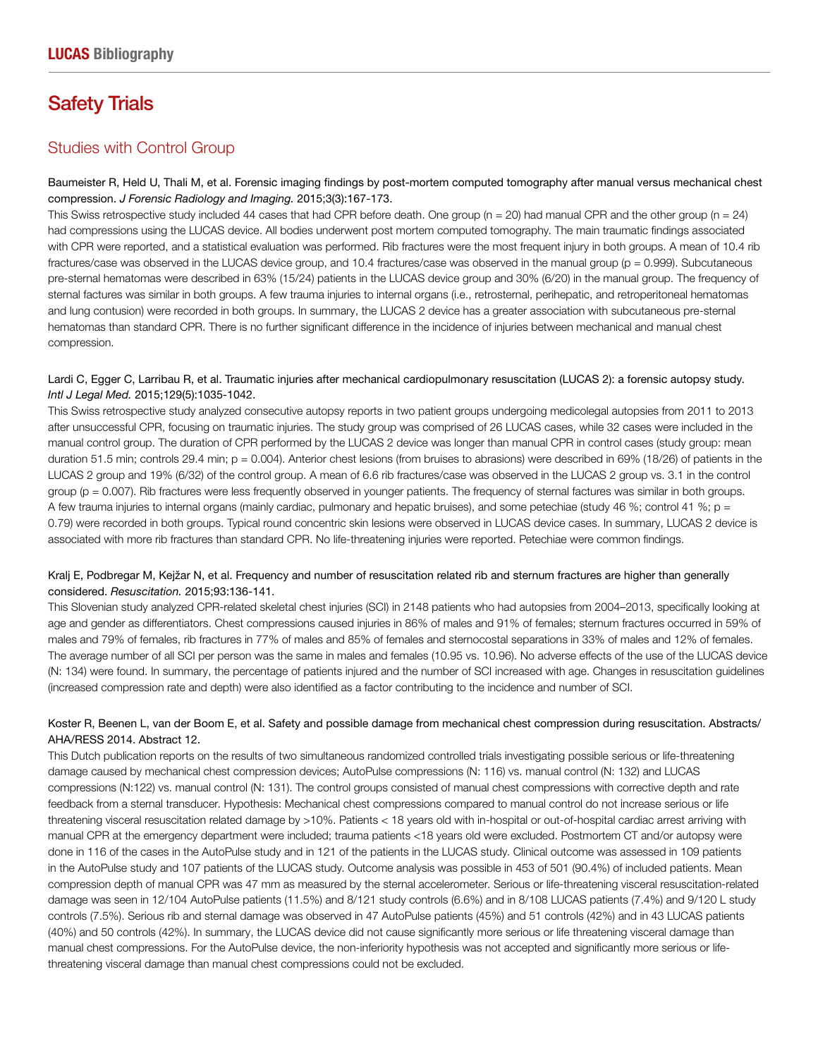# Safety Trials

## Studies with Control Group

Baumeister R, Held U, Thali M, et al. Forensic imaging findings by post-mortem computed tomography after manual versus mechanical chest compression. *J Forensic Radiology and Imaging.* 2015;3(3):167-173.

This Swiss retrospective study included 44 cases that had CPR before death. One group (n = 20) had manual CPR and the other group (n = 24) had compressions using the LUCAS device. All bodies underwent post mortem computed tomography. The main traumatic findings associated with CPR were reported, and a statistical evaluation was performed. Rib fractures were the most frequent injury in both groups. A mean of 10.4 rib fractures/case was observed in the LUCAS device group, and 10.4 fractures/case was observed in the manual group (p = 0.999). Subcutaneous pre-sternal hematomas were described in 63% (15/24) patients in the LUCAS device group and 30% (6/20) in the manual group. The frequency of sternal factures was similar in both groups. A few trauma injuries to internal organs (i.e., retrosternal, perihepatic, and retroperitoneal hematomas and lung contusion) were recorded in both groups. In summary, the LUCAS 2 device has a greater association with subcutaneous pre-sternal hematomas than standard CPR. There is no further significant difference in the incidence of injuries between mechanical and manual chest compression.

Lardi C, Egger C, Larribau R, et al. Traumatic injuries after mechanical cardiopulmonary resuscitation (LUCAS 2): a forensic autopsy study. *Intl J Legal Med.* 2015;129(5):1035-1042.

This Swiss retrospective study analyzed consecutive autopsy reports in two patient groups undergoing medicolegal autopsies from 2011 to 2013 after unsuccessful CPR, focusing on traumatic injuries. The study group was comprised of 26 LUCAS cases, while 32 cases were included in the manual control group. The duration of CPR performed by the LUCAS 2 device was longer than manual CPR in control cases (study group: mean duration 51.5 min; controls 29.4 min; p = 0.004). Anterior chest lesions (from bruises to abrasions) were described in 69% (18/26) of patients in the LUCAS 2 group and 19% (6/32) of the control group. A mean of 6.6 rib fractures/case was observed in the LUCAS 2 group vs. 3.1 in the control group (p = 0.007). Rib fractures were less frequently observed in younger patients. The frequency of sternal factures was similar in both groups. A few trauma injuries to internal organs (mainly cardiac, pulmonary and hepatic bruises), and some petechiae (study 46 %; control 41 %; p = 0.79) were recorded in both groups. Typical round concentric skin lesions were observed in LUCAS device cases. In summary, LUCAS 2 device is associated with more rib fractures than standard CPR. No life-threatening injuries were reported. Petechiae were common findings.

Kralj E, Podbregar M, Kejžar N, et al. Frequency and number of resuscitation related rib and sternum fractures are higher than generally considered. *Resuscitation.* 2015;93:136-141.

This Slovenian study analyzed CPR-related skeletal chest injuries (SCI) in 2148 patients who had autopsies from 2004–2013, specifically looking at age and gender as differentiators. Chest compressions caused injuries in 86% of males and 91% of females; sternum fractures occurred in 59% of males and 79% of females, rib fractures in 77% of males and 85% of females and sternocostal separations in 33% of males and 12% of females. The average number of all SCI per person was the same in males and females (10.95 vs. 10.96). No adverse effects of the use of the LUCAS device (N: 134) were found. In summary, the percentage of patients injured and the number of SCI increased with age. Changes in resuscitation guidelines (increased compression rate and depth) were also identified as a factor contributing to the incidence and number of SCI.

Koster R, Beenen L, van der Boom E, et al. Safety and possible damage from mechanical chest compression during resuscitation. Abstracts/ AHA/RESS 2014. Abstract 12.

This Dutch publication reports on the results of two simultaneous randomized controlled trials investigating possible serious or life-threatening damage caused by mechanical chest compression devices; AutoPulse compressions (N: 116) vs. manual control (N: 132) and LUCAS compressions (N:122) vs. manual control (N: 131). The control groups consisted of manual chest compressions with corrective depth and rate feedback from a sternal transducer. Hypothesis: Mechanical chest compressions compared to manual control do not increase serious or life threatening visceral resuscitation related damage by >10%. Patients < 18 years old with in-hospital or out-of-hospital cardiac arrest arriving with manual CPR at the emergency department were included; trauma patients <18 years old were excluded. Postmortem CT and/or autopsy were done in 116 of the cases in the AutoPulse study and in 121 of the patients in the LUCAS study. Clinical outcome was assessed in 109 patients in the AutoPulse study and 107 patients of the LUCAS study. Outcome analysis was possible in 453 of 501 (90.4%) of included patients. Mean compression depth of manual CPR was 47 mm as measured by the sternal accelerometer. Serious or life-threatening visceral resuscitation-related damage was seen in 12/104 AutoPulse patients (11.5%) and 8/121 study controls (6.6%) and in 8/108 LUCAS patients (7.4%) and 9/120 L study controls (7.5%). Serious rib and sternal damage was observed in 47 AutoPulse patients (45%) and 51 controls (42%) and in 43 LUCAS patients (40%) and 50 controls (42%). In summary, the LUCAS device did not cause significantly more serious or life threatening visceral damage than manual chest compressions. For the AutoPulse device, the non-inferiority hypothesis was not accepted and significantly more serious or life-threatening visceral damage than manual chest compressions could not be excluded.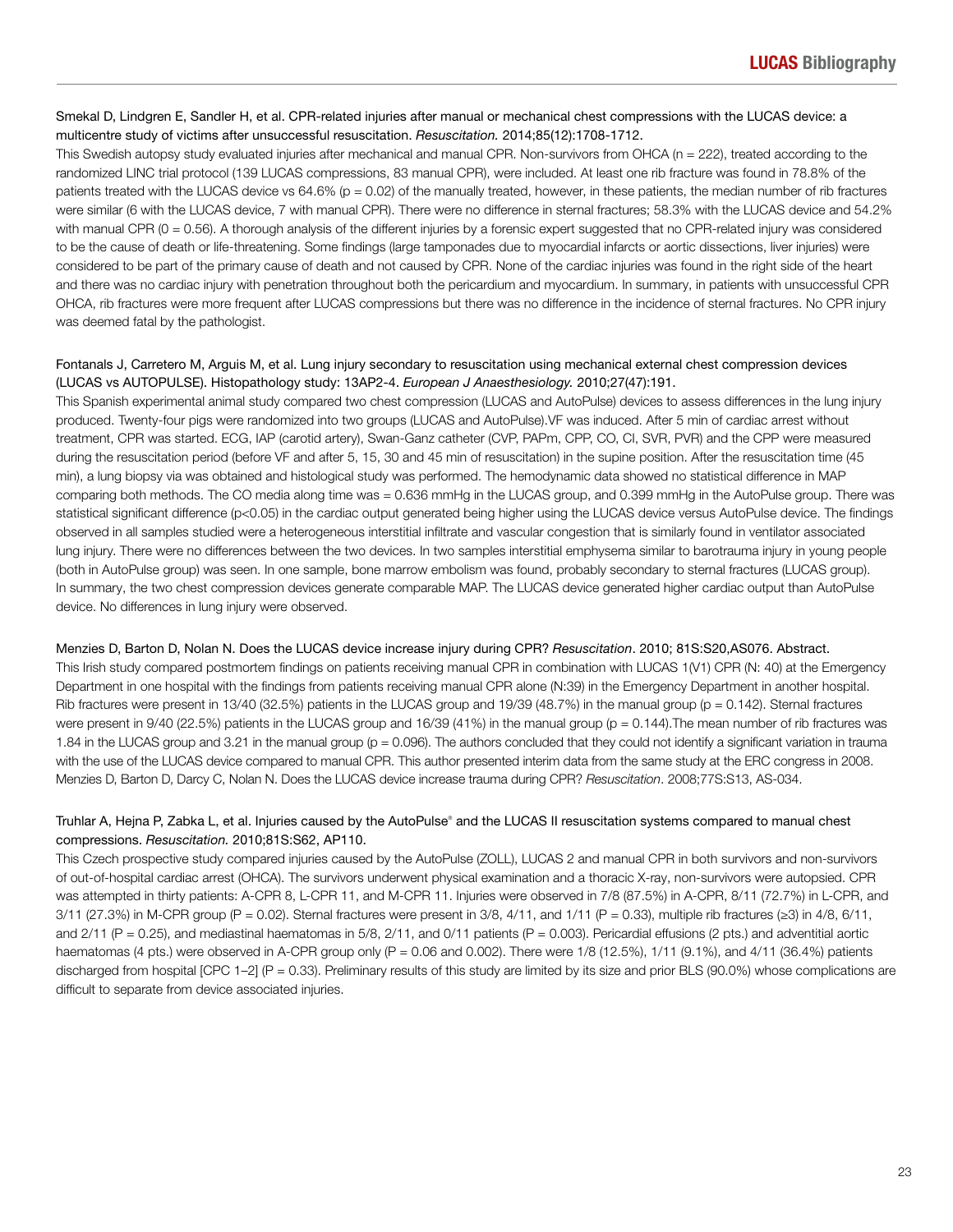Smekal D, Lindgren E, Sandler H, et al. CPR-related injuries after manual or mechanical chest compressions with the LUCAS device: a multicentre study of victims after unsuccessful resuscitation. *Resuscitation.* 2014;85(12):1708-1712.

This Swedish autopsy study evaluated injuries after mechanical and manual CPR. Non-survivors from OHCA (n = 222), treated according to the randomized LINC trial protocol (139 LUCAS compressions, 83 manual CPR), were included. At least one rib fracture was found in 78.8% of the patients treated with the LUCAS device vs 64.6% (p = 0.02) of the manually treated, however, in these patients, the median number of rib fractures were similar (6 with the LUCAS device, 7 with manual CPR). There were no difference in sternal fractures; 58.3% with the LUCAS device and 54.2% with manual CPR (0 = 0.56). A thorough analysis of the different injuries by a forensic expert suggested that no CPR-related injury was considered to be the cause of death or life-threatening. Some findings (large tamponades due to myocardial infarcts or aortic dissections, liver injuries) were considered to be part of the primary cause of death and not caused by CPR. None of the cardiac injuries was found in the right side of the heart and there was no cardiac injury with penetration throughout both the pericardium and myocardium. In summary, in patients with unsuccessful CPR OHCA, rib fractures were more frequent after LUCAS compressions but there was no difference in the incidence of sternal fractures. No CPR injury was deemed fatal by the pathologist.

Fontanals J, Carretero M, Arguis M, et al. Lung injury secondary to resuscitation using mechanical external chest compression devices (LUCAS vs AUTOPULSE). Histopathology study: 13AP2-4. *European J Anaesthesiology.* 2010;27(47):191.

This Spanish experimental animal study compared two chest compression (LUCAS and AutoPulse) devices to assess differences in the lung injury produced. Twenty-four pigs were randomized into two groups (LUCAS and AutoPulse).VF was induced. After 5 min of cardiac arrest without treatment, CPR was started. ECG, IAP (carotid artery), Swan-Ganz catheter (CVP, PAPm, CPP, CO, CI, SVR, PVR) and the CPP were measured during the resuscitation period (before VF and after 5, 15, 30 and 45 min of resuscitation) in the supine position. After the resuscitation time (45 min), a lung biopsy via was obtained and histological study was performed. The hemodynamic data showed no statistical difference in MAP comparing both methods. The CO media along time was = 0.636 mmHg in the LUCAS group, and 0.399 mmHg in the AutoPulse group. There was statistical significant difference ($p<0.05$) in the cardiac output generated being higher using the LUCAS device versus AutoPulse device. The findings observed in all samples studied were a heterogeneous interstitial infiltrate and vascular congestion that is similarly found in ventilator associated lung injury. There were no differences between the two devices. In two samples interstitial emphysema similar to barotrauma injury in young people (both in AutoPulse group) was seen. In one sample, bone marrow embolism was found, probably secondary to sternal fractures (LUCAS group). In summary, the two chest compression devices generate comparable MAP. The LUCAS device generated higher cardiac output than AutoPulse device. No differences in lung injury were observed.

Menzies D, Barton D, Nolan N. Does the LUCAS device increase injury during CPR? *Resuscitation*. 2010; 81S:S20,AS076. Abstract.

This Irish study compared postmortem findings on patients receiving manual CPR in combination with LUCAS 1(V1) CPR (N: 40) at the Emergency Department in one hospital with the findings from patients receiving manual CPR alone (N:39) in the Emergency Department in another hospital. Rib fractures were present in 13/40 (32.5%) patients in the LUCAS group and 19/39 (48.7%) in the manual group (p = 0.142). Sternal fractures were present in 9/40 (22.5%) patients in the LUCAS group and 16/39 (41%) in the manual group (p = 0.144).The mean number of rib fractures was 1.84 in the LUCAS group and 3.21 in the manual group (p = 0.096). The authors concluded that they could not identify a significant variation in trauma with the use of the LUCAS device compared to manual CPR. This author presented interim data from the same study at the ERC congress in 2008. Menzies D, Barton D, Darcy C, Nolan N. Does the LUCAS device increase trauma during CPR? *Resuscitation*. 2008;77S:S13, AS-034.

Truhlar A, Hejna P, Zabka L, et al. Injuries caused by the AutoPulse® and the LUCAS II resuscitation systems compared to manual chest compressions. *Resuscitation.* 2010;81S:S62, AP110.

This Czech prospective study compared injuries caused by the AutoPulse (ZOLL), LUCAS 2 and manual CPR in both survivors and non-survivors of out-of-hospital cardiac arrest (OHCA). The survivors underwent physical examination and a thoracic X-ray, non-survivors were autopsied. CPR was attempted in thirty patients: A-CPR 8, L-CPR 11, and M-CPR 11. Injuries were observed in 7/8 (87.5%) in A-CPR, 8/11 (72.7%) in L-CPR, and 3/11 (27.3%) in M-CPR group (P = 0.02). Sternal fractures were present in 3/8, 4/11, and 1/11 (P = 0.33), multiple rib fractures (≥3) in 4/8, 6/11, and 2/11 (P = 0.25), and mediastinal haematomas in 5/8, 2/11, and 0/11 patients (P = 0.003). Pericardial effusions (2 pts.) and adventitial aortic haematomas (4 pts.) were observed in A-CPR group only (P = 0.06 and 0.002). There were 1/8 (12.5%), 1/11 (9.1%), and 4/11 (36.4%) patients discharged from hospital [CPC 1–2] (P = 0.33). Preliminary results of this study are limited by its size and prior BLS (90.0%) whose complications are difficult to separate from device associated injuries.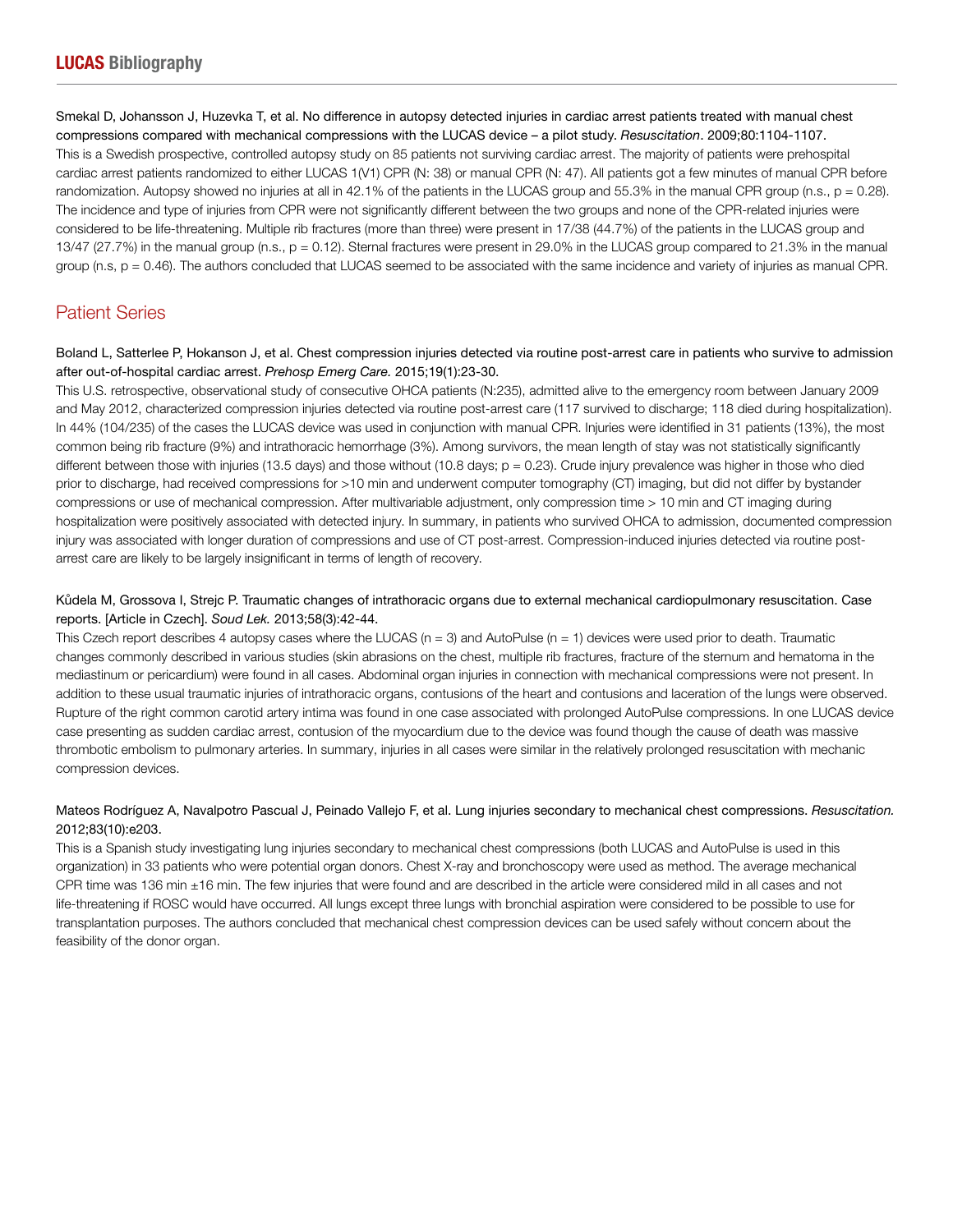Smekal D, Johansson J, Huzevka T, et al. No difference in autopsy detected injuries in cardiac arrest patients treated with manual chest compressions compared with mechanical compressions with the LUCAS device – a pilot study. *Resuscitation*. 2009;80:1104-1107.

This is a Swedish prospective, controlled autopsy study on 85 patients not surviving cardiac arrest. The majority of patients were prehospital cardiac arrest patients randomized to either LUCAS 1(V1) CPR (N: 38) or manual CPR (N: 47). All patients got a few minutes of manual CPR before randomization. Autopsy showed no injuries at all in 42.1% of the patients in the LUCAS group and 55.3% in the manual CPR group (n.s., p = 0.28). The incidence and type of injuries from CPR were not significantly different between the two groups and none of the CPR-related injuries were considered to be life-threatening. Multiple rib fractures (more than three) were present in 17/38 (44.7%) of the patients in the LUCAS group and 13/47 (27.7%) in the manual group (n.s., p = 0.12). Sternal fractures were present in 29.0% in the LUCAS group compared to 21.3% in the manual group (n.s, p = 0.46). The authors concluded that LUCAS seemed to be associated with the same incidence and variety of injuries as manual CPR.

## Patient Series

Boland L, Satterlee P, Hokanson J, et al. Chest compression injuries detected via routine post-arrest care in patients who survive to admission after out-of-hospital cardiac arrest. *Prehosp Emerg Care.* 2015;19(1):23-30.

This U.S. retrospective, observational study of consecutive OHCA patients (N:235), admitted alive to the emergency room between January 2009 and May 2012, characterized compression injuries detected via routine post-arrest care (117 survived to discharge; 118 died during hospitalization). In 44% (104/235) of the cases the LUCAS device was used in conjunction with manual CPR. Injuries were identified in 31 patients (13%), the most common being rib fracture (9%) and intrathoracic hemorrhage (3%). Among survivors, the mean length of stay was not statistically significantly different between those with injuries (13.5 days) and those without (10.8 days; p = 0.23). Crude injury prevalence was higher in those who died prior to discharge, had received compressions for >10 min and underwent computer tomography (CT) imaging, but did not differ by bystander compressions or use of mechanical compression. After multivariable adjustment, only compression time > 10 min and CT imaging during hospitalization were positively associated with detected injury. In summary, in patients who survived OHCA to admission, documented compression injury was associated with longer duration of compressions and use of CT post-arrest. Compression-induced injuries detected via routine post-arrest care are likely to be largely insignificant in terms of length of recovery.

Kůdela M, Grossova I, Strejc P. Traumatic changes of intrathoracic organs due to external mechanical cardiopulmonary resuscitation. Case reports. [Article in Czech]. *Soud Lek.* 2013;58(3):42-44.

This Czech report describes 4 autopsy cases where the LUCAS (n = 3) and AutoPulse (n = 1) devices were used prior to death. Traumatic changes commonly described in various studies (skin abrasions on the chest, multiple rib fractures, fracture of the sternum and hematoma in the mediastinum or pericardium) were found in all cases. Abdominal organ injuries in connection with mechanical compressions were not present. In addition to these usual traumatic injuries of intrathoracic organs, contusions of the heart and contusions and laceration of the lungs were observed. Rupture of the right common carotid artery intima was found in one case associated with prolonged AutoPulse compressions. In one LUCAS device case presenting as sudden cardiac arrest, contusion of the myocardium due to the device was found though the cause of death was massive thrombotic embolism to pulmonary arteries. In summary, injuries in all cases were similar in the relatively prolonged resuscitation with mechanic compression devices.

Mateos Rodríguez A, Navalpotro Pascual J, Peinado Vallejo F, et al. Lung injuries secondary to mechanical chest compressions. *Resuscitation.* 2012;83(10):e203.

This is a Spanish study investigating lung injuries secondary to mechanical chest compressions (both LUCAS and AutoPulse is used in this organization) in 33 patients who were potential organ donors. Chest X-ray and bronchoscopy were used as method. The average mechanical CPR time was 136 min ±16 min. The few injuries that were found and are described in the article were considered mild in all cases and not life-threatening if ROSC would have occurred. All lungs except three lungs with bronchial aspiration were considered to be possible to use for transplantation purposes. The authors concluded that mechanical chest compression devices can be used safely without concern about the feasibility of the donor organ.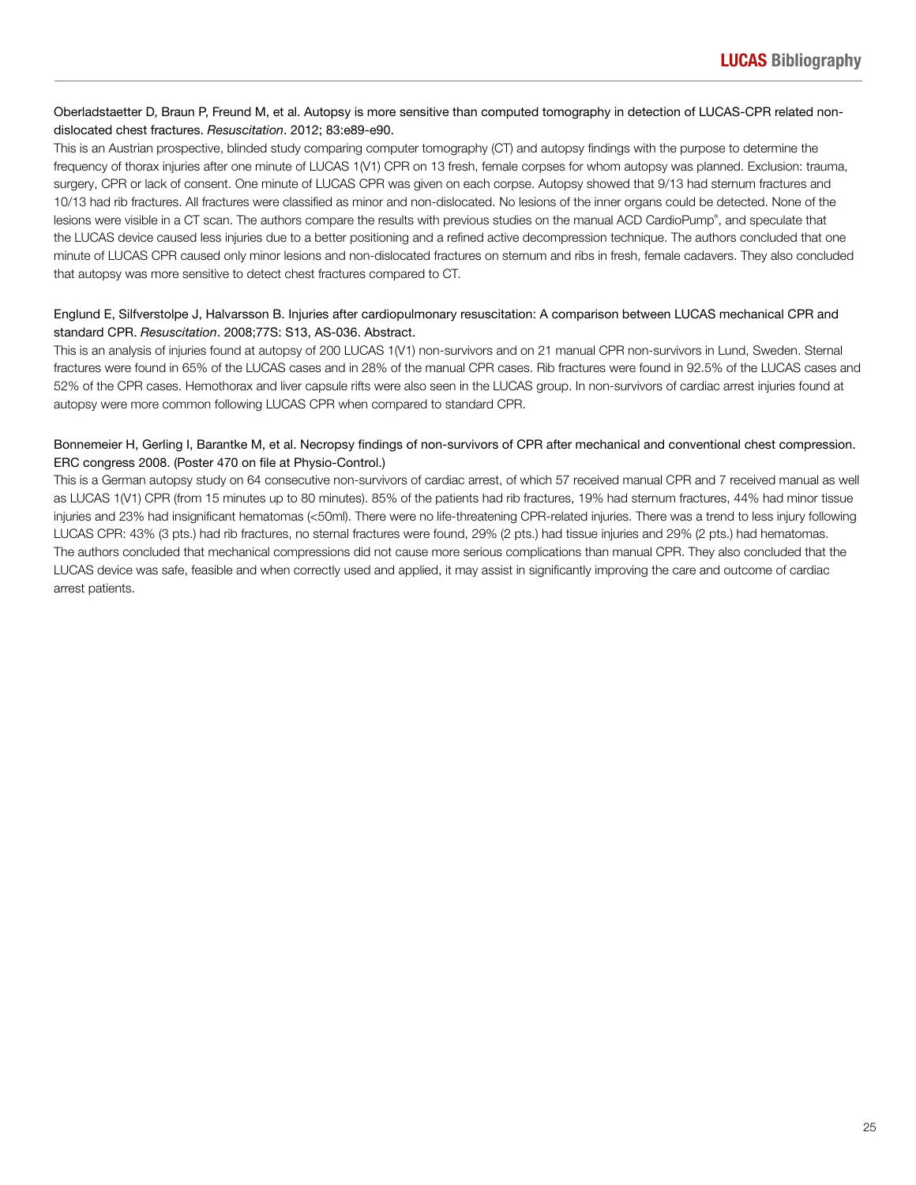Oberladstaetter D, Braun P, Freund M, et al. Autopsy is more sensitive than computed tomography in detection of LUCAS-CPR related non-dislocated chest fractures. *Resuscitation*. 2012; 83:e89-e90.

This is an Austrian prospective, blinded study comparing computer tomography (CT) and autopsy findings with the purpose to determine the frequency of thorax injuries after one minute of LUCAS 1(V1) CPR on 13 fresh, female corpses for whom autopsy was planned. Exclusion: trauma, surgery, CPR or lack of consent. One minute of LUCAS CPR was given on each corpse. Autopsy showed that 9/13 had sternum fractures and 10/13 had rib fractures. All fractures were classified as minor and non-dislocated. No lesions of the inner organs could be detected. None of the lesions were visible in a CT scan. The authors compare the results with previous studies on the manual ACD CardioPump®, and speculate that the LUCAS device caused less injuries due to a better positioning and a refined active decompression technique. The authors concluded that one minute of LUCAS CPR caused only minor lesions and non-dislocated fractures on sternum and ribs in fresh, female cadavers. They also concluded that autopsy was more sensitive to detect chest fractures compared to CT.

Englund E, Silfverstolpe J, Halvarsson B. Injuries after cardiopulmonary resuscitation: A comparison between LUCAS mechanical CPR and standard CPR. *Resuscitation*. 2008;77S: S13, AS-036. Abstract.

This is an analysis of injuries found at autopsy of 200 LUCAS 1(V1) non-survivors and on 21 manual CPR non-survivors in Lund, Sweden. Sternal fractures were found in 65% of the LUCAS cases and in 28% of the manual CPR cases. Rib fractures were found in 92.5% of the LUCAS cases and 52% of the CPR cases. Hemothorax and liver capsule rifts were also seen in the LUCAS group. In non-survivors of cardiac arrest injuries found at autopsy were more common following LUCAS CPR when compared to standard CPR.

Bonnemeier H, Gerling I, Barantke M, et al. Necropsy findings of non-survivors of CPR after mechanical and conventional chest compression. ERC congress 2008. (Poster 470 on file at Physio-Control.)

This is a German autopsy study on 64 consecutive non-survivors of cardiac arrest, of which 57 received manual CPR and 7 received manual as well as LUCAS 1(V1) CPR (from 15 minutes up to 80 minutes). 85% of the patients had rib fractures, 19% had sternum fractures, 44% had minor tissue injuries and 23% had insignificant hematomas (<50ml). There were no life-threatening CPR-related injuries. There was a trend to less injury following LUCAS CPR: 43% (3 pts.) had rib fractures, no sternal fractures were found, 29% (2 pts.) had tissue injuries and 29% (2 pts.) had hematomas. The authors concluded that mechanical compressions did not cause more serious complications than manual CPR. They also concluded that the LUCAS device was safe, feasible and when correctly used and applied, it may assist in significantly improving the care and outcome of cardiac arrest patients.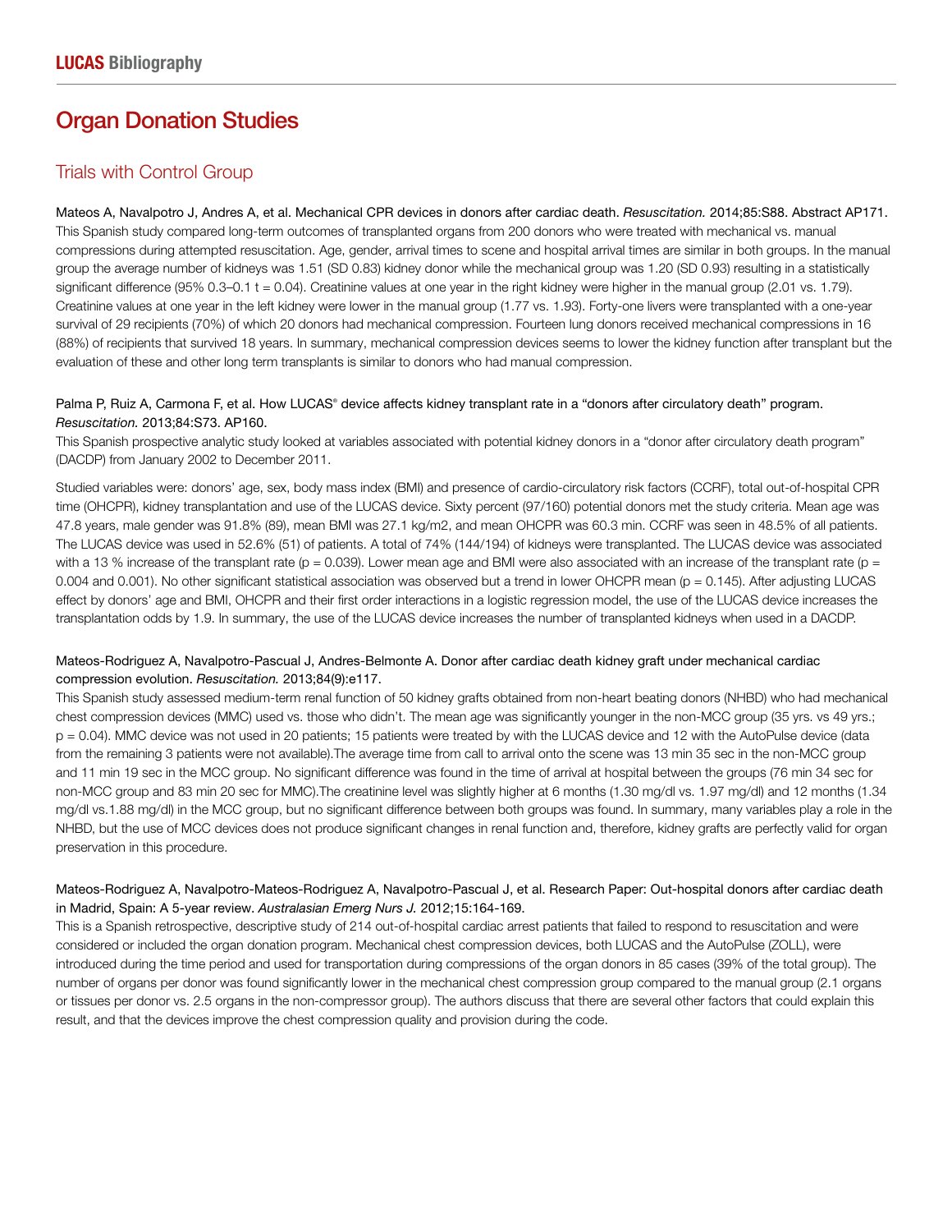# Organ Donation Studies

## Trials with Control Group

Mateos A, Navalpotro J, Andres A, et al. Mechanical CPR devices in donors after cardiac death. *Resuscitation.* 2014;85:S88. Abstract AP171.
This Spanish study compared long-term outcomes of transplanted organs from 200 donors who were treated with mechanical vs. manual compressions during attempted resuscitation. Age, gender, arrival times to scene and hospital arrival times are similar in both groups. In the manual group the average number of kidneys was 1.51 (SD 0.83) kidney donor while the mechanical group was 1.20 (SD 0.93) resulting in a statistically significant difference (95% 0.3–0.1 t = 0.04). Creatinine values at one year in the right kidney were higher in the manual group (2.01 vs. 1.79). Creatinine values at one year in the left kidney were lower in the manual group (1.77 vs. 1.93). Forty-one livers were transplanted with a one-year survival of 29 recipients (70%) of which 20 donors had mechanical compression. Fourteen lung donors received mechanical compressions in 16 (88%) of recipients that survived 18 years. In summary, mechanical compression devices seems to lower the kidney function after transplant but the evaluation of these and other long term transplants is similar to donors who had manual compression.

Palma P, Ruiz A, Carmona F, et al. How LUCAS® device affects kidney transplant rate in a “donors after circulatory death” program. *Resuscitation.* 2013;84:S73. AP160.
This Spanish prospective analytic study looked at variables associated with potential kidney donors in a “donor after circulatory death program” (DACDP) from January 2002 to December 2011.

Studied variables were: donors’ age, sex, body mass index (BMI) and presence of cardio-circulatory risk factors (CCRF), total out-of-hospital CPR time (OHCPR), kidney transplantation and use of the LUCAS device. Sixty percent (97/160) potential donors met the study criteria. Mean age was 47.8 years, male gender was 91.8% (89), mean BMI was 27.1 kg/m2, and mean OHCPR was 60.3 min. CCRF was seen in 48.5% of all patients. The LUCAS device was used in 52.6% (51) of patients. A total of 74% (144/194) of kidneys were transplanted. The LUCAS device was associated with a 13 % increase of the transplant rate ($p = 0.039$). Lower mean age and BMI were also associated with an increase of the transplant rate ($p = 0.004$ and 0.001). No other significant statistical association was observed but a trend in lower OHCPR mean ($p = 0.145$). After adjusting LUCAS effect by donors’ age and BMI, OHCPR and their first order interactions in a logistic regression model, the use of the LUCAS device increases the transplantation odds by 1.9. In summary, the use of the LUCAS device increases the number of transplanted kidneys when used in a DACDP.

Mateos-Rodriguez A, Navalpotro-Pascual J, Andres-Belmonte A. Donor after cardiac death kidney graft under mechanical cardiac compression evolution. *Resuscitation.* 2013;84(9):e117.
This Spanish study assessed medium-term renal function of 50 kidney grafts obtained from non-heart beating donors (NHBD) who had mechanical chest compression devices (MMC) used vs. those who didn’t. The mean age was significantly younger in the non-MCC group (35 yrs. vs 49 yrs.; $p = 0.04$). MMC device was not used in 20 patients; 15 patients were treated by with the LUCAS device and 12 with the AutoPulse device (data from the remaining 3 patients were not available).The average time from call to arrival onto the scene was 13 min 35 sec in the non-MCC group and 11 min 19 sec in the MCC group. No significant difference was found in the time of arrival at hospital between the groups (76 min 34 sec for non-MCC group and 83 min 20 sec for MMC).The creatinine level was slightly higher at 6 months (1.30 mg/dl vs. 1.97 mg/dl) and 12 months (1.34 mg/dl vs.1.88 mg/dl) in the MCC group, but no significant difference between both groups was found. In summary, many variables play a role in the NHBD, but the use of MCC devices does not produce significant changes in renal function and, therefore, kidney grafts are perfectly valid for organ preservation in this procedure.

Mateos-Rodriguez A, Navalpotro-Mateos-Rodriguez A, Navalpotro-Pascual J, et al. Research Paper: Out-hospital donors after cardiac death in Madrid, Spain: A 5-year review. *Australasian Emerg Nurs J.* 2012;15:164-169.
This is a Spanish retrospective, descriptive study of 214 out-of-hospital cardiac arrest patients that failed to respond to resuscitation and were considered or included the organ donation program. Mechanical chest compression devices, both LUCAS and the AutoPulse (ZOLL), were introduced during the time period and used for transportation during compressions of the organ donors in 85 cases (39% of the total group). The number of organs per donor was found significantly lower in the mechanical chest compression group compared to the manual group (2.1 organs or tissues per donor vs. 2.5 organs in the non-compressor group). The authors discuss that there are several other factors that could explain this result, and that the devices improve the chest compression quality and provision during the code.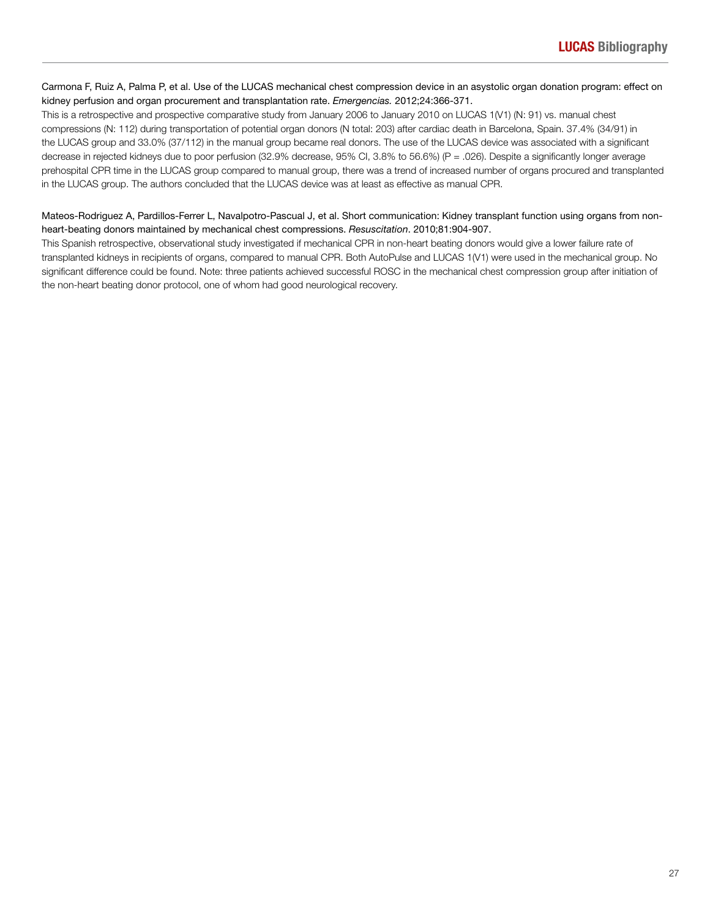Carmona F, Ruiz A, Palma P, et al. Use of the LUCAS mechanical chest compression device in an asystolic organ donation program: effect on kidney perfusion and organ procurement and transplantation rate. *Emergencias.* 2012;24:366-371.

This is a retrospective and prospective comparative study from January 2006 to January 2010 on LUCAS 1(V1) (N: 91) vs. manual chest compressions (N: 112) during transportation of potential organ donors (N total: 203) after cardiac death in Barcelona, Spain. 37.4% (34/91) in the LUCAS group and 33.0% (37/112) in the manual group became real donors. The use of the LUCAS device was associated with a significant decrease in rejected kidneys due to poor perfusion (32.9% decrease, 95% CI, 3.8% to 56.6%) (P = .026). Despite a significantly longer average prehospital CPR time in the LUCAS group compared to manual group, there was a trend of increased number of organs procured and transplanted in the LUCAS group. The authors concluded that the LUCAS device was at least as effective as manual CPR.

Mateos-Rodriguez A, Pardillos-Ferrer L, Navalpotro-Pascual J, et al. Short communication: Kidney transplant function using organs from non-heart-beating donors maintained by mechanical chest compressions. *Resuscitation*. 2010;81:904-907.

This Spanish retrospective, observational study investigated if mechanical CPR in non-heart beating donors would give a lower failure rate of transplanted kidneys in recipients of organs, compared to manual CPR. Both AutoPulse and LUCAS 1(V1) were used in the mechanical group. No significant difference could be found. Note: three patients achieved successful ROSC in the mechanical chest compression group after initiation of the non-heart beating donor protocol, one of whom had good neurological recovery.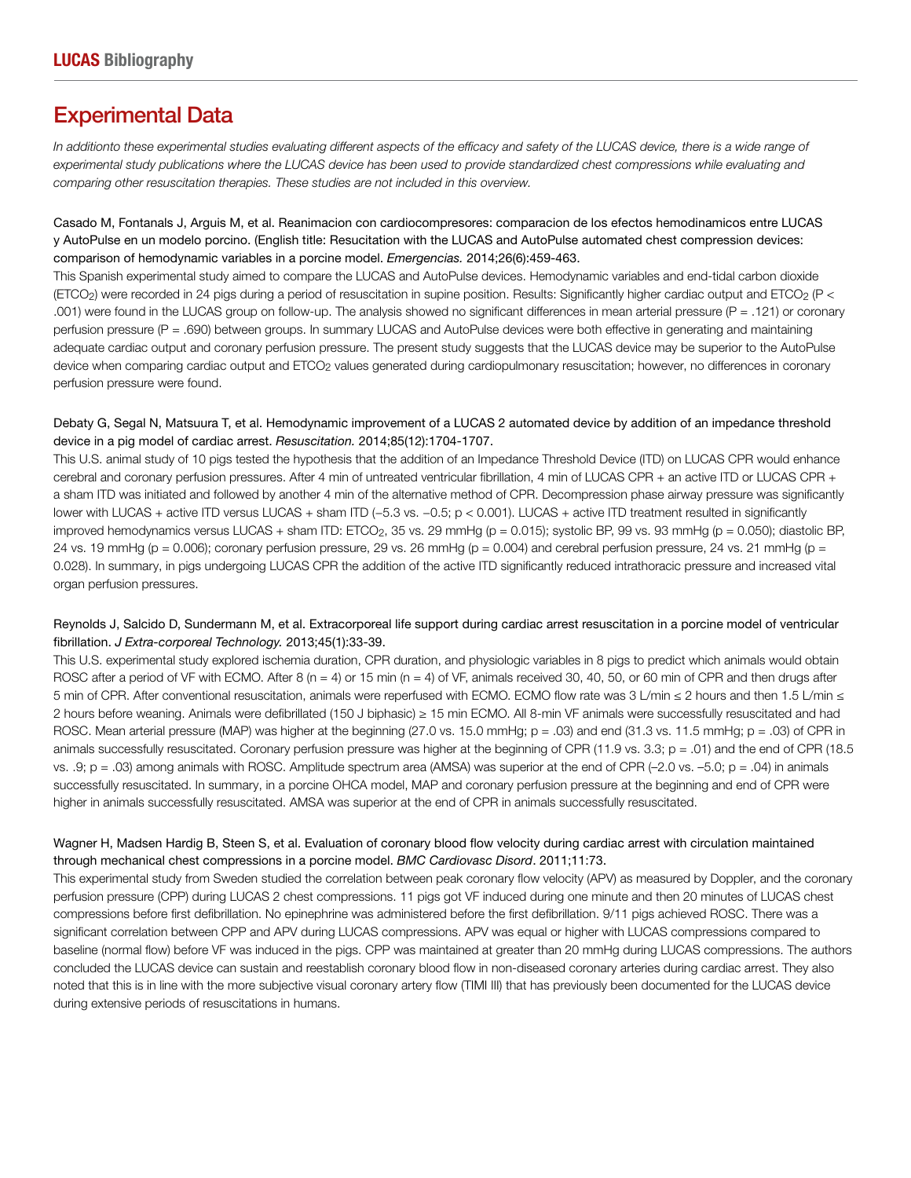# Experimental Data

*In additionto these experimental studies evaluating different aspects of the efficacy and safety of the LUCAS device, there is a wide range of experimental study publications where the LUCAS device has been used to provide standardized chest compressions while evaluating and comparing other resuscitation therapies. These studies are not included in this overview.*

Casado M, Fontanals J, Arguis M, et al. Reanimacion con cardiocompresores: comparacion de los efectos hemodinamicos entre LUCAS y AutoPulse en un modelo porcino. (English title: Resucitation with the LUCAS and AutoPulse automated chest compression devices: comparison of hemodynamic variables in a porcine model. *Emergencias.* 2014;26(6):459-463.

This Spanish experimental study aimed to compare the LUCAS and AutoPulse devices. Hemodynamic variables and end-tidal carbon dioxide ($ETCO_2$) were recorded in 24 pigs during a period of resuscitation in supine position. Results: Significantly higher cardiac output and $ETCO_2$ (P < .001) were found in the LUCAS group on follow-up. The analysis showed no significant differences in mean arterial pressure (P = .121) or coronary perfusion pressure (P = .690) between groups. In summary LUCAS and AutoPulse devices were both effective in generating and maintaining adequate cardiac output and coronary perfusion pressure. The present study suggests that the LUCAS device may be superior to the AutoPulse device when comparing cardiac output and $ETCO_2$ values generated during cardiopulmonary resuscitation; however, no differences in coronary perfusion pressure were found.

Debaty G, Segal N, Matsuura T, et al. Hemodynamic improvement of a LUCAS 2 automated device by addition of an impedance threshold device in a pig model of cardiac arrest. *Resuscitation.* 2014;85(12):1704-1707.

This U.S. animal study of 10 pigs tested the hypothesis that the addition of an Impedance Threshold Device (ITD) on LUCAS CPR would enhance cerebral and coronary perfusion pressures. After 4 min of untreated ventricular fibrillation, 4 min of LUCAS CPR + an active ITD or LUCAS CPR + a sham ITD was initiated and followed by another 4 min of the alternative method of CPR. Decompression phase airway pressure was significantly lower with LUCAS + active ITD versus LUCAS + sham ITD (–5.3 vs. –0.5; p < 0.001). LUCAS + active ITD treatment resulted in significantly improved hemodynamics versus LUCAS + sham ITD: $ETCO_2$, 35 vs. 29 mmHg (p = 0.015); systolic BP, 99 vs. 93 mmHg (p = 0.050); diastolic BP, 24 vs. 19 mmHg (p = 0.006); coronary perfusion pressure, 29 vs. 26 mmHg (p = 0.004) and cerebral perfusion pressure, 24 vs. 21 mmHg (p = 0.028). In summary, in pigs undergoing LUCAS CPR the addition of the active ITD significantly reduced intrathoracic pressure and increased vital organ perfusion pressures.

Reynolds J, Salcido D, Sundermann M, et al. Extracorporeal life support during cardiac arrest resuscitation in a porcine model of ventricular fibrillation. *J Extra-corporeal Technology.* 2013;45(1):33-39.

This U.S. experimental study explored ischemia duration, CPR duration, and physiologic variables in 8 pigs to predict which animals would obtain ROSC after a period of VF with ECMO. After 8 (n = 4) or 15 min (n = 4) of VF, animals received 30, 40, 50, or 60 min of CPR and then drugs after 5 min of CPR. After conventional resuscitation, animals were reperfused with ECMO. ECMO flow rate was 3 L/min ≤ 2 hours and then 1.5 L/min ≤ 2 hours before weaning. Animals were defibrillated (150 J biphasic) ≥ 15 min ECMO. All 8-min VF animals were successfully resuscitated and had ROSC. Mean arterial pressure (MAP) was higher at the beginning (27.0 vs. 15.0 mmHg; p = .03) and end (31.3 vs. 11.5 mmHg; p = .03) of CPR in animals successfully resuscitated. Coronary perfusion pressure was higher at the beginning of CPR (11.9 vs. 3.3; p = .01) and the end of CPR (18.5 vs. .9; p = .03) among animals with ROSC. Amplitude spectrum area (AMSA) was superior at the end of CPR (–2.0 vs. –5.0; p = .04) in animals successfully resuscitated. In summary, in a porcine OHCA model, MAP and coronary perfusion pressure at the beginning and end of CPR were higher in animals successfully resuscitated. AMSA was superior at the end of CPR in animals successfully resuscitated.

Wagner H, Madsen Hardig B, Steen S, et al. Evaluation of coronary blood flow velocity during cardiac arrest with circulation maintained through mechanical chest compressions in a porcine model. *BMC Cardiovasc Disord*. 2011;11:73.

This experimental study from Sweden studied the correlation between peak coronary flow velocity (APV) as measured by Doppler, and the coronary perfusion pressure (CPP) during LUCAS 2 chest compressions. 11 pigs got VF induced during one minute and then 20 minutes of LUCAS chest compressions before first defibrillation. No epinephrine was administered before the first defibrillation. 9/11 pigs achieved ROSC. There was a significant correlation between CPP and APV during LUCAS compressions. APV was equal or higher with LUCAS compressions compared to baseline (normal flow) before VF was induced in the pigs. CPP was maintained at greater than 20 mmHg during LUCAS compressions. The authors concluded the LUCAS device can sustain and reestablish coronary blood flow in non-diseased coronary arteries during cardiac arrest. They also noted that this is in line with the more subjective visual coronary artery flow (TIMI III) that has previously been documented for the LUCAS device during extensive periods of resuscitations in humans.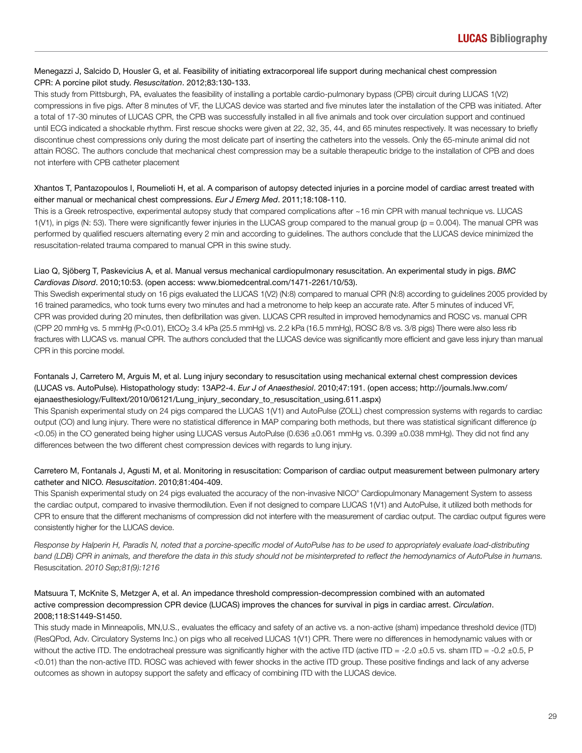Menegazzi J, Salcido D, Housler G, et al. Feasibility of initiating extracorporeal life support during mechanical chest compression CPR: A porcine pilot study. *Resuscitation*. 2012;83:130-133.

This study from Pittsburgh, PA, evaluates the feasibility of installing a portable cardio-pulmonary bypass (CPB) circuit during LUCAS 1(V2) compressions in five pigs. After 8 minutes of VF, the LUCAS device was started and five minutes later the installation of the CPB was initiated. After a total of 17-30 minutes of LUCAS CPR, the CPB was successfully installed in all five animals and took over circulation support and continued until ECG indicated a shockable rhythm. First rescue shocks were given at 22, 32, 35, 44, and 65 minutes respectively. It was necessary to briefly discontinue chest compressions only during the most delicate part of inserting the catheters into the vessels. Only the 65-minute animal did not attain ROSC. The authors conclude that mechanical chest compression may be a suitable therapeutic bridge to the installation of CPB and does not interfere with CPB catheter placement

Xhantos T, Pantazopoulos I, Roumelioti H, et al. A comparison of autopsy detected injuries in a porcine model of cardiac arrest treated with either manual or mechanical chest compressions. *Eur J Emerg Med*. 2011;18:108-110.

This is a Greek retrospective, experimental autopsy study that compared complications after ~16 min CPR with manual technique vs. LUCAS 1(V1), in pigs (N: 53). There were significantly fewer injuries in the LUCAS group compared to the manual group ($p = 0.004$). The manual CPR was performed by qualified rescuers alternating every 2 min and according to guidelines. The authors conclude that the LUCAS device minimized the resuscitation-related trauma compared to manual CPR in this swine study.

Liao Q, Sjöberg T, Paskevicius A, et al. Manual versus mechanical cardiopulmonary resuscitation. An experimental study in pigs. *BMC Cardiovas Disord*. 2010;10:53. (open access: www.biomedcentral.com/1471-2261/10/53).

This Swedish experimental study on 16 pigs evaluated the LUCAS 1(V2) (N:8) compared to manual CPR (N:8) according to guidelines 2005 provided by 16 trained paramedics, who took turns every two minutes and had a metronome to help keep an accurate rate. After 5 minutes of induced VF, CPR was provided during 20 minutes, then defibrillation was given. LUCAS CPR resulted in improved hemodynamics and ROSC vs. manual CPR (CPP 20 mmHg vs. 5 mmHg ($P<0.01$), $EtCO_2$ 3.4 kPa (25.5 mmHg) vs. 2.2 kPa (16.5 mmHg), ROSC 8/8 vs. 3/8 pigs) There were also less rib fractures with LUCAS vs. manual CPR. The authors concluded that the LUCAS device was significantly more efficient and gave less injury than manual CPR in this porcine model.

Fontanals J, Carretero M, Arguis M, et al. Lung injury secondary to resuscitation using mechanical external chest compression devices (LUCAS vs. AutoPulse). Histopathology study: 13AP2-4. *Eur J of Anaesthesiol*. 2010;47:191. (open access; http://journals.lww.com/ejanaesthesiology/Fulltext/2010/06121/Lung_injury_secondary_to_resuscitation_using.611.aspx)

This Spanish experimental study on 24 pigs compared the LUCAS 1(V1) and AutoPulse (ZOLL) chest compression systems with regards to cardiac output (CO) and lung injury. There were no statistical difference in MAP comparing both methods, but there was statistical significant difference ($p <0.05$) in the CO generated being higher using LUCAS versus AutoPulse (0.636 ±0.061 mmHg vs. 0.399 ±0.038 mmHg). They did not find any differences between the two different chest compression devices with regards to lung injury.

Carretero M, Fontanals J, Agusti M, et al. Monitoring in resuscitation: Comparison of cardiac output measurement between pulmonary artery catheter and NICO. *Resuscitation*. 2010;81:404-409.

This Spanish experimental study on 24 pigs evaluated the accuracy of the non-invasive NICO® Cardiopulmonary Management System to assess the cardiac output, compared to invasive thermodilution. Even if not designed to compare LUCAS 1(V1) and AutoPulse, it utilized both methods for CPR to ensure that the different mechanisms of compression did not interfere with the measurement of cardiac output. The cardiac output figures were consistently higher for the LUCAS device.

*Response by Halperin H, Paradis N, noted that a porcine-specific model of AutoPulse has to be used to appropriately evaluate load-distributing band (LDB) CPR in animals, and therefore the data in this study should not be misinterpreted to reflect the hemodynamics of AutoPulse in humans.* Resuscitation. *2010 Sep;81(9):1216*

Matsuura T, McKnite S, Metzger A, et al. An impedance threshold compression-decompression combined with an automated active compression decompression CPR device (LUCAS) improves the chances for survival in pigs in cardiac arrest. *Circulation*. 2008;118:S1449-S1450.

This study made in Minneapolis, MN,U.S., evaluates the efficacy and safety of an active vs. a non-active (sham) impedance threshold device (ITD) (ResQPod, Adv. Circulatory Systems Inc.) on pigs who all received LUCAS 1(V1) CPR. There were no differences in hemodynamic values with or without the active ITD. The endotracheal pressure was significantly higher with the active ITD (active ITD = -2.0 ±0.5 vs. sham ITD = -0.2 ±0.5, $P <0.01$) than the non-active ITD. ROSC was achieved with fewer shocks in the active ITD group. These positive findings and lack of any adverse outcomes as shown in autopsy support the safety and efficacy of combining ITD with the LUCAS device.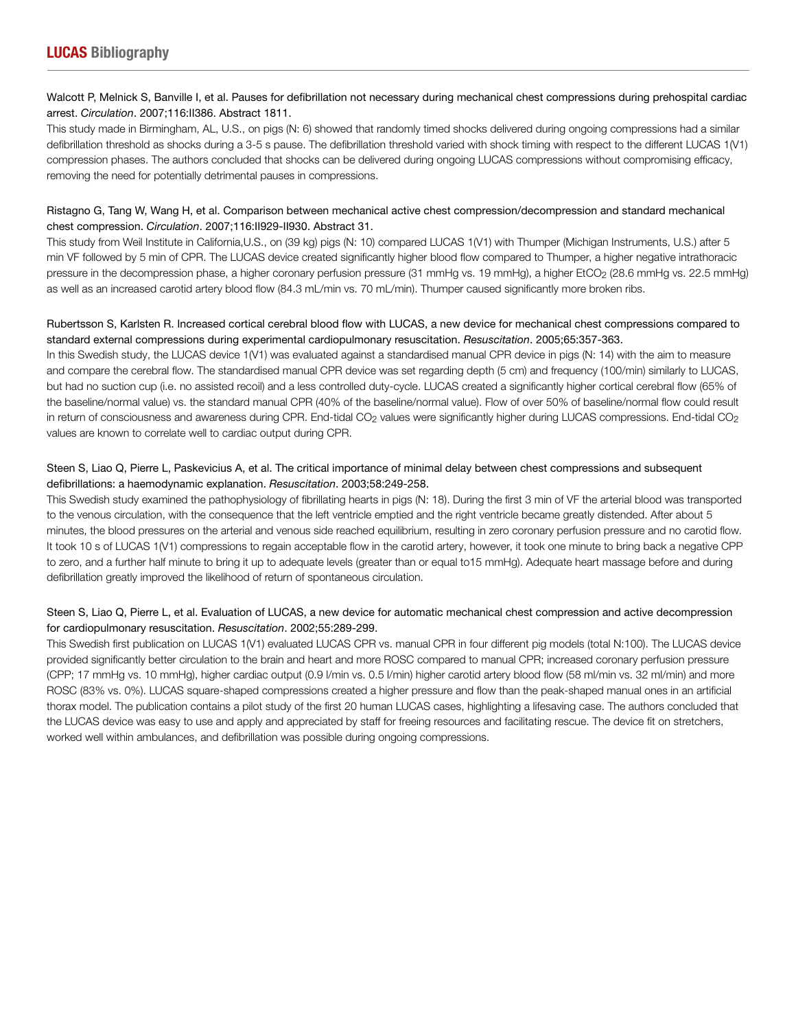Walcott P, Melnick S, Banville I, et al. Pauses for defibrillation not necessary during mechanical chest compressions during prehospital cardiac arrest. *Circulation*. 2007;116:II386. Abstract 1811.

This study made in Birmingham, AL, U.S., on pigs (N: 6) showed that randomly timed shocks delivered during ongoing compressions had a similar defibrillation threshold as shocks during a 3-5 s pause. The defibrillation threshold varied with shock timing with respect to the different LUCAS 1(V1) compression phases. The authors concluded that shocks can be delivered during ongoing LUCAS compressions without compromising efficacy, removing the need for potentially detrimental pauses in compressions.

Ristagno G, Tang W, Wang H, et al. Comparison between mechanical active chest compression/decompression and standard mechanical chest compression. *Circulation*. 2007;116:II929-II930. Abstract 31.

This study from Weil Institute in California,U.S., on (39 kg) pigs (N: 10) compared LUCAS 1(V1) with Thumper (Michigan Instruments, U.S.) after 5 min VF followed by 5 min of CPR. The LUCAS device created significantly higher blood flow compared to Thumper, a higher negative intrathoracic pressure in the decompression phase, a higher coronary perfusion pressure (31 mmHg vs. 19 mmHg), a higher $EtCO_2$ (28.6 mmHg vs. 22.5 mmHg) as well as an increased carotid artery blood flow (84.3 mL/min vs. 70 mL/min). Thumper caused significantly more broken ribs.

Rubertsson S, Karlsten R. Increased cortical cerebral blood flow with LUCAS, a new device for mechanical chest compressions compared to standard external compressions during experimental cardiopulmonary resuscitation. *Resuscitation*. 2005;65:357-363.

In this Swedish study, the LUCAS device 1(V1) was evaluated against a standardised manual CPR device in pigs (N: 14) with the aim to measure and compare the cerebral flow. The standardised manual CPR device was set regarding depth (5 cm) and frequency (100/min) similarly to LUCAS, but had no suction cup (i.e. no assisted recoil) and a less controlled duty-cycle. LUCAS created a significantly higher cortical cerebral flow (65% of the baseline/normal value) vs. the standard manual CPR (40% of the baseline/normal value). Flow of over 50% of baseline/normal flow could result in return of consciousness and awareness during CPR. End-tidal $CO_2$ values were significantly higher during LUCAS compressions. End-tidal $CO_2$ values are known to correlate well to cardiac output during CPR.

Steen S, Liao Q, Pierre L, Paskevicius A, et al. The critical importance of minimal delay between chest compressions and subsequent defibrillations: a haemodynamic explanation. *Resuscitation*. 2003;58:249-258.

This Swedish study examined the pathophysiology of fibrillating hearts in pigs (N: 18). During the first 3 min of VF the arterial blood was transported to the venous circulation, with the consequence that the left ventricle emptied and the right ventricle became greatly distended. After about 5 minutes, the blood pressures on the arterial and venous side reached equilibrium, resulting in zero coronary perfusion pressure and no carotid flow. It took 10 s of LUCAS 1(V1) compressions to regain acceptable flow in the carotid artery, however, it took one minute to bring back a negative CPP to zero, and a further half minute to bring it up to adequate levels (greater than or equal to15 mmHg). Adequate heart massage before and during defibrillation greatly improved the likelihood of return of spontaneous circulation.

Steen S, Liao Q, Pierre L, et al. Evaluation of LUCAS, a new device for automatic mechanical chest compression and active decompression for cardiopulmonary resuscitation. *Resuscitation*. 2002;55:289-299.

This Swedish first publication on LUCAS 1(V1) evaluated LUCAS CPR vs. manual CPR in four different pig models (total N:100). The LUCAS device provided significantly better circulation to the brain and heart and more ROSC compared to manual CPR; increased coronary perfusion pressure (CPP; 17 mmHg vs. 10 mmHg), higher cardiac output (0.9 l/min vs. 0.5 l/min) higher carotid artery blood flow (58 ml/min vs. 32 ml/min) and more ROSC (83% vs. 0%). LUCAS square-shaped compressions created a higher pressure and flow than the peak-shaped manual ones in an artificial thorax model. The publication contains a pilot study of the first 20 human LUCAS cases, highlighting a lifesaving case. The authors concluded that the LUCAS device was easy to use and apply and appreciated by staff for freeing resources and facilitating rescue. The device fit on stretchers, worked well within ambulances, and defibrillation was possible during ongoing compressions.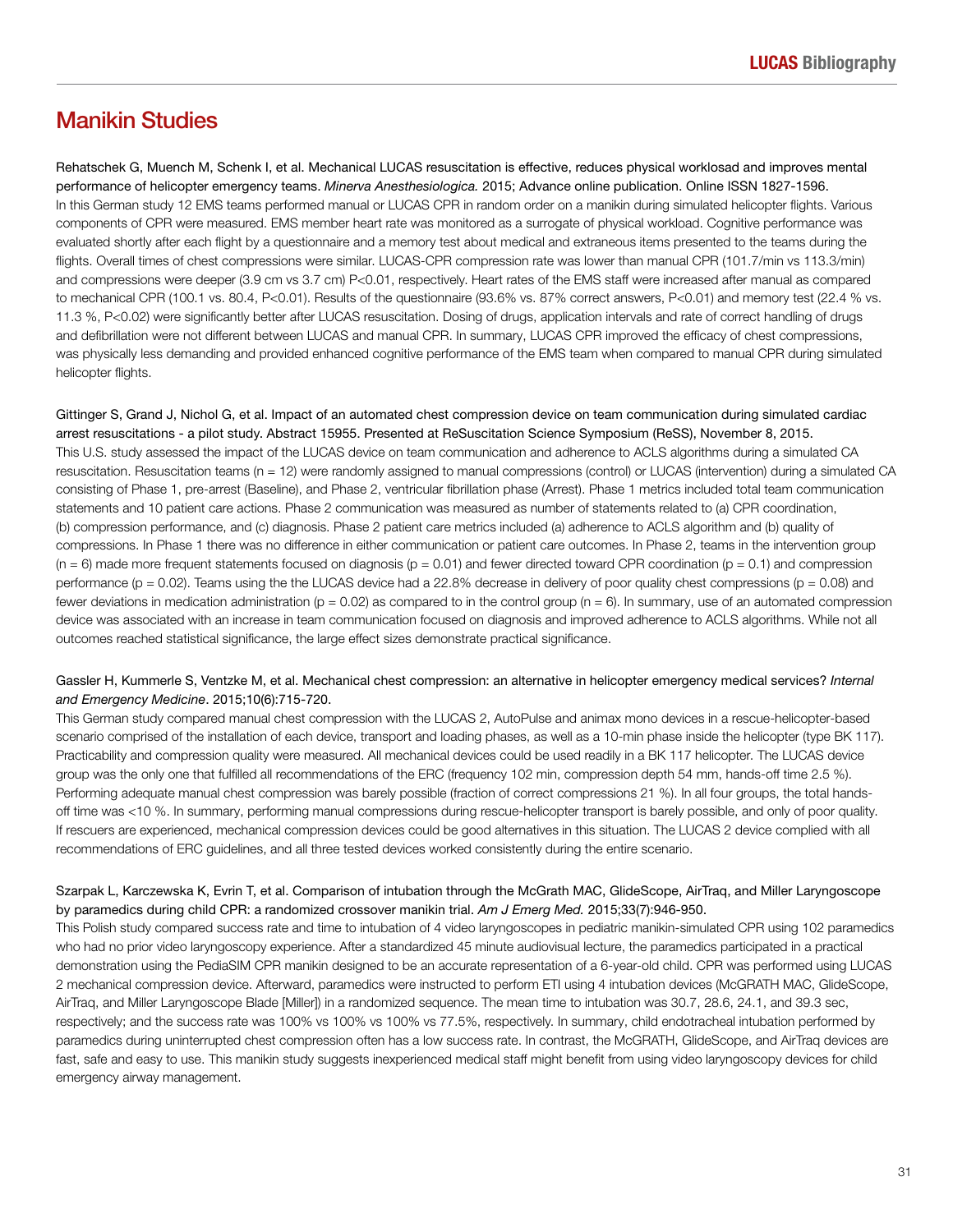## Manikin Studies

Rehatschek G, Muench M, Schenk I, et al. Mechanical LUCAS resuscitation is effective, reduces physical worklosad and improves mental performance of helicopter emergency teams. *Minerva Anesthesiologica.* 2015; Advance online publication. Online ISSN 1827-1596.
In this German study 12 EMS teams performed manual or LUCAS CPR in random order on a manikin during simulated helicopter flights. Various components of CPR were measured. EMS member heart rate was monitored as a surrogate of physical workload. Cognitive performance was evaluated shortly after each flight by a questionnaire and a memory test about medical and extraneous items presented to the teams during the flights. Overall times of chest compressions were similar. LUCAS-CPR compression rate was lower than manual CPR (101.7/min vs 113.3/min) and compressions were deeper (3.9 cm vs 3.7 cm) P<0.01, respectively. Heart rates of the EMS staff were increased after manual as compared to mechanical CPR (100.1 vs. 80.4, P<0.01). Results of the questionnaire (93.6% vs. 87% correct answers, P<0.01) and memory test (22.4 % vs. 11.3 %, P<0.02) were significantly better after LUCAS resuscitation. Dosing of drugs, application intervals and rate of correct handling of drugs and defibrillation were not different between LUCAS and manual CPR. In summary, LUCAS CPR improved the efficacy of chest compressions, was physically less demanding and provided enhanced cognitive performance of the EMS team when compared to manual CPR during simulated helicopter flights.

Gittinger S, Grand J, Nichol G, et al. Impact of an automated chest compression device on team communication during simulated cardiac arrest resuscitations - a pilot study. Abstract 15955. Presented at ReSuscitation Science Symposium (ReSS), November 8, 2015.
This U.S. study assessed the impact of the LUCAS device on team communication and adherence to ACLS algorithms during a simulated CA resuscitation. Resuscitation teams (n = 12) were randomly assigned to manual compressions (control) or LUCAS (intervention) during a simulated CA consisting of Phase 1, pre-arrest (Baseline), and Phase 2, ventricular fibrillation phase (Arrest). Phase 1 metrics included total team communication statements and 10 patient care actions. Phase 2 communication was measured as number of statements related to (a) CPR coordination, (b) compression performance, and (c) diagnosis. Phase 2 patient care metrics included (a) adherence to ACLS algorithm and (b) quality of compressions. In Phase 1 there was no difference in either communication or patient care outcomes. In Phase 2, teams in the intervention group (n = 6) made more frequent statements focused on diagnosis (p = 0.01) and fewer directed toward CPR coordination (p = 0.1) and compression performance (p = 0.02). Teams using the the LUCAS device had a 22.8% decrease in delivery of poor quality chest compressions (p = 0.08) and fewer deviations in medication administration (p = 0.02) as compared to in the control group (n = 6). In summary, use of an automated compression device was associated with an increase in team communication focused on diagnosis and improved adherence to ACLS algorithms. While not all outcomes reached statistical significance, the large effect sizes demonstrate practical significance.

Gassler H, Kummerle S, Ventzke M, et al. Mechanical chest compression: an alternative in helicopter emergency medical services? *Internal and Emergency Medicine*. 2015;10(6):715-720.
This German study compared manual chest compression with the LUCAS 2, AutoPulse and animax mono devices in a rescue-helicopter-based scenario comprised of the installation of each device, transport and loading phases, as well as a 10-min phase inside the helicopter (type BK 117). Practicability and compression quality were measured. All mechanical devices could be used readily in a BK 117 helicopter. The LUCAS device group was the only one that fulfilled all recommendations of the ERC (frequency 102 min, compression depth 54 mm, hands-off time 2.5 %). Performing adequate manual chest compression was barely possible (fraction of correct compressions 21 %). In all four groups, the total hands-off time was <10 %. In summary, performing manual compressions during rescue-helicopter transport is barely possible, and only of poor quality. If rescuers are experienced, mechanical compression devices could be good alternatives in this situation. The LUCAS 2 device complied with all recommendations of ERC guidelines, and all three tested devices worked consistently during the entire scenario.

Szarpak L, Karczewska K, Evrin T, et al. Comparison of intubation through the McGrath MAC, GlideScope, AirTraq, and Miller Laryngoscope by paramedics during child CPR: a randomized crossover manikin trial. *Am J Emerg Med.* 2015;33(7):946-950.
This Polish study compared success rate and time to intubation of 4 video laryngoscopes in pediatric manikin-simulated CPR using 102 paramedics who had no prior video laryngoscopy experience. After a standardized 45 minute audiovisual lecture, the paramedics participated in a practical demonstration using the PediaSIM CPR manikin designed to be an accurate representation of a 6-year-old child. CPR was performed using LUCAS 2 mechanical compression device. Afterward, paramedics were instructed to perform ETI using 4 intubation devices (McGRATH MAC, GlideScope, AirTraq, and Miller Laryngoscope Blade [Miller]) in a randomized sequence. The mean time to intubation was 30.7, 28.6, 24.1, and 39.3 sec, respectively; and the success rate was 100% vs 100% vs 100% vs 77.5%, respectively. In summary, child endotracheal intubation performed by paramedics during uninterrupted chest compression often has a low success rate. In contrast, the McGRATH, GlideScope, and AirTraq devices are fast, safe and easy to use. This manikin study suggests inexperienced medical staff might benefit from using video laryngoscopy devices for child emergency airway management.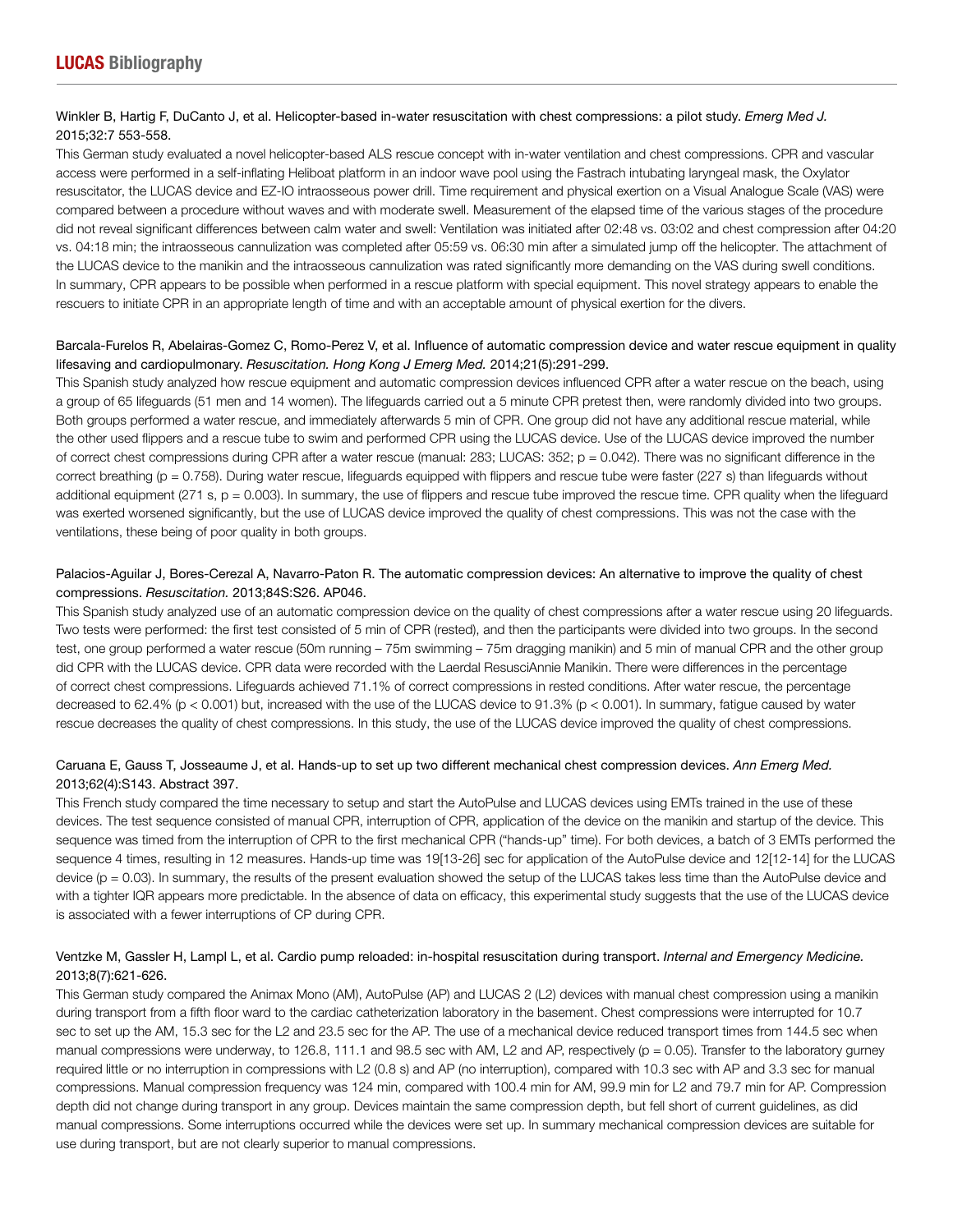Winkler B, Hartig F, DuCanto J, et al. Helicopter-based in-water resuscitation with chest compressions: a pilot study. *Emerg Med J.* 2015;32:7 553-558.

This German study evaluated a novel helicopter-based ALS rescue concept with in-water ventilation and chest compressions. CPR and vascular access were performed in a self-inflating Heliboat platform in an indoor wave pool using the Fastrach intubating laryngeal mask, the Oxylator resuscitator, the LUCAS device and EZ-IO intraosseous power drill. Time requirement and physical exertion on a Visual Analogue Scale (VAS) were compared between a procedure without waves and with moderate swell. Measurement of the elapsed time of the various stages of the procedure did not reveal significant differences between calm water and swell: Ventilation was initiated after 02:48 vs. 03:02 and chest compression after 04:20 vs. 04:18 min; the intraosseous cannulization was completed after 05:59 vs. 06:30 min after a simulated jump off the helicopter. The attachment of the LUCAS device to the manikin and the intraosseous cannulization was rated significantly more demanding on the VAS during swell conditions. In summary, CPR appears to be possible when performed in a rescue platform with special equipment. This novel strategy appears to enable the rescuers to initiate CPR in an appropriate length of time and with an acceptable amount of physical exertion for the divers.

Barcala-Furelos R, Abelairas-Gomez C, Romo-Perez V, et al. Influence of automatic compression device and water rescue equipment in quality lifesaving and cardiopulmonary. *Resuscitation. Hong Kong J Emerg Med.* 2014;21(5):291-299.

This Spanish study analyzed how rescue equipment and automatic compression devices influenced CPR after a water rescue on the beach, using a group of 65 lifeguards (51 men and 14 women). The lifeguards carried out a 5 minute CPR pretest then, were randomly divided into two groups. Both groups performed a water rescue, and immediately afterwards 5 min of CPR. One group did not have any additional rescue material, while the other used flippers and a rescue tube to swim and performed CPR using the LUCAS device. Use of the LUCAS device improved the number of correct chest compressions during CPR after a water rescue (manual: 283; LUCAS: 352; $p = 0.042$). There was no significant difference in the correct breathing ($p = 0.758$). During water rescue, lifeguards equipped with flippers and rescue tube were faster (227 s) than lifeguards without additional equipment (271 s, $p = 0.003$). In summary, the use of flippers and rescue tube improved the rescue time. CPR quality when the lifeguard was exerted worsened significantly, but the use of LUCAS device improved the quality of chest compressions. This was not the case with the ventilations, these being of poor quality in both groups.

Palacios-Aguilar J, Bores-Cerezal A, Navarro-Paton R. The automatic compression devices: An alternative to improve the quality of chest compressions. *Resuscitation.* 2013;84S:S26. AP046.

This Spanish study analyzed use of an automatic compression device on the quality of chest compressions after a water rescue using 20 lifeguards. Two tests were performed: the first test consisted of 5 min of CPR (rested), and then the participants were divided into two groups. In the second test, one group performed a water rescue (50m running – 75m swimming – 75m dragging manikin) and 5 min of manual CPR and the other group did CPR with the LUCAS device. CPR data were recorded with the Laerdal ResusciAnnie Manikin. There were differences in the percentage of correct chest compressions. Lifeguards achieved 71.1% of correct compressions in rested conditions. After water rescue, the percentage decreased to 62.4% ($p < 0.001$) but, increased with the use of the LUCAS device to 91.3% ($p < 0.001$). In summary, fatigue caused by water rescue decreases the quality of chest compressions. In this study, the use of the LUCAS device improved the quality of chest compressions.

Caruana E, Gauss T, Josseaume J, et al. Hands-up to set up two different mechanical chest compression devices. *Ann Emerg Med.* 2013;62(4):S143. Abstract 397.

This French study compared the time necessary to setup and start the AutoPulse and LUCAS devices using EMTs trained in the use of these devices. The test sequence consisted of manual CPR, interruption of CPR, application of the device on the manikin and startup of the device. This sequence was timed from the interruption of CPR to the first mechanical CPR ("hands-up" time). For both devices, a batch of 3 EMTs performed the sequence 4 times, resulting in 12 measures. Hands-up time was 19[13-26] sec for application of the AutoPulse device and 12[12-14] for the LUCAS device ($p = 0.03$). In summary, the results of the present evaluation showed the setup of the LUCAS takes less time than the AutoPulse device and with a tighter IQR appears more predictable. In the absence of data on efficacy, this experimental study suggests that the use of the LUCAS device is associated with a fewer interruptions of CP during CPR.

Ventzke M, Gassler H, Lampl L, et al. Cardio pump reloaded: in-hospital resuscitation during transport. *Internal and Emergency Medicine.* 2013;8(7):621-626.

This German study compared the Animax Mono (AM), AutoPulse (AP) and LUCAS 2 (L2) devices with manual chest compression using a manikin during transport from a fifth floor ward to the cardiac catheterization laboratory in the basement. Chest compressions were interrupted for 10.7 sec to set up the AM, 15.3 sec for the L2 and 23.5 sec for the AP. The use of a mechanical device reduced transport times from 144.5 sec when manual compressions were underway, to 126.8, 111.1 and 98.5 sec with AM, L2 and AP, respectively ($p = 0.05$). Transfer to the laboratory gurney required little or no interruption in compressions with L2 (0.8 s) and AP (no interruption), compared with 10.3 sec with AP and 3.3 sec for manual compressions. Manual compression frequency was 124 min, compared with 100.4 min for AM, 99.9 min for L2 and 79.7 min for AP. Compression depth did not change during transport in any group. Devices maintain the same compression depth, but fell short of current guidelines, as did manual compressions. Some interruptions occurred while the devices were set up. In summary mechanical compression devices are suitable for use during transport, but are not clearly superior to manual compressions.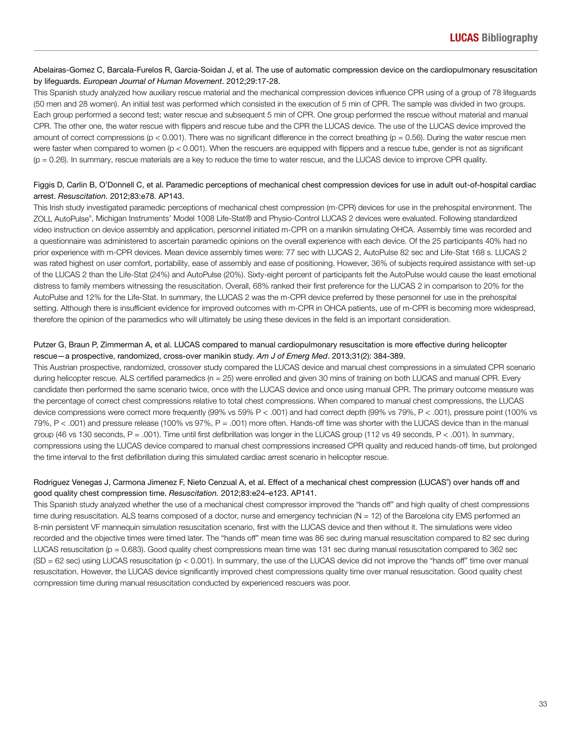Abelairas-Gomez C, Barcala-Furelos R, Garcia-Soidan J, et al. The use of automatic compression device on the cardiopulmonary resuscitation by lifeguards. *European Journal of Human Movement*. 2012;29:17-28.

This Spanish study analyzed how auxiliary rescue material and the mechanical compression devices influence CPR using of a group of 78 lifeguards (50 men and 28 women). An initial test was performed which consisted in the execution of 5 min of CPR. The sample was divided in two groups. Each group performed a second test; water rescue and subsequent 5 min of CPR. One group performed the rescue without material and manual CPR. The other one, the water rescue with flippers and rescue tube and the CPR the LUCAS device. The use of the LUCAS device improved the amount of correct compressions ($p < 0.001$). There was no significant difference in the correct breathing ($p = 0.56$). During the water rescue men were faster when compared to women ($p < 0.001$). When the rescuers are equipped with flippers and a rescue tube, gender is not as significant ($p = 0.26$). In summary, rescue materials are a key to reduce the time to water rescue, and the LUCAS device to improve CPR quality.

Figgis D, Carlin B, O'Donnell C, et al. Paramedic perceptions of mechanical chest compression devices for use in adult out-of-hospital cardiac arrest. *Resuscitation.* 2012;83:e78. AP143.

This Irish study investigated paramedic perceptions of mechanical chest compression (m-CPR) devices for use in the prehospital environment. The ZOLL AutoPulse®, Michigan Instruments' Model 1008 Life-Stat® and Physio-Control LUCAS 2 devices were evaluated. Following standardized video instruction on device assembly and application, personnel initiated m-CPR on a manikin simulating OHCA. Assembly time was recorded and a questionnaire was administered to ascertain paramedic opinions on the overall experience with each device. Of the 25 participants 40% had no prior experience with m-CPR devices. Mean device assembly times were: 77 sec with LUCAS 2, AutoPulse 82 sec and Life-Stat 168 s. LUCAS 2 was rated highest on user comfort, portability, ease of assembly and ease of positioning. However, 36% of subjects required assistance with set-up of the LUCAS 2 than the Life-Stat (24%) and AutoPulse (20%). Sixty-eight percent of participants felt the AutoPulse would cause the least emotional distress to family members witnessing the resuscitation. Overall, 68% ranked their first preference for the LUCAS 2 in comparison to 20% for the AutoPulse and 12% for the Life-Stat. In summary, the LUCAS 2 was the m-CPR device preferred by these personnel for use in the prehospital setting. Although there is insufficient evidence for improved outcomes with m-CPR in OHCA patients, use of m-CPR is becoming more widespread, therefore the opinion of the paramedics who will ultimately be using these devices in the field is an important consideration.

Putzer G, Braun P, Zimmerman A, et al. LUCAS compared to manual cardiopulmonary resuscitation is more effective during helicopter rescue—a prospective, randomized, cross-over manikin study. *Am J of Emerg Med*. 2013;31(2): 384-389.

This Austrian prospective, randomized, crossover study compared the LUCAS device and manual chest compressions in a simulated CPR scenario during helicopter rescue. ALS certified paramedics ($n = 25$) were enrolled and given 30 mins of training on both LUCAS and manual CPR. Every candidate then performed the same scenario twice, once with the LUCAS device and once using manual CPR. The primary outcome measure was the percentage of correct chest compressions relative to total chest compressions. When compared to manual chest compressions, the LUCAS device compressions were correct more frequently (99% vs 59% $P < .001$) and had correct depth (99% vs 79%, $P < .001$), pressure point (100% vs 79%, $P < .001$) and pressure release (100% vs 97%, $P = .001$) more often. Hands-off time was shorter with the LUCAS device than in the manual group (46 vs 130 seconds, $P = .001$). Time until first defibrillation was longer in the LUCAS group (112 vs 49 seconds, $P < .001$). In summary, compressions using the LUCAS device compared to manual chest compressions increased CPR quality and reduced hands-off time, but prolonged the time interval to the first defibrillation during this simulated cardiac arrest scenario in helicopter rescue.

Rodriguez Venegas J, Carmona Jimenez F, Nieto Cenzual A, et al. Effect of a mechanical chest compression (LUCAS®) over hands off and good quality chest compression time. *Resuscitation.* 2012;83:e24–e123. AP141.

This Spanish study analyzed whether the use of a mechanical chest compressor improved the "hands off" and high quality of chest compressions time during resuscitation. ALS teams composed of a doctor, nurse and emergency technician ($N = 12$) of the Barcelona city EMS performed an 8-min persistent VF mannequin simulation resuscitation scenario, first with the LUCAS device and then without it. The simulations were video recorded and the objective times were timed later. The "hands off" mean time was 86 sec during manual resuscitation compared to 82 sec during LUCAS resuscitation ($p = 0.683$). Good quality chest compressions mean time was 131 sec during manual resuscitation compared to 362 sec (SD = 62 sec) using LUCAS resuscitation ($p < 0.001$). In summary, the use of the LUCAS device did not improve the "hands off" time over manual resuscitation. However, the LUCAS device significantly improved chest compressions quality time over manual resuscitation. Good quality chest compression time during manual resuscitation conducted by experienced rescuers was poor.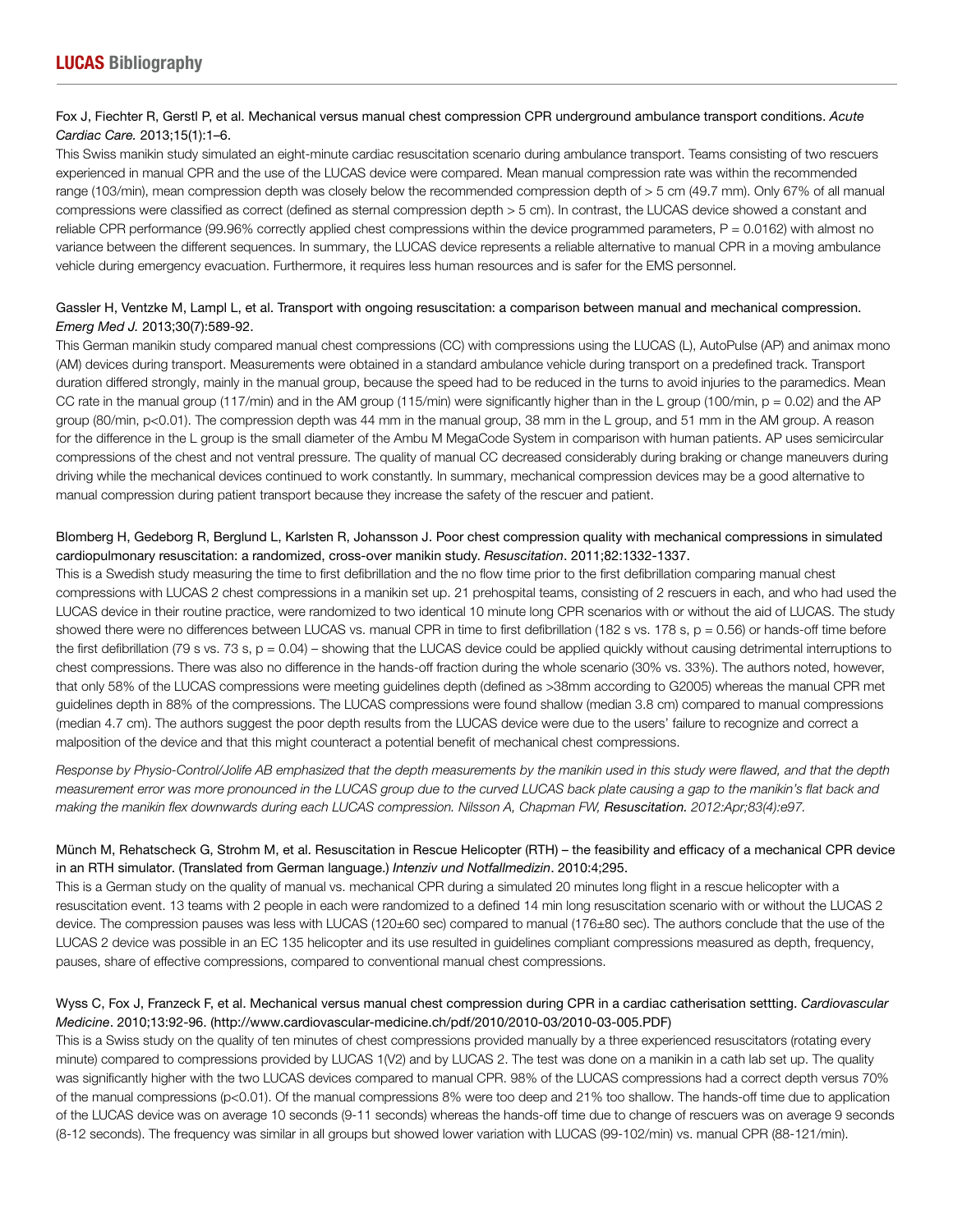Fox J, Fiechter R, Gerstl P, et al. Mechanical versus manual chest compression CPR underground ambulance transport conditions. *Acute Cardiac Care.* 2013;15(1):1–6.

This Swiss manikin study simulated an eight-minute cardiac resuscitation scenario during ambulance transport. Teams consisting of two rescuers experienced in manual CPR and the use of the LUCAS device were compared. Mean manual compression rate was within the recommended range (103/min), mean compression depth was closely below the recommended compression depth of > 5 cm (49.7 mm). Only 67% of all manual compressions were classified as correct (defined as sternal compression depth > 5 cm). In contrast, the LUCAS device showed a constant and reliable CPR performance (99.96% correctly applied chest compressions within the device programmed parameters, P = 0.0162) with almost no variance between the different sequences. In summary, the LUCAS device represents a reliable alternative to manual CPR in a moving ambulance vehicle during emergency evacuation. Furthermore, it requires less human resources and is safer for the EMS personnel.

Gassler H, Ventzke M, Lampl L, et al. Transport with ongoing resuscitation: a comparison between manual and mechanical compression. *Emerg Med J.* 2013;30(7):589-92.

This German manikin study compared manual chest compressions (CC) with compressions using the LUCAS (L), AutoPulse (AP) and animax mono (AM) devices during transport. Measurements were obtained in a standard ambulance vehicle during transport on a predefined track. Transport duration differed strongly, mainly in the manual group, because the speed had to be reduced in the turns to avoid injuries to the paramedics. Mean CC rate in the manual group (117/min) and in the AM group (115/min) were significantly higher than in the L group (100/min, p = 0.02) and the AP group (80/min, p<0.01). The compression depth was 44 mm in the manual group, 38 mm in the L group, and 51 mm in the AM group. A reason for the difference in the L group is the small diameter of the Ambu M MegaCode System in comparison with human patients. AP uses semicircular compressions of the chest and not ventral pressure. The quality of manual CC decreased considerably during braking or change maneuvers during driving while the mechanical devices continued to work constantly. In summary, mechanical compression devices may be a good alternative to manual compression during patient transport because they increase the safety of the rescuer and patient.

Blomberg H, Gedeborg R, Berglund L, Karlsten R, Johansson J. Poor chest compression quality with mechanical compressions in simulated cardiopulmonary resuscitation: a randomized, cross-over manikin study. *Resuscitation*. 2011;82:1332-1337.

This is a Swedish study measuring the time to first defibrillation and the no flow time prior to the first defibrillation comparing manual chest compressions with LUCAS 2 chest compressions in a manikin set up. 21 prehospital teams, consisting of 2 rescuers in each, and who had used the LUCAS device in their routine practice, were randomized to two identical 10 minute long CPR scenarios with or without the aid of LUCAS. The study showed there were no differences between LUCAS vs. manual CPR in time to first defibrillation (182 s vs. 178 s, p = 0.56) or hands-off time before the first defibrillation (79 s vs. 73 s, p = 0.04) – showing that the LUCAS device could be applied quickly without causing detrimental interruptions to chest compressions. There was also no difference in the hands-off fraction during the whole scenario (30% vs. 33%). The authors noted, however, that only 58% of the LUCAS compressions were meeting guidelines depth (defined as >38mm according to G2005) whereas the manual CPR met guidelines depth in 88% of the compressions. The LUCAS compressions were found shallow (median 3.8 cm) compared to manual compressions (median 4.7 cm). The authors suggest the poor depth results from the LUCAS device were due to the users' failure to recognize and correct a malposition of the device and that this might counteract a potential benefit of mechanical chest compressions.

*Response by Physio-Control/Jolife AB emphasized that the depth measurements by the manikin used in this study were flawed, and that the depth measurement error was more pronounced in the LUCAS group due to the curved LUCAS back plate causing a gap to the manikin's flat back and making the manikin flex downwards during each LUCAS compression. Nilsson A, Chapman FW,* ***Resuscitation.*** *2012:Apr;83(4):e97.*

Münch M, Rehatscheck G, Strohm M, et al. Resuscitation in Rescue Helicopter (RTH) – the feasibility and efficacy of a mechanical CPR device in an RTH simulator. (Translated from German language.) *Intenziv und Notfallmedizin*. 2010:4;295.

This is a German study on the quality of manual vs. mechanical CPR during a simulated 20 minutes long flight in a rescue helicopter with a resuscitation event. 13 teams with 2 people in each were randomized to a defined 14 min long resuscitation scenario with or without the LUCAS 2 device. The compression pauses was less with LUCAS (120±60 sec) compared to manual (176±80 sec). The authors conclude that the use of the LUCAS 2 device was possible in an EC 135 helicopter and its use resulted in guidelines compliant compressions measured as depth, frequency, pauses, share of effective compressions, compared to conventional manual chest compressions.

Wyss C, Fox J, Franzeck F, et al. Mechanical versus manual chest compression during CPR in a cardiac catherisation settting. *Cardiovascular Medicine*. 2010;13:92-96. (http://www.cardiovascular-medicine.ch/pdf/2010/2010-03/2010-03-005.PDF)

This is a Swiss study on the quality of ten minutes of chest compressions provided manually by a three experienced resuscitators (rotating every minute) compared to compressions provided by LUCAS 1(V2) and by LUCAS 2. The test was done on a manikin in a cath lab set up. The quality was significantly higher with the two LUCAS devices compared to manual CPR. 98% of the LUCAS compressions had a correct depth versus 70% of the manual compressions (p<0.01). Of the manual compressions 8% were too deep and 21% too shallow. The hands-off time due to application of the LUCAS device was on average 10 seconds (9-11 seconds) whereas the hands-off time due to change of rescuers was on average 9 seconds (8-12 seconds). The frequency was similar in all groups but showed lower variation with LUCAS (99-102/min) vs. manual CPR (88-121/min).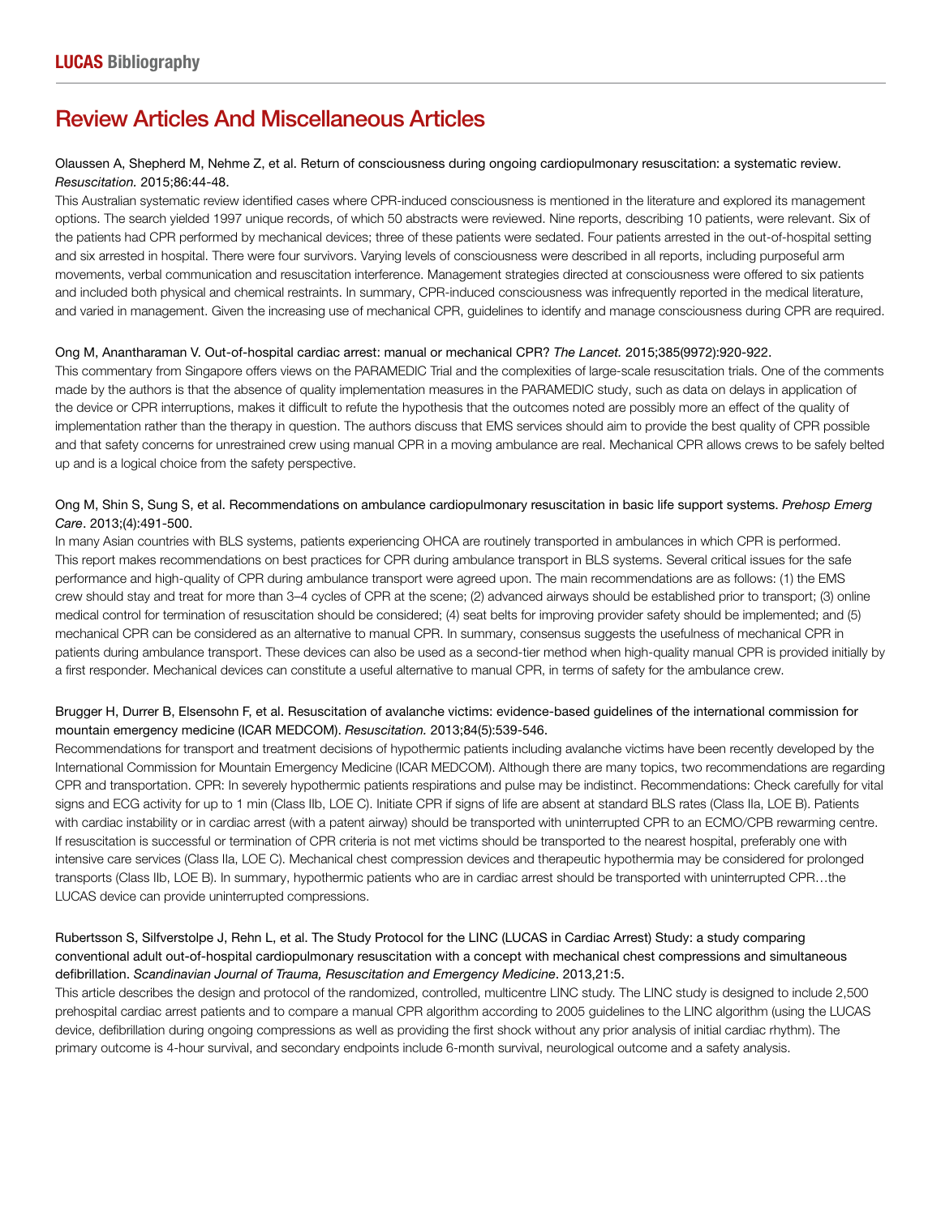# Review Articles And Miscellaneous Articles

Olaussen A, Shepherd M, Nehme Z, et al. Return of consciousness during ongoing cardiopulmonary resuscitation: a systematic review. *Resuscitation.* 2015;86:44-48.

This Australian systematic review identified cases where CPR-induced consciousness is mentioned in the literature and explored its management options. The search yielded 1997 unique records, of which 50 abstracts were reviewed. Nine reports, describing 10 patients, were relevant. Six of the patients had CPR performed by mechanical devices; three of these patients were sedated. Four patients arrested in the out-of-hospital setting and six arrested in hospital. There were four survivors. Varying levels of consciousness were described in all reports, including purposeful arm movements, verbal communication and resuscitation interference. Management strategies directed at consciousness were offered to six patients and included both physical and chemical restraints. In summary, CPR-induced consciousness was infrequently reported in the medical literature, and varied in management. Given the increasing use of mechanical CPR, guidelines to identify and manage consciousness during CPR are required.

Ong M, Anantharaman V. Out-of-hospital cardiac arrest: manual or mechanical CPR? *The Lancet.* 2015;385(9972):920-922.

This commentary from Singapore offers views on the PARAMEDIC Trial and the complexities of large-scale resuscitation trials. One of the comments made by the authors is that the absence of quality implementation measures in the PARAMEDIC study, such as data on delays in application of the device or CPR interruptions, makes it difficult to refute the hypothesis that the outcomes noted are possibly more an effect of the quality of implementation rather than the therapy in question. The authors discuss that EMS services should aim to provide the best quality of CPR possible and that safety concerns for unrestrained crew using manual CPR in a moving ambulance are real. Mechanical CPR allows crews to be safely belted up and is a logical choice from the safety perspective.

Ong M, Shin S, Sung S, et al. Recommendations on ambulance cardiopulmonary resuscitation in basic life support systems. *Prehosp Emerg Care*. 2013;(4):491-500.

In many Asian countries with BLS systems, patients experiencing OHCA are routinely transported in ambulances in which CPR is performed. This report makes recommendations on best practices for CPR during ambulance transport in BLS systems. Several critical issues for the safe performance and high-quality of CPR during ambulance transport were agreed upon. The main recommendations are as follows: (1) the EMS crew should stay and treat for more than 3–4 cycles of CPR at the scene; (2) advanced airways should be established prior to transport; (3) online medical control for termination of resuscitation should be considered; (4) seat belts for improving provider safety should be implemented; and (5) mechanical CPR can be considered as an alternative to manual CPR. In summary, consensus suggests the usefulness of mechanical CPR in patients during ambulance transport. These devices can also be used as a second-tier method when high-quality manual CPR is provided initially by a first responder. Mechanical devices can constitute a useful alternative to manual CPR, in terms of safety for the ambulance crew.

Brugger H, Durrer B, Elsensohn F, et al. Resuscitation of avalanche victims: evidence-based guidelines of the international commission for mountain emergency medicine (ICAR MEDCOM). *Resuscitation.* 2013;84(5):539-546.

Recommendations for transport and treatment decisions of hypothermic patients including avalanche victims have been recently developed by the International Commission for Mountain Emergency Medicine (ICAR MEDCOM). Although there are many topics, two recommendations are regarding CPR and transportation. CPR: In severely hypothermic patients respirations and pulse may be indistinct. Recommendations: Check carefully for vital signs and ECG activity for up to 1 min (Class IIb, LOE C). Initiate CPR if signs of life are absent at standard BLS rates (Class IIa, LOE B). Patients with cardiac instability or in cardiac arrest (with a patent airway) should be transported with uninterrupted CPR to an ECMO/CPB rewarming centre. If resuscitation is successful or termination of CPR criteria is not met victims should be transported to the nearest hospital, preferably one with intensive care services (Class IIa, LOE C). Mechanical chest compression devices and therapeutic hypothermia may be considered for prolonged transports (Class IIb, LOE B). In summary, hypothermic patients who are in cardiac arrest should be transported with uninterrupted CPR…the LUCAS device can provide uninterrupted compressions.

Rubertsson S, Silfverstolpe J, Rehn L, et al. The Study Protocol for the LINC (LUCAS in Cardiac Arrest) Study: a study comparing conventional adult out-of-hospital cardiopulmonary resuscitation with a concept with mechanical chest compressions and simultaneous defibrillation. *Scandinavian Journal of Trauma, Resuscitation and Emergency Medicine*. 2013,21:5.

This article describes the design and protocol of the randomized, controlled, multicentre LINC study. The LINC study is designed to include 2,500 prehospital cardiac arrest patients and to compare a manual CPR algorithm according to 2005 guidelines to the LINC algorithm (using the LUCAS device, defibrillation during ongoing compressions as well as providing the first shock without any prior analysis of initial cardiac rhythm). The primary outcome is 4-hour survival, and secondary endpoints include 6-month survival, neurological outcome and a safety analysis.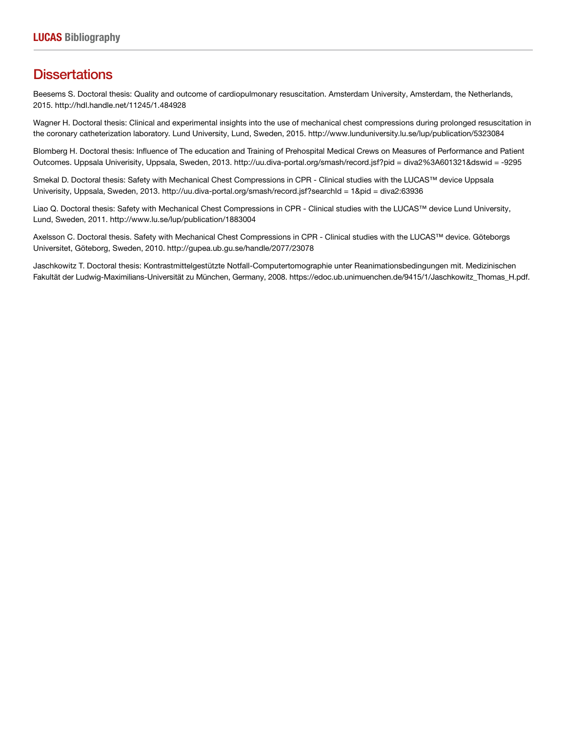## Dissertations

Beesems S. Doctoral thesis: Quality and outcome of cardiopulmonary resuscitation. Amsterdam University, Amsterdam, the Netherlands, 2015. http://hdl.handle.net/11245/1.484928

Wagner H. Doctoral thesis: Clinical and experimental insights into the use of mechanical chest compressions during prolonged resuscitation in the coronary catheterization laboratory. Lund University, Lund, Sweden, 2015. http://www.lunduniversity.lu.se/lup/publication/5323084

Blomberg H. Doctoral thesis: Influence of The education and Training of Prehospital Medical Crews on Measures of Performance and Patient Outcomes. Uppsala Univerisity, Uppsala, Sweden, 2013. http://uu.diva-portal.org/smash/record.jsf?pid = diva2%3A601321&dswid = -9295

Smekal D. Doctoral thesis: Safety with Mechanical Chest Compressions in CPR - Clinical studies with the LUCAS™ device Uppsala Univerisity, Uppsala, Sweden, 2013. http://uu.diva-portal.org/smash/record.jsf?searchId = 1&pid = diva2:63936

Liao Q. Doctoral thesis: Safety with Mechanical Chest Compressions in CPR - Clinical studies with the LUCAS™ device Lund University, Lund, Sweden, 2011. http://www.lu.se/lup/publication/1883004

Axelsson C. Doctoral thesis. Safety with Mechanical Chest Compressions in CPR - Clinical studies with the LUCAS™ device. Göteborgs Universitet, Göteborg, Sweden, 2010. http://gupea.ub.gu.se/handle/2077/23078

Jaschkowitz T. Doctoral thesis: Kontrastmittelgestützte Notfall-Computertomographie unter Reanimationsbedingungen mit. Medizinischen Fakultät der Ludwig-Maximilians-Universität zu München, Germany, 2008. https://edoc.ub.unimuenchen.de/9415/1/Jaschkowitz_Thomas_H.pdf.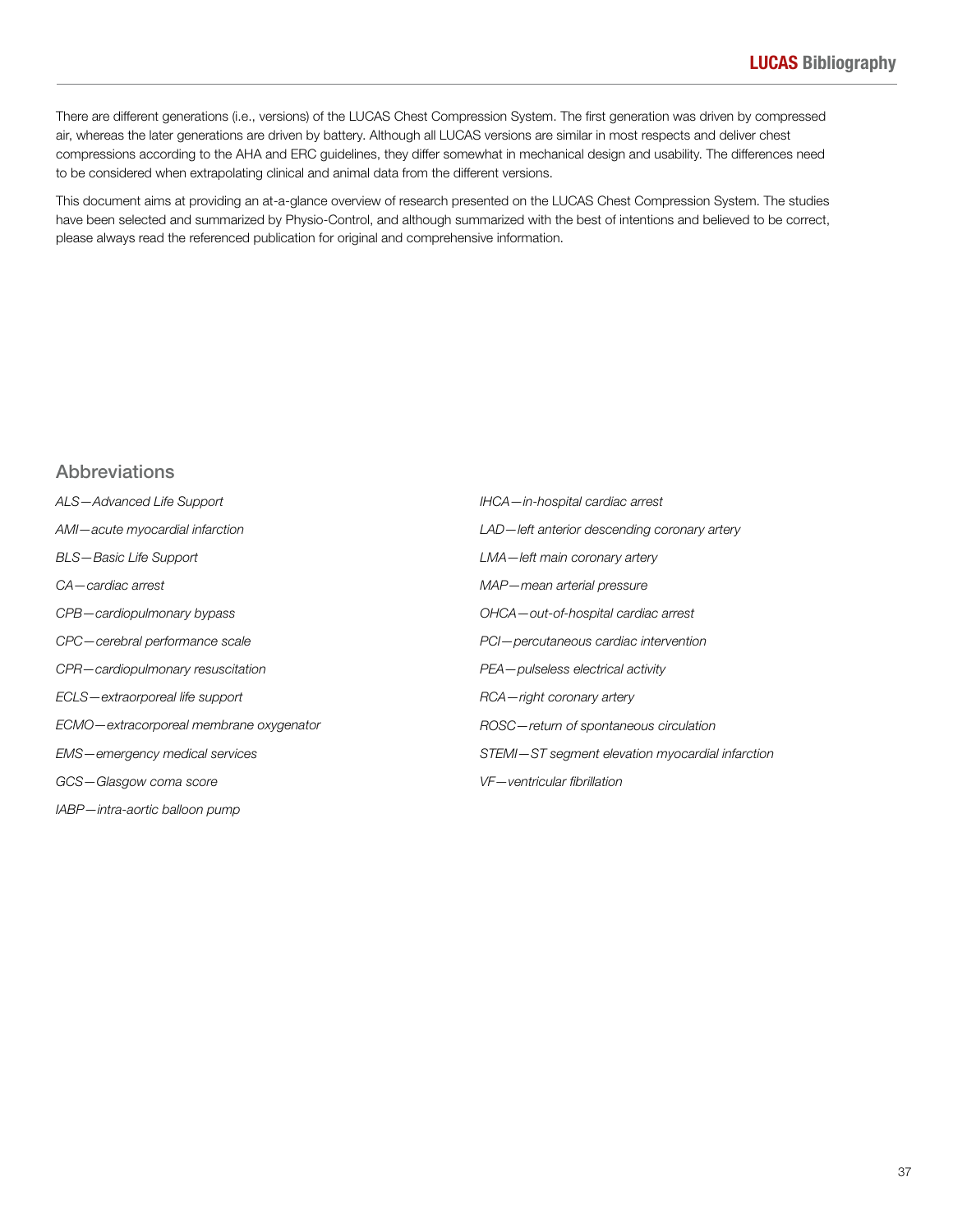There are different generations (i.e., versions) of the LUCAS Chest Compression System. The first generation was driven by compressed air, whereas the later generations are driven by battery. Although all LUCAS versions are similar in most respects and deliver chest compressions according to the AHA and ERC guidelines, they differ somewhat in mechanical design and usability. The differences need to be considered when extrapolating clinical and animal data from the different versions.

This document aims at providing an at-a-glance overview of research presented on the LUCAS Chest Compression System. The studies have been selected and summarized by Physio-Control, and although summarized with the best of intentions and believed to be correct, please always read the referenced publication for original and comprehensive information.

## Abbreviations

*ALS—Advanced Life Support*

*AMI—acute myocardial infarction*

*BLS—Basic Life Support*

*CA—cardiac arrest*

*CPB—cardiopulmonary bypass*

*CPC—cerebral performance scale*

*CPR—cardiopulmonary resuscitation*

*ECLS—extraorporeal life support*

*ECMO—extracorporeal membrane oxygenator*

*EMS—emergency medical services*

*GCS—Glasgow coma score*

*IABP—intra-aortic balloon pump*

*IHCA—in-hospital cardiac arrest*

*LAD—left anterior descending coronary artery*

*LMA—left main coronary artery*

*MAP—mean arterial pressure*

*OHCA—out-of-hospital cardiac arrest*

*PCI—percutaneous cardiac intervention*

*PEA—pulseless electrical activity*

*RCA—right coronary artery*

*ROSC—return of spontaneous circulation*

*STEMI—ST segment elevation myocardial infarction*

*VF—ventricular fibrillation*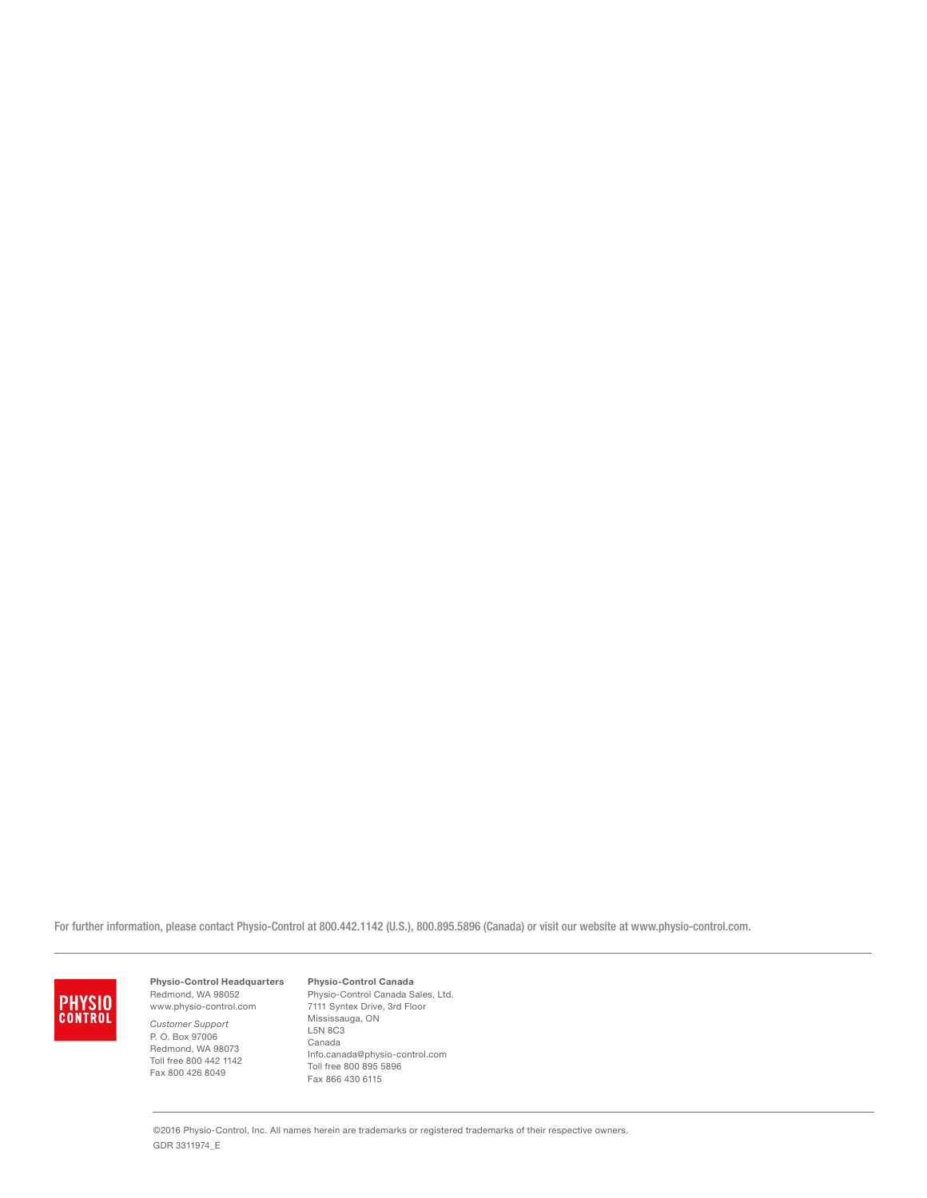For further information, please contact Physio-Control at 800.442.1142 (U.S.), 800.895.5896 (Canada) or visit our website at www.physio-control.com.

---

PHYSIO CONTROL

**Physio-Control Headquarters**
Redmond, WA 98052
www.physio-control.com

*Customer Support*
P. O. Box 97006
Redmond, WA 98073
Toll free 800 442 1142
Fax 800 426 8049

**Physio-Control Canada**
Physio-Control Canada Sales, Ltd.
7111 Syntex Drive, 3rd Floor
Mississauga, ON
L5N 8C3
Canada
Info.canada@physio-control.com
Toll free 800 895 5896
Fax 866 430 6115

---

©2016 Physio-Control, Inc. All names herein are trademarks or registered trademarks of their respective owners.

GDR 3311974_E